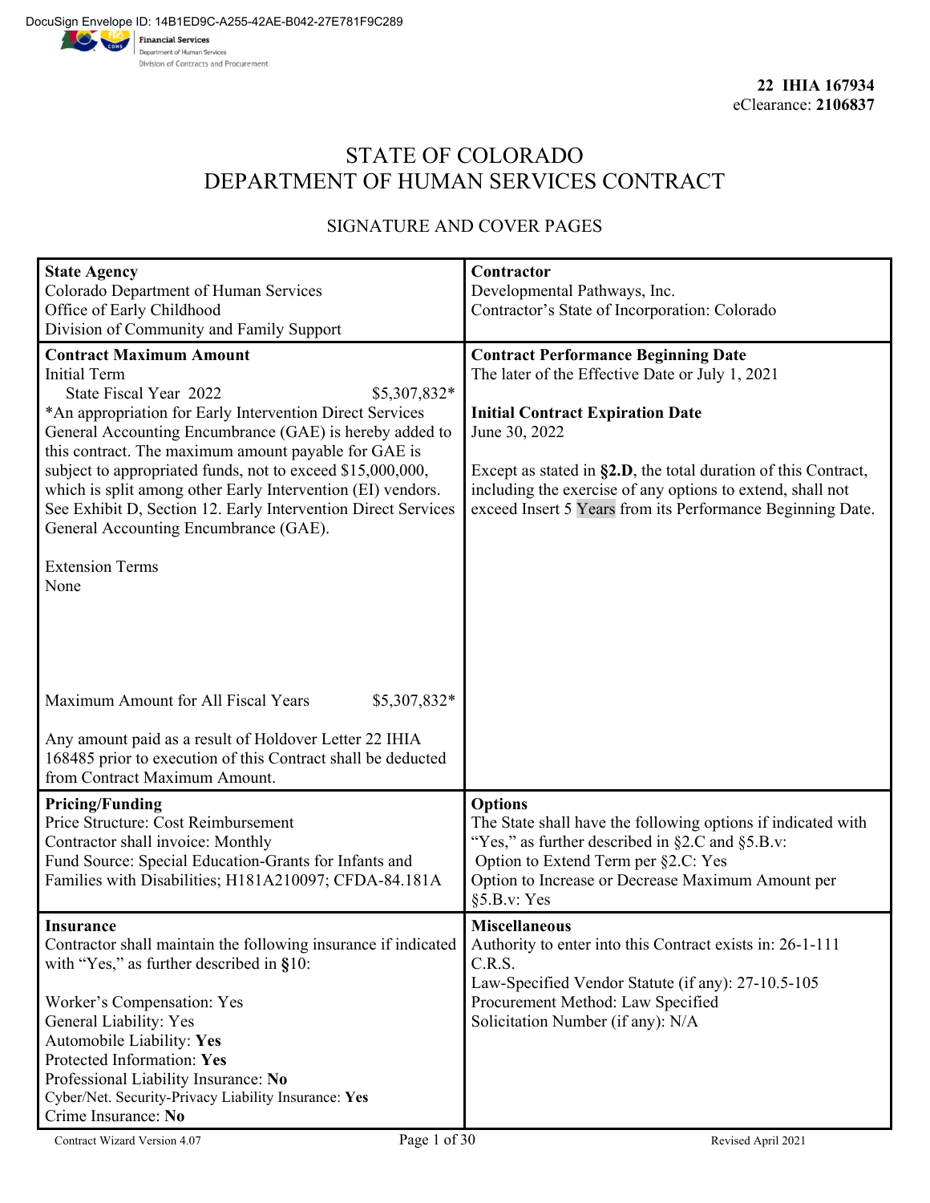DocuSign Envelope ID: 14B1ED9C-A255-42AE-B042-27E781F9C289

Financial Services
Department of Human Services
Division of Contracts and Procurement

**22 IHIA 167934**
eClearance: **2106837**

# STATE OF COLORADO
# DEPARTMENT OF HUMAN SERVICES CONTRACT

## SIGNATURE AND COVER PAGES

| **State Agency**<br>Colorado Department of Human Services<br>Office of Early Childhood<br>Division of Community and Family Support | **Contractor**<br>Developmental Pathways, Inc.<br>Contractor's State of Incorporation: Colorado |
|---|---|
| **Contract Maximum Amount**<br>Initial Term<br>State Fiscal Year 2022 $5,307,832*<br>*An appropriation for Early Intervention Direct Services General Accounting Encumbrance (GAE) is hereby added to this contract. The maximum amount payable for GAE is subject to appropriated funds, not to exceed $15,000,000, which is split among other Early Intervention (EI) vendors. See Exhibit D, Section 12. Early Intervention Direct Services General Accounting Encumbrance (GAE).<br><br>Extension Terms<br>None<br><br>Maximum Amount for All Fiscal Years $5,307,832*<br><br>Any amount paid as a result of Holdover Letter 22 IHIA 168485 prior to execution of this Contract shall be deducted from Contract Maximum Amount. | **Contract Performance Beginning Date**<br>The later of the Effective Date or July 1, 2021<br><br>**Initial Contract Expiration Date**<br>June 30, 2022<br><br>Except as stated in **§2.D**, the total duration of this Contract, including the exercise of any options to extend, shall not exceed Insert 5 Years from its Performance Beginning Date. |
| **Pricing/Funding**<br>Price Structure: Cost Reimbursement<br>Contractor shall invoice: Monthly<br>Fund Source: Special Education-Grants for Infants and Families with Disabilities; H181A210097; CFDA-84.181A | **Options**<br>The State shall have the following options if indicated with "Yes," as further described in §2.C and §5.B.v:<br>Option to Extend Term per §2.C: Yes<br>Option to Increase or Decrease Maximum Amount per §5.B.v: Yes |
| **Insurance**<br>Contractor shall maintain the following insurance if indicated with "Yes," as further described in **§**10:<br><br>Worker's Compensation: Yes<br>General Liability: Yes<br>Automobile Liability: **Yes**<br>Protected Information: **Yes**<br>Professional Liability Insurance: **No**<br>Cyber/Net. Security-Privacy Liability Insurance: **Yes**<br>Crime Insurance: **No** | **Miscellaneous**<br>Authority to enter into this Contract exists in: 26-1-111 C.R.S.<br>Law-Specified Vendor Statute (if any): 27-10.5-105<br>Procurement Method: Law Specified<br>Solicitation Number (if any): N/A |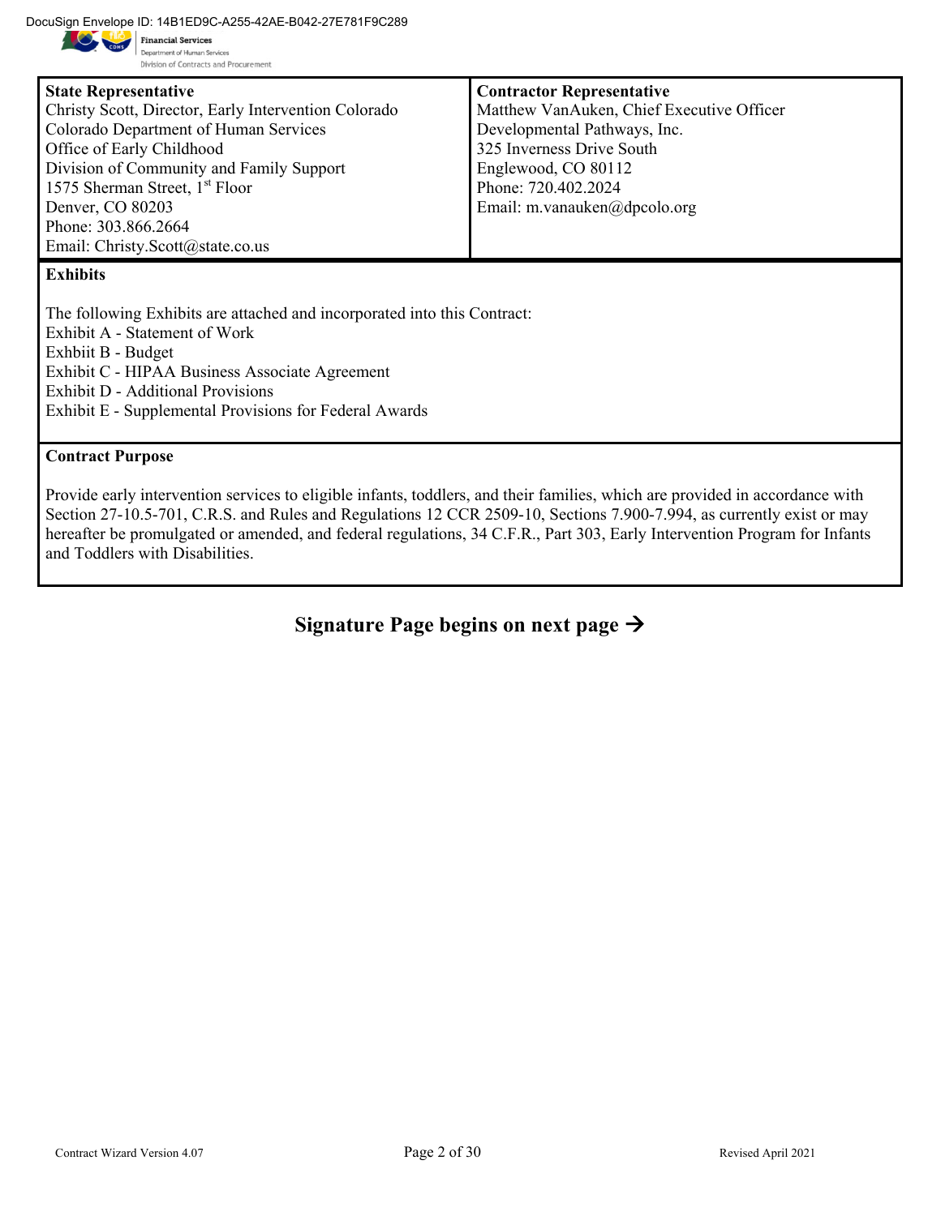| **State Representative** | **Contractor Representative** |
| --- | --- |
| Christy Scott, Director, Early Intervention Colorado<br>Colorado Department of Human Services<br>Office of Early Childhood<br>Division of Community and Family Support<br>1575 Sherman Street, 1st Floor<br>Denver, CO 80203<br>Phone: 303.866.2664<br>Email: Christy.Scott@state.co.us | Matthew VanAuken, Chief Executive Officer<br>Developmental Pathways, Inc.<br>325 Inverness Drive South<br>Englewood, CO 80112<br>Phone: 720.402.2024<br>Email: m.vanauken@dpcolo.org |

**Exhibits**

The following Exhibits are attached and incorporated into this Contract:
Exhibit A - Statement of Work
Exhbiit B - Budget
Exhibit C - HIPAA Business Associate Agreement
Exhibit D - Additional Provisions
Exhibit E - Supplemental Provisions for Federal Awards

**Contract Purpose**

Provide early intervention services to eligible infants, toddlers, and their families, which are provided in accordance with Section 27-10.5-701, C.R.S. and Rules and Regulations 12 CCR 2509-10, Sections 7.900-7.994, as currently exist or may hereafter be promulgated or amended, and federal regulations, 34 C.F.R., Part 303, Early Intervention Program for Infants and Toddlers with Disabilities.

**Signature Page begins on next page →**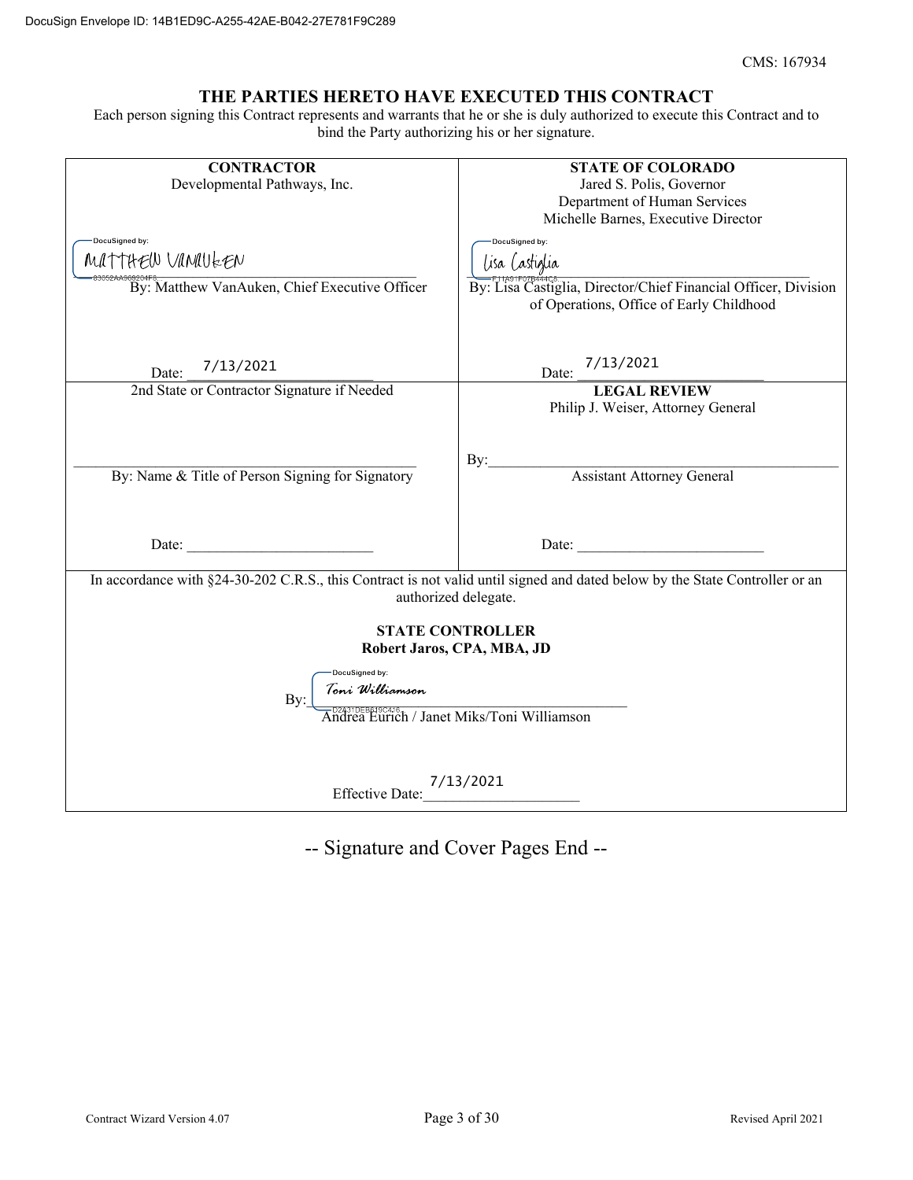DocuSign Envelope ID: 14B1ED9C-A255-42AE-B042-27E781F9C289

CMS: 167934

## THE PARTIES HERETO HAVE EXECUTED THIS CONTRACT

Each person signing this Contract represents and warrants that he or she is duly authorized to execute this Contract and to bind the Party authorizing his or her signature.

| CONTRACTOR | STATE OF COLORADO |
|---|---|
| Developmental Pathways, Inc. | Jared S. Polis, Governor<br>Department of Human Services<br>Michelle Barnes, Executive Director |
| DocuSigned by: Matthew VanAuken<br>83052AA969204F6...<br>By: Matthew VanAuken, Chief Executive Officer | DocuSigned by: Lisa Castiglia<br>F11A91F07B444C8...<br>By: Lisa Castiglia, Director/Chief Financial Officer, Division of Operations, Office of Early Childhood |
| Date: 7/13/2021 | Date: 7/13/2021 |
| 2nd State or Contractor Signature if Needed | **LEGAL REVIEW**<br>Philip J. Weiser, Attorney General |
| \_\_\_\_\_\_\_\_\_\_\_\_\_\_\_\_\_\_\_\_<br>By: Name & Title of Person Signing for Signatory | By:\_\_\_\_\_\_\_\_\_\_\_\_\_\_\_\_\_\_\_\_<br>Assistant Attorney General |
| Date: \_\_\_\_\_\_\_\_\_\_\_\_ | Date: \_\_\_\_\_\_\_\_\_\_\_\_ |

In accordance with §24-30-202 C.R.S., this Contract is not valid until signed and dated below by the State Controller or an authorized delegate.

**STATE CONTROLLER**
**Robert Jaros, CPA, MBA, JD**

By: DocuSigned by: Toni Williamson
D2A31DEB619C426...
Andrea Eurich / Janet Miks/Toni Williamson

Effective Date: 7/13/2021

-- Signature and Cover Pages End --

Contract Wizard Version 4.07 | Revised April 2021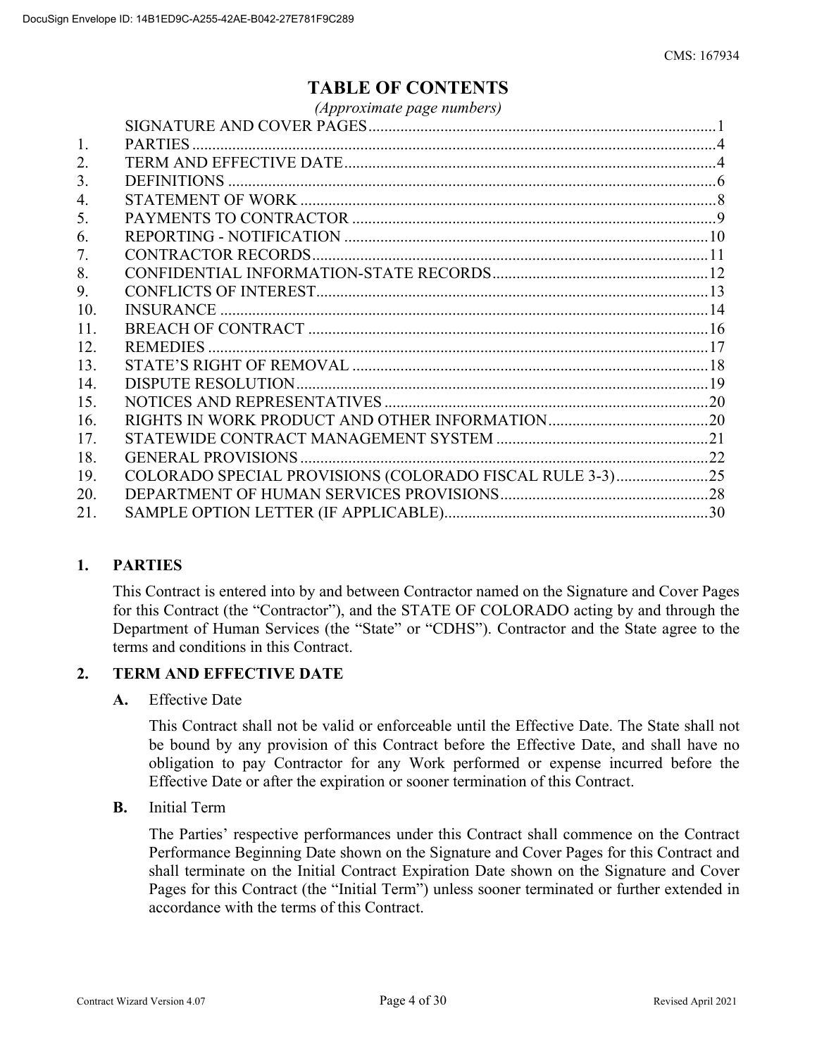# TABLE OF CONTENTS

*(Approximate page numbers)*

| | | |
|---|---|---|
| | SIGNATURE AND COVER PAGES | 1 |
| 1. | PARTIES | 4 |
| 2. | TERM AND EFFECTIVE DATE | 4 |
| 3. | DEFINITIONS | 6 |
| 4. | STATEMENT OF WORK | 8 |
| 5. | PAYMENTS TO CONTRACTOR | 9 |
| 6. | REPORTING - NOTIFICATION | 10 |
| 7. | CONTRACTOR RECORDS | 11 |
| 8. | CONFIDENTIAL INFORMATION-STATE RECORDS | 12 |
| 9. | CONFLICTS OF INTEREST | 13 |
| 10. | INSURANCE | 14 |
| 11. | BREACH OF CONTRACT | 16 |
| 12. | REMEDIES | 17 |
| 13. | STATE'S RIGHT OF REMOVAL | 18 |
| 14. | DISPUTE RESOLUTION | 19 |
| 15. | NOTICES AND REPRESENTATIVES | 20 |
| 16. | RIGHTS IN WORK PRODUCT AND OTHER INFORMATION | 20 |
| 17. | STATEWIDE CONTRACT MANAGEMENT SYSTEM | 21 |
| 18. | GENERAL PROVISIONS | 22 |
| 19. | COLORADO SPECIAL PROVISIONS (COLORADO FISCAL RULE 3-3) | 25 |
| 20. | DEPARTMENT OF HUMAN SERVICES PROVISIONS | 28 |
| 21. | SAMPLE OPTION LETTER (IF APPLICABLE) | 30 |

## 1. PARTIES

This Contract is entered into by and between Contractor named on the Signature and Cover Pages for this Contract (the "Contractor"), and the STATE OF COLORADO acting by and through the Department of Human Services (the "State" or "CDHS"). Contractor and the State agree to the terms and conditions in this Contract.

## 2. TERM AND EFFECTIVE DATE

**A.** Effective Date

This Contract shall not be valid or enforceable until the Effective Date. The State shall not be bound by any provision of this Contract before the Effective Date, and shall have no obligation to pay Contractor for any Work performed or expense incurred before the Effective Date or after the expiration or sooner termination of this Contract.

**B.** Initial Term

The Parties' respective performances under this Contract shall commence on the Contract Performance Beginning Date shown on the Signature and Cover Pages for this Contract and shall terminate on the Initial Contract Expiration Date shown on the Signature and Cover Pages for this Contract (the "Initial Term") unless sooner terminated or further extended in accordance with the terms of this Contract.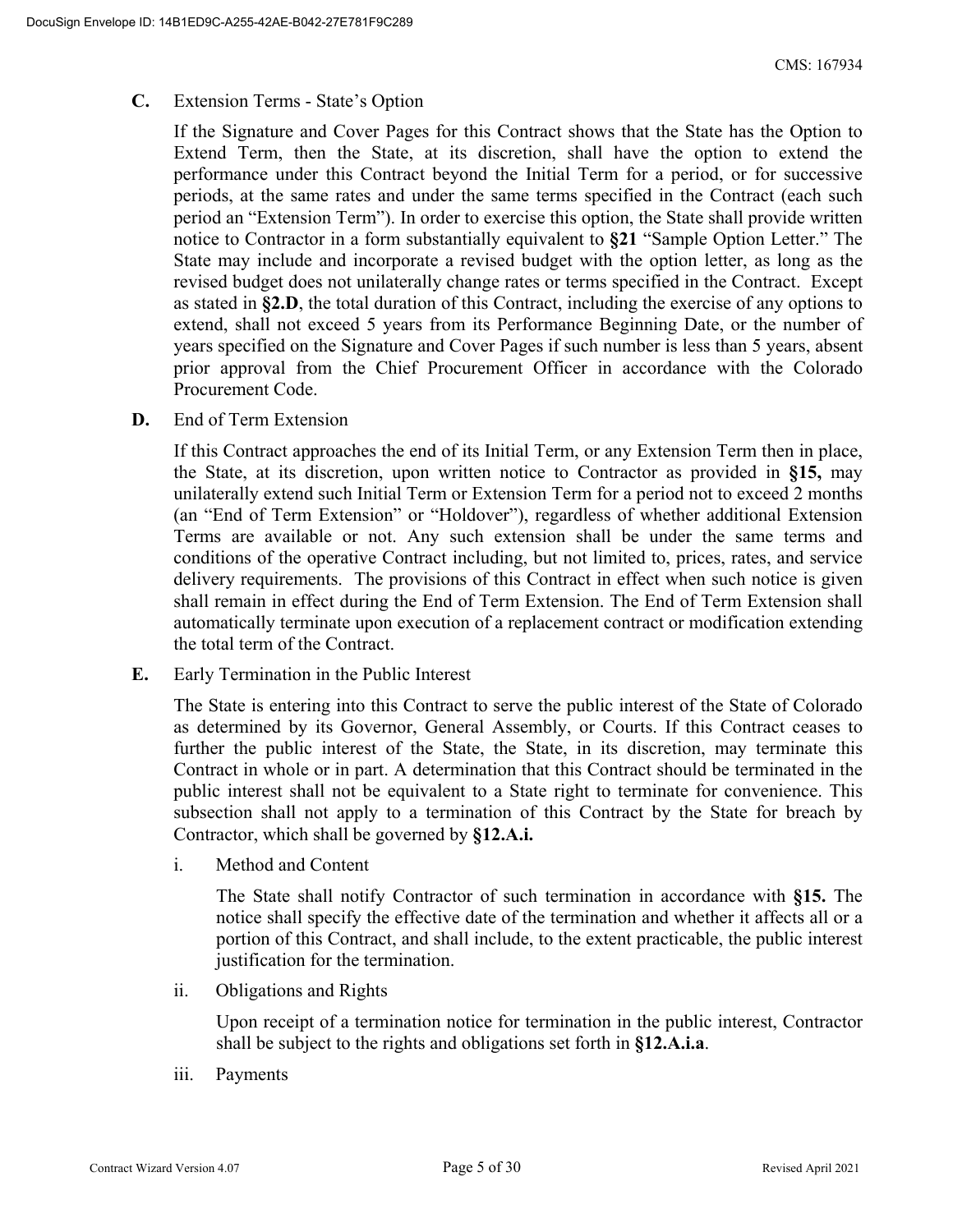**C.** Extension Terms - State's Option

If the Signature and Cover Pages for this Contract shows that the State has the Option to Extend Term, then the State, at its discretion, shall have the option to extend the performance under this Contract beyond the Initial Term for a period, or for successive periods, at the same rates and under the same terms specified in the Contract (each such period an "Extension Term"). In order to exercise this option, the State shall provide written notice to Contractor in a form substantially equivalent to **§21** "Sample Option Letter." The State may include and incorporate a revised budget with the option letter, as long as the revised budget does not unilaterally change rates or terms specified in the Contract. Except as stated in **§2.D**, the total duration of this Contract, including the exercise of any options to extend, shall not exceed 5 years from its Performance Beginning Date, or the number of years specified on the Signature and Cover Pages if such number is less than 5 years, absent prior approval from the Chief Procurement Officer in accordance with the Colorado Procurement Code.

**D.** End of Term Extension

If this Contract approaches the end of its Initial Term, or any Extension Term then in place, the State, at its discretion, upon written notice to Contractor as provided in **§15,** may unilaterally extend such Initial Term or Extension Term for a period not to exceed 2 months (an "End of Term Extension" or "Holdover"), regardless of whether additional Extension Terms are available or not. Any such extension shall be under the same terms and conditions of the operative Contract including, but not limited to, prices, rates, and service delivery requirements. The provisions of this Contract in effect when such notice is given shall remain in effect during the End of Term Extension. The End of Term Extension shall automatically terminate upon execution of a replacement contract or modification extending the total term of the Contract.

**E.** Early Termination in the Public Interest

The State is entering into this Contract to serve the public interest of the State of Colorado as determined by its Governor, General Assembly, or Courts. If this Contract ceases to further the public interest of the State, the State, in its discretion, may terminate this Contract in whole or in part. A determination that this Contract should be terminated in the public interest shall not be equivalent to a State right to terminate for convenience. This subsection shall not apply to a termination of this Contract by the State for breach by Contractor, which shall be governed by **§12.A.i.**

i. Method and Content

The State shall notify Contractor of such termination in accordance with **§15.** The notice shall specify the effective date of the termination and whether it affects all or a portion of this Contract, and shall include, to the extent practicable, the public interest justification for the termination.

ii. Obligations and Rights

Upon receipt of a termination notice for termination in the public interest, Contractor shall be subject to the rights and obligations set forth in **§12.A.i.a**.

iii. Payments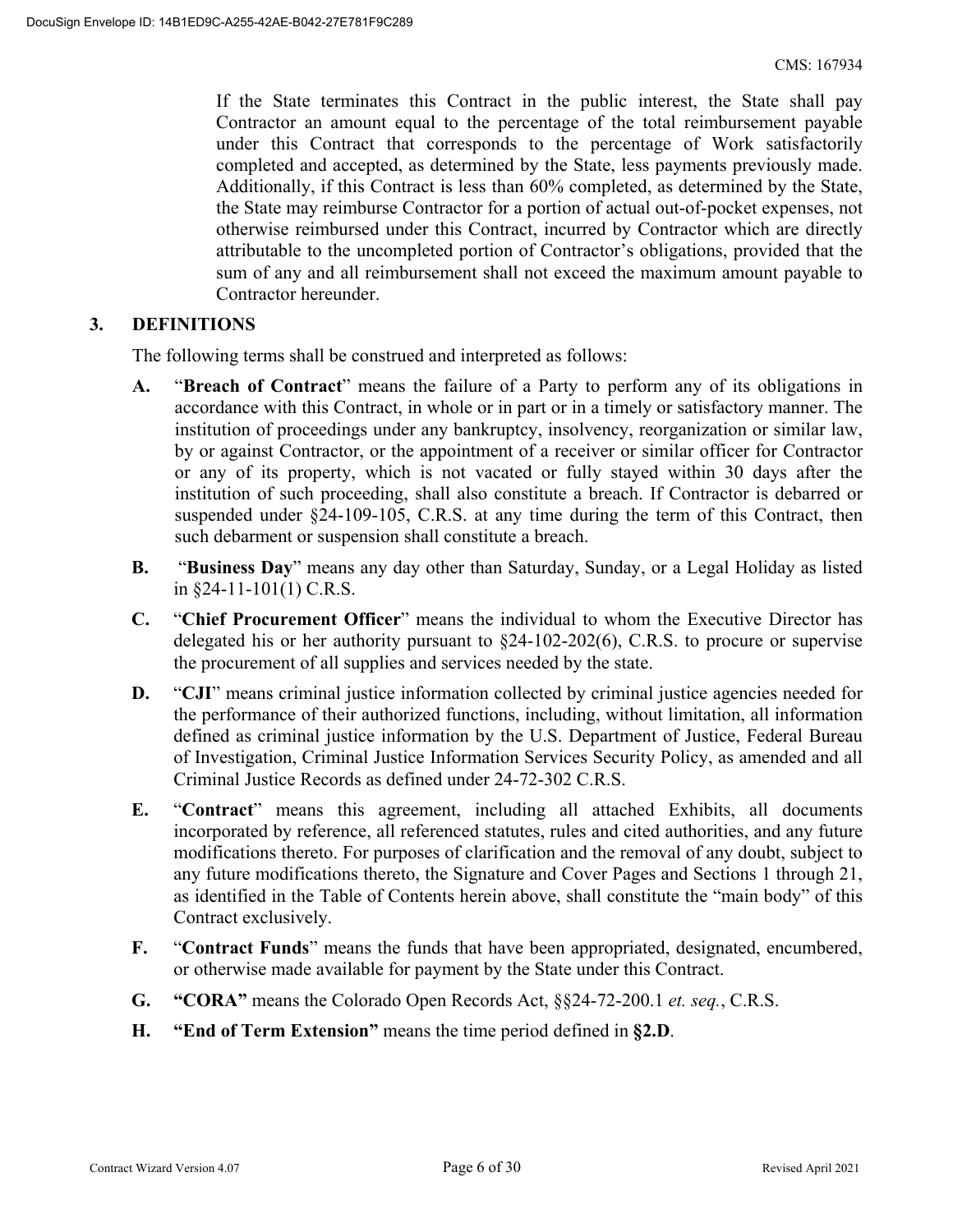If the State terminates this Contract in the public interest, the State shall pay Contractor an amount equal to the percentage of the total reimbursement payable under this Contract that corresponds to the percentage of Work satisfactorily completed and accepted, as determined by the State, less payments previously made. Additionally, if this Contract is less than 60% completed, as determined by the State, the State may reimburse Contractor for a portion of actual out-of-pocket expenses, not otherwise reimbursed under this Contract, incurred by Contractor which are directly attributable to the uncompleted portion of Contractor's obligations, provided that the sum of any and all reimbursement shall not exceed the maximum amount payable to Contractor hereunder.

## 3. DEFINITIONS

The following terms shall be construed and interpreted as follows:

**A.** "**Breach of Contract**" means the failure of a Party to perform any of its obligations in accordance with this Contract, in whole or in part or in a timely or satisfactory manner. The institution of proceedings under any bankruptcy, insolvency, reorganization or similar law, by or against Contractor, or the appointment of a receiver or similar officer for Contractor or any of its property, which is not vacated or fully stayed within 30 days after the institution of such proceeding, shall also constitute a breach. If Contractor is debarred or suspended under §24-109-105, C.R.S. at any time during the term of this Contract, then such debarment or suspension shall constitute a breach.

**B.** "**Business Day**" means any day other than Saturday, Sunday, or a Legal Holiday as listed in §24-11-101(1) C.R.S.

**C.** "**Chief Procurement Officer**" means the individual to whom the Executive Director has delegated his or her authority pursuant to §24-102-202(6), C.R.S. to procure or supervise the procurement of all supplies and services needed by the state.

**D.** "**CJI**" means criminal justice information collected by criminal justice agencies needed for the performance of their authorized functions, including, without limitation, all information defined as criminal justice information by the U.S. Department of Justice, Federal Bureau of Investigation, Criminal Justice Information Services Security Policy, as amended and all Criminal Justice Records as defined under 24-72-302 C.R.S.

**E.** "**Contract**" means this agreement, including all attached Exhibits, all documents incorporated by reference, all referenced statutes, rules and cited authorities, and any future modifications thereto. For purposes of clarification and the removal of any doubt, subject to any future modifications thereto, the Signature and Cover Pages and Sections 1 through 21, as identified in the Table of Contents herein above, shall constitute the "main body" of this Contract exclusively.

**F.** "**Contract Funds**" means the funds that have been appropriated, designated, encumbered, or otherwise made available for payment by the State under this Contract.

**G.** **"CORA"** means the Colorado Open Records Act, §§24-72-200.1 *et. seq.*, C.R.S.

**H.** **"End of Term Extension"** means the time period defined in **§2.D**.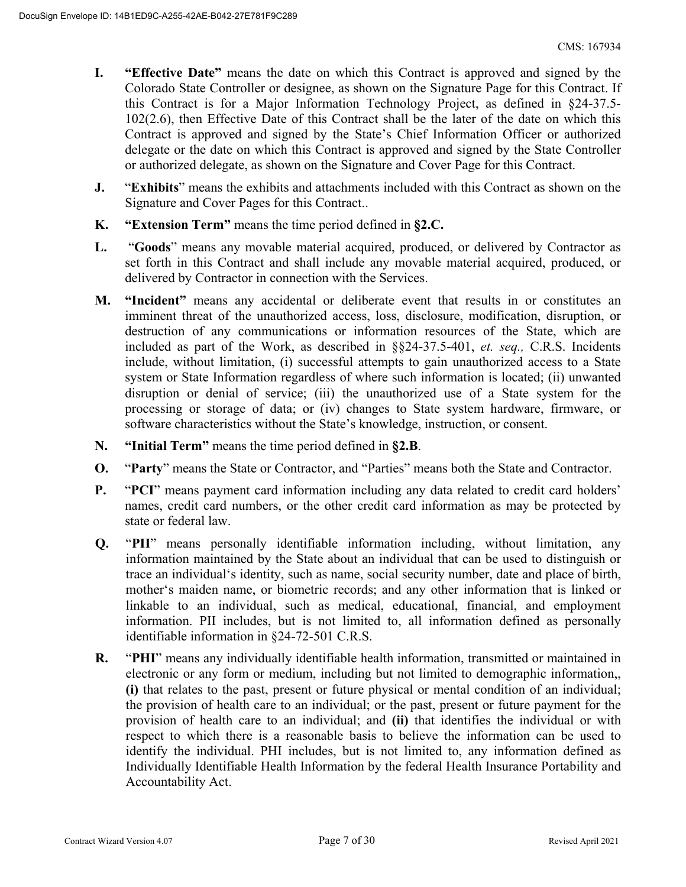**I.** **"Effective Date"** means the date on which this Contract is approved and signed by the Colorado State Controller or designee, as shown on the Signature Page for this Contract. If this Contract is for a Major Information Technology Project, as defined in §24-37.5-102(2.6), then Effective Date of this Contract shall be the later of the date on which this Contract is approved and signed by the State's Chief Information Officer or authorized delegate or the date on which this Contract is approved and signed by the State Controller or authorized delegate, as shown on the Signature and Cover Page for this Contract.

**J.** "**Exhibits**" means the exhibits and attachments included with this Contract as shown on the Signature and Cover Pages for this Contract..

**K.** **"Extension Term"** means the time period defined in **§2.C.**

**L.** "**Goods**" means any movable material acquired, produced, or delivered by Contractor as set forth in this Contract and shall include any movable material acquired, produced, or delivered by Contractor in connection with the Services.

**M.** **"Incident"** means any accidental or deliberate event that results in or constitutes an imminent threat of the unauthorized access, loss, disclosure, modification, disruption, or destruction of any communications or information resources of the State, which are included as part of the Work, as described in §§24-37.5-401, *et. seq.,* C.R.S. Incidents include, without limitation, (i) successful attempts to gain unauthorized access to a State system or State Information regardless of where such information is located; (ii) unwanted disruption or denial of service; (iii) the unauthorized use of a State system for the processing or storage of data; or (iv) changes to State system hardware, firmware, or software characteristics without the State's knowledge, instruction, or consent.

**N.** **"Initial Term"** means the time period defined in **§2.B**.

**O.** "**Party**" means the State or Contractor, and "Parties" means both the State and Contractor.

**P.** "**PCI**" means payment card information including any data related to credit card holders' names, credit card numbers, or the other credit card information as may be protected by state or federal law.

**Q.** "**PII**" means personally identifiable information including, without limitation, any information maintained by the State about an individual that can be used to distinguish or trace an individual's identity, such as name, social security number, date and place of birth, mother's maiden name, or biometric records; and any other information that is linked or linkable to an individual, such as medical, educational, financial, and employment information. PII includes, but is not limited to, all information defined as personally identifiable information in §24-72-501 C.R.S.

**R.** "**PHI**" means any individually identifiable health information, transmitted or maintained in electronic or any form or medium, including but not limited to demographic information,, **(i)** that relates to the past, present or future physical or mental condition of an individual; the provision of health care to an individual; or the past, present or future payment for the provision of health care to an individual; and **(ii)** that identifies the individual or with respect to which there is a reasonable basis to believe the information can be used to identify the individual. PHI includes, but is not limited to, any information defined as Individually Identifiable Health Information by the federal Health Insurance Portability and Accountability Act.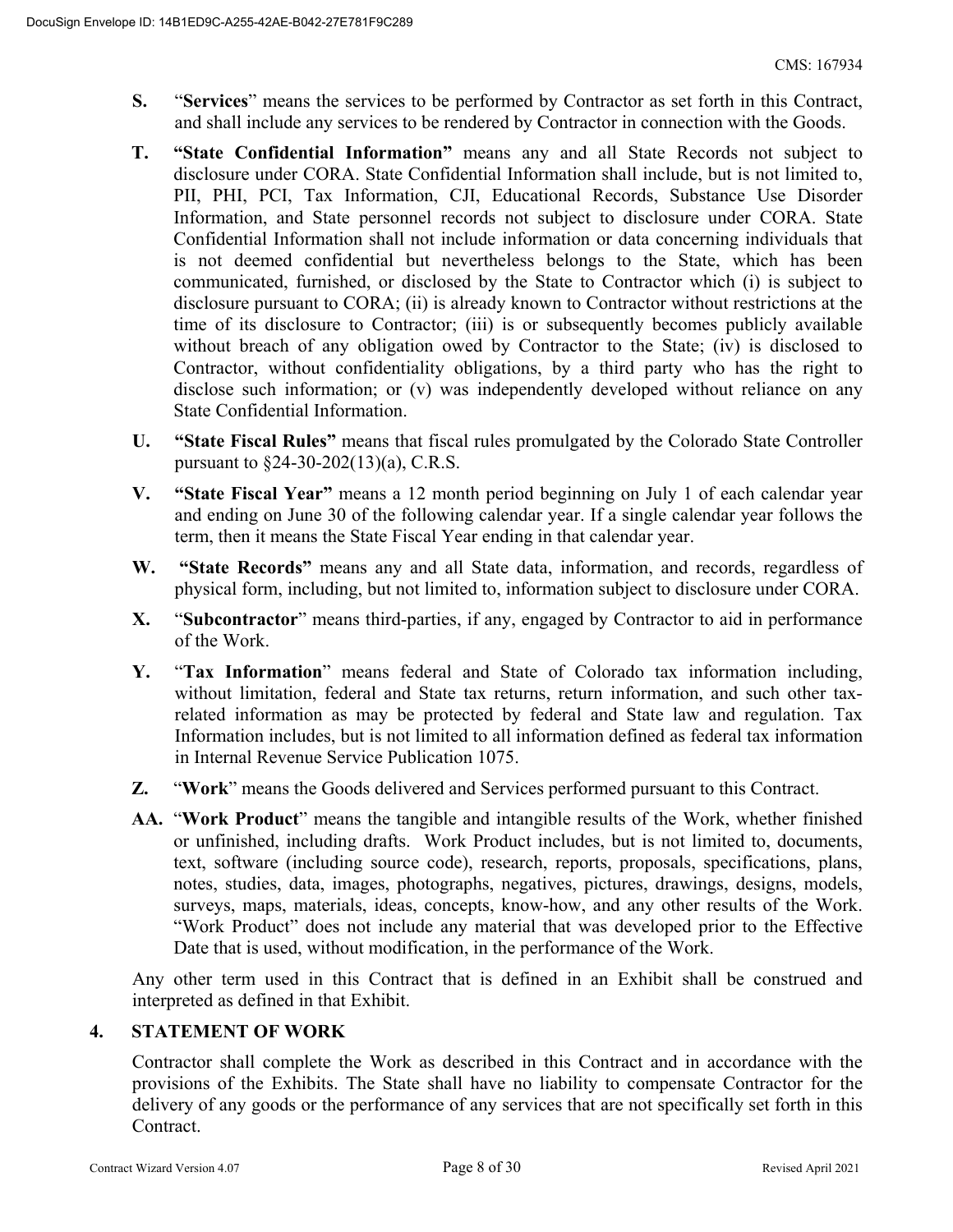**S.** "**Services**" means the services to be performed by Contractor as set forth in this Contract, and shall include any services to be rendered by Contractor in connection with the Goods.

**T.** **"State Confidential Information"** means any and all State Records not subject to disclosure under CORA. State Confidential Information shall include, but is not limited to, PII, PHI, PCI, Tax Information, CJI, Educational Records, Substance Use Disorder Information, and State personnel records not subject to disclosure under CORA. State Confidential Information shall not include information or data concerning individuals that is not deemed confidential but nevertheless belongs to the State, which has been communicated, furnished, or disclosed by the State to Contractor which (i) is subject to disclosure pursuant to CORA; (ii) is already known to Contractor without restrictions at the time of its disclosure to Contractor; (iii) is or subsequently becomes publicly available without breach of any obligation owed by Contractor to the State; (iv) is disclosed to Contractor, without confidentiality obligations, by a third party who has the right to disclose such information; or (v) was independently developed without reliance on any State Confidential Information.

**U.** **"State Fiscal Rules"** means that fiscal rules promulgated by the Colorado State Controller pursuant to §24-30-202(13)(a), C.R.S.

**V.** **"State Fiscal Year"** means a 12 month period beginning on July 1 of each calendar year and ending on June 30 of the following calendar year. If a single calendar year follows the term, then it means the State Fiscal Year ending in that calendar year.

**W.** **"State Records"** means any and all State data, information, and records, regardless of physical form, including, but not limited to, information subject to disclosure under CORA.

**X.** "**Subcontractor**" means third-parties, if any, engaged by Contractor to aid in performance of the Work.

**Y.** "**Tax Information**" means federal and State of Colorado tax information including, without limitation, federal and State tax returns, return information, and such other tax-related information as may be protected by federal and State law and regulation. Tax Information includes, but is not limited to all information defined as federal tax information in Internal Revenue Service Publication 1075.

**Z.** "**Work**" means the Goods delivered and Services performed pursuant to this Contract.

**AA.** "**Work Product**" means the tangible and intangible results of the Work, whether finished or unfinished, including drafts. Work Product includes, but is not limited to, documents, text, software (including source code), research, reports, proposals, specifications, plans, notes, studies, data, images, photographs, negatives, pictures, drawings, designs, models, surveys, maps, materials, ideas, concepts, know-how, and any other results of the Work. "Work Product" does not include any material that was developed prior to the Effective Date that is used, without modification, in the performance of the Work.

Any other term used in this Contract that is defined in an Exhibit shall be construed and interpreted as defined in that Exhibit.

## 4. STATEMENT OF WORK

Contractor shall complete the Work as described in this Contract and in accordance with the provisions of the Exhibits. The State shall have no liability to compensate Contractor for the delivery of any goods or the performance of any services that are not specifically set forth in this Contract.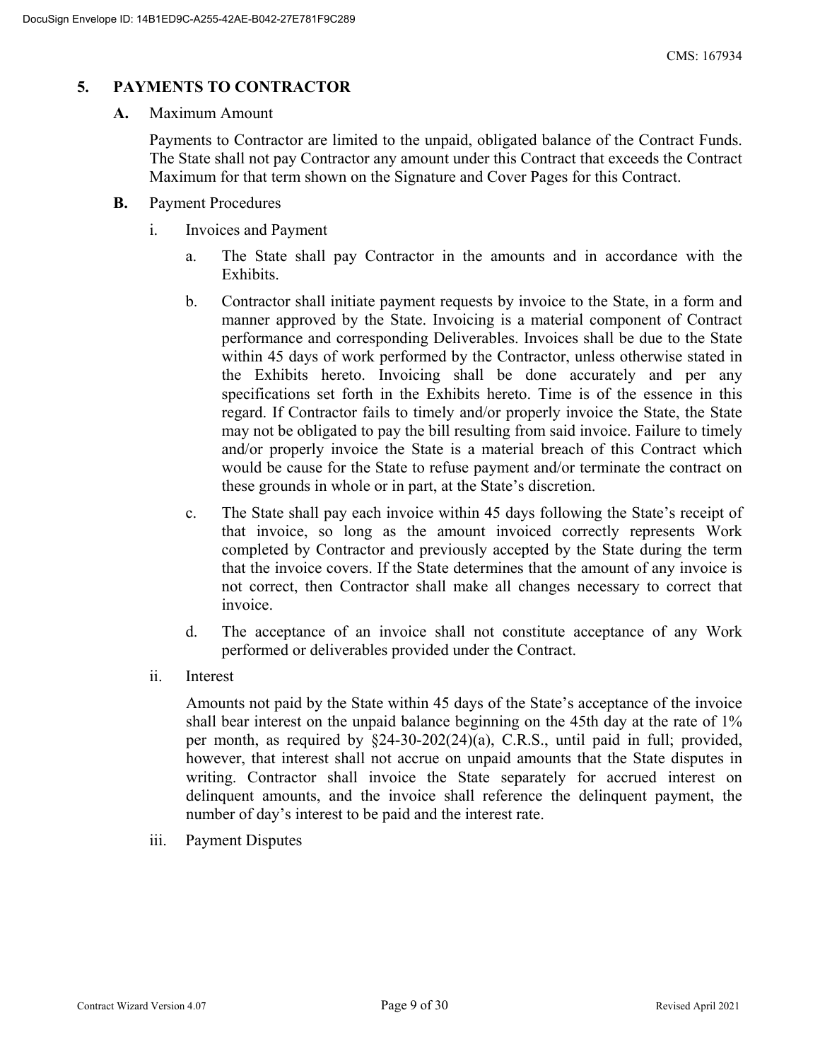## 5. PAYMENTS TO CONTRACTOR

**A.** Maximum Amount

Payments to Contractor are limited to the unpaid, obligated balance of the Contract Funds. The State shall not pay Contractor any amount under this Contract that exceeds the Contract Maximum for that term shown on the Signature and Cover Pages for this Contract.

**B.** Payment Procedures

i. Invoices and Payment

a. The State shall pay Contractor in the amounts and in accordance with the Exhibits.

b. Contractor shall initiate payment requests by invoice to the State, in a form and manner approved by the State. Invoicing is a material component of Contract performance and corresponding Deliverables. Invoices shall be due to the State within 45 days of work performed by the Contractor, unless otherwise stated in the Exhibits hereto. Invoicing shall be done accurately and per any specifications set forth in the Exhibits hereto. Time is of the essence in this regard. If Contractor fails to timely and/or properly invoice the State, the State may not be obligated to pay the bill resulting from said invoice. Failure to timely and/or properly invoice the State is a material breach of this Contract which would be cause for the State to refuse payment and/or terminate the contract on these grounds in whole or in part, at the State's discretion.

c. The State shall pay each invoice within 45 days following the State's receipt of that invoice, so long as the amount invoiced correctly represents Work completed by Contractor and previously accepted by the State during the term that the invoice covers. If the State determines that the amount of any invoice is not correct, then Contractor shall make all changes necessary to correct that invoice.

d. The acceptance of an invoice shall not constitute acceptance of any Work performed or deliverables provided under the Contract.

ii. Interest

Amounts not paid by the State within 45 days of the State's acceptance of the invoice shall bear interest on the unpaid balance beginning on the 45th day at the rate of 1% per month, as required by §24-30-202(24)(a), C.R.S., until paid in full; provided, however, that interest shall not accrue on unpaid amounts that the State disputes in writing. Contractor shall invoice the State separately for accrued interest on delinquent amounts, and the invoice shall reference the delinquent payment, the number of day's interest to be paid and the interest rate.

iii. Payment Disputes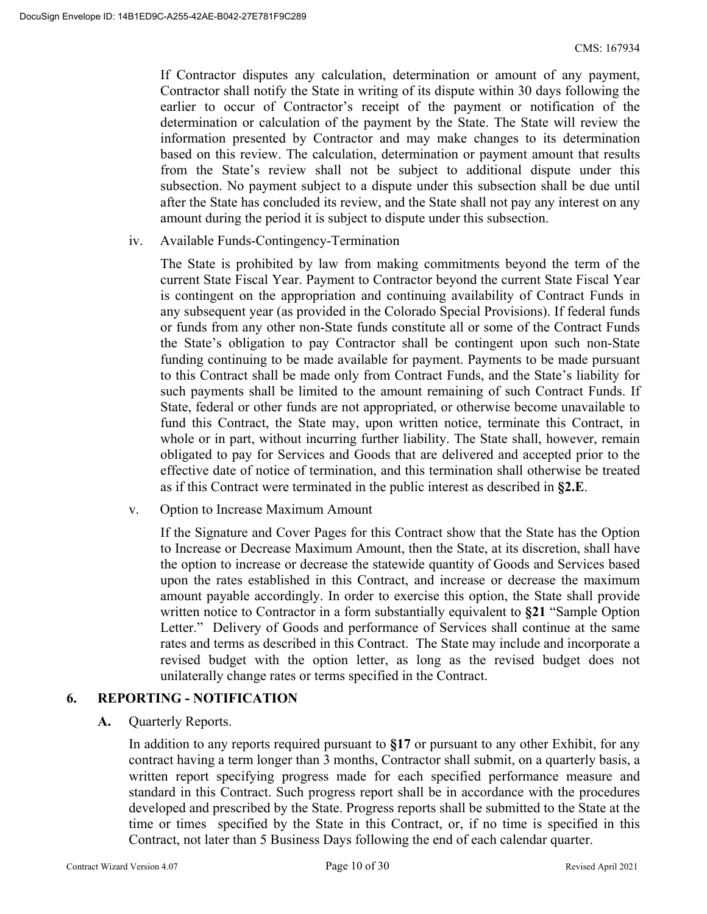If Contractor disputes any calculation, determination or amount of any payment, Contractor shall notify the State in writing of its dispute within 30 days following the earlier to occur of Contractor's receipt of the payment or notification of the determination or calculation of the payment by the State. The State will review the information presented by Contractor and may make changes to its determination based on this review. The calculation, determination or payment amount that results from the State's review shall not be subject to additional dispute under this subsection. No payment subject to a dispute under this subsection shall be due until after the State has concluded its review, and the State shall not pay any interest on any amount during the period it is subject to dispute under this subsection.

iv. Available Funds-Contingency-Termination

The State is prohibited by law from making commitments beyond the term of the current State Fiscal Year. Payment to Contractor beyond the current State Fiscal Year is contingent on the appropriation and continuing availability of Contract Funds in any subsequent year (as provided in the Colorado Special Provisions). If federal funds or funds from any other non-State funds constitute all or some of the Contract Funds the State's obligation to pay Contractor shall be contingent upon such non-State funding continuing to be made available for payment. Payments to be made pursuant to this Contract shall be made only from Contract Funds, and the State's liability for such payments shall be limited to the amount remaining of such Contract Funds. If State, federal or other funds are not appropriated, or otherwise become unavailable to fund this Contract, the State may, upon written notice, terminate this Contract, in whole or in part, without incurring further liability. The State shall, however, remain obligated to pay for Services and Goods that are delivered and accepted prior to the effective date of notice of termination, and this termination shall otherwise be treated as if this Contract were terminated in the public interest as described in **§2.E**.

v. Option to Increase Maximum Amount

If the Signature and Cover Pages for this Contract show that the State has the Option to Increase or Decrease Maximum Amount, then the State, at its discretion, shall have the option to increase or decrease the statewide quantity of Goods and Services based upon the rates established in this Contract, and increase or decrease the maximum amount payable accordingly. In order to exercise this option, the State shall provide written notice to Contractor in a form substantially equivalent to **§21** "Sample Option Letter." Delivery of Goods and performance of Services shall continue at the same rates and terms as described in this Contract. The State may include and incorporate a revised budget with the option letter, as long as the revised budget does not unilaterally change rates or terms specified in the Contract.

## 6. REPORTING - NOTIFICATION

**A.** Quarterly Reports.

In addition to any reports required pursuant to **§17** or pursuant to any other Exhibit, for any contract having a term longer than 3 months, Contractor shall submit, on a quarterly basis, a written report specifying progress made for each specified performance measure and standard in this Contract. Such progress report shall be in accordance with the procedures developed and prescribed by the State. Progress reports shall be submitted to the State at the time or times specified by the State in this Contract, or, if no time is specified in this Contract, not later than 5 Business Days following the end of each calendar quarter.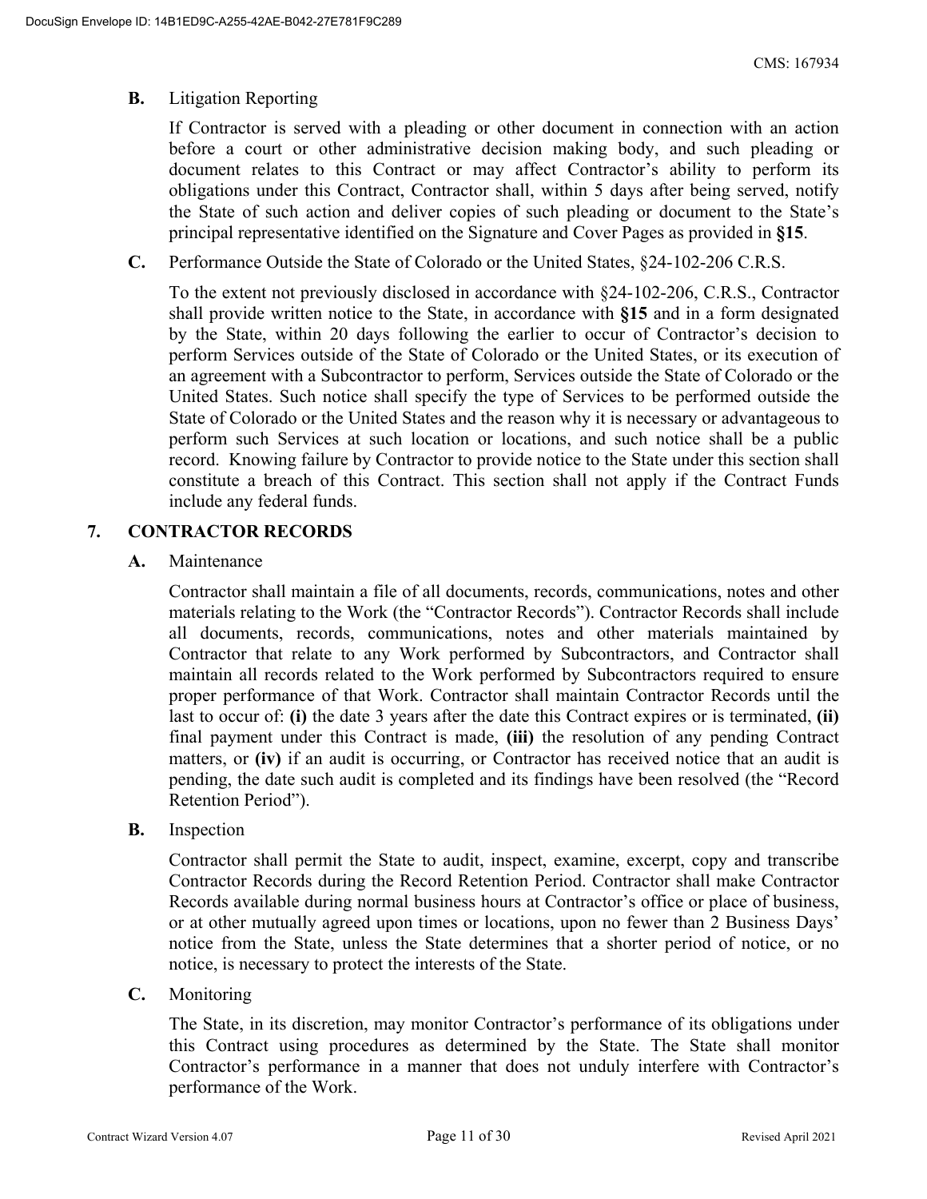**B.** Litigation Reporting

If Contractor is served with a pleading or other document in connection with an action before a court or other administrative decision making body, and such pleading or document relates to this Contract or may affect Contractor's ability to perform its obligations under this Contract, Contractor shall, within 5 days after being served, notify the State of such action and deliver copies of such pleading or document to the State's principal representative identified on the Signature and Cover Pages as provided in **§15**.

**C.** Performance Outside the State of Colorado or the United States, §24-102-206 C.R.S.

To the extent not previously disclosed in accordance with §24-102-206, C.R.S., Contractor shall provide written notice to the State, in accordance with **§15** and in a form designated by the State, within 20 days following the earlier to occur of Contractor's decision to perform Services outside of the State of Colorado or the United States, or its execution of an agreement with a Subcontractor to perform, Services outside the State of Colorado or the United States. Such notice shall specify the type of Services to be performed outside the State of Colorado or the United States and the reason why it is necessary or advantageous to perform such Services at such location or locations, and such notice shall be a public record. Knowing failure by Contractor to provide notice to the State under this section shall constitute a breach of this Contract. This section shall not apply if the Contract Funds include any federal funds.

## 7. CONTRACTOR RECORDS

**A.** Maintenance

Contractor shall maintain a file of all documents, records, communications, notes and other materials relating to the Work (the "Contractor Records"). Contractor Records shall include all documents, records, communications, notes and other materials maintained by Contractor that relate to any Work performed by Subcontractors, and Contractor shall maintain all records related to the Work performed by Subcontractors required to ensure proper performance of that Work. Contractor shall maintain Contractor Records until the last to occur of: **(i)** the date 3 years after the date this Contract expires or is terminated, **(ii)** final payment under this Contract is made, **(iii)** the resolution of any pending Contract matters, or **(iv)** if an audit is occurring, or Contractor has received notice that an audit is pending, the date such audit is completed and its findings have been resolved (the "Record Retention Period").

**B.** Inspection

Contractor shall permit the State to audit, inspect, examine, excerpt, copy and transcribe Contractor Records during the Record Retention Period. Contractor shall make Contractor Records available during normal business hours at Contractor's office or place of business, or at other mutually agreed upon times or locations, upon no fewer than 2 Business Days' notice from the State, unless the State determines that a shorter period of notice, or no notice, is necessary to protect the interests of the State.

**C.** Monitoring

The State, in its discretion, may monitor Contractor's performance of its obligations under this Contract using procedures as determined by the State. The State shall monitor Contractor's performance in a manner that does not unduly interfere with Contractor's performance of the Work.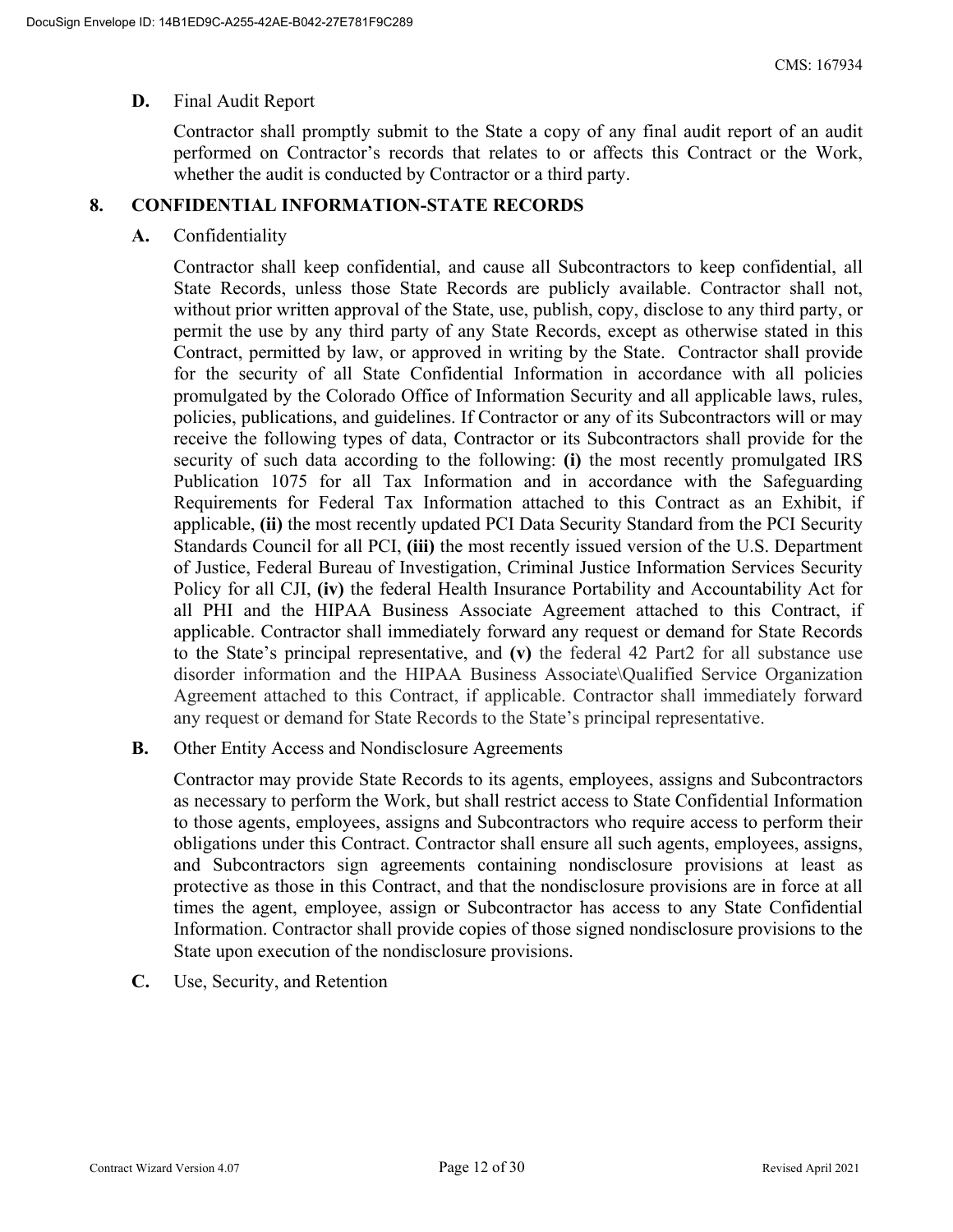**D.** Final Audit Report

Contractor shall promptly submit to the State a copy of any final audit report of an audit performed on Contractor's records that relates to or affects this Contract or the Work, whether the audit is conducted by Contractor or a third party.

## 8. CONFIDENTIAL INFORMATION-STATE RECORDS

**A.** Confidentiality

Contractor shall keep confidential, and cause all Subcontractors to keep confidential, all State Records, unless those State Records are publicly available. Contractor shall not, without prior written approval of the State, use, publish, copy, disclose to any third party, or permit the use by any third party of any State Records, except as otherwise stated in this Contract, permitted by law, or approved in writing by the State. Contractor shall provide for the security of all State Confidential Information in accordance with all policies promulgated by the Colorado Office of Information Security and all applicable laws, rules, policies, publications, and guidelines. If Contractor or any of its Subcontractors will or may receive the following types of data, Contractor or its Subcontractors shall provide for the security of such data according to the following: **(i)** the most recently promulgated IRS Publication 1075 for all Tax Information and in accordance with the Safeguarding Requirements for Federal Tax Information attached to this Contract as an Exhibit, if applicable, **(ii)** the most recently updated PCI Data Security Standard from the PCI Security Standards Council for all PCI, **(iii)** the most recently issued version of the U.S. Department of Justice, Federal Bureau of Investigation, Criminal Justice Information Services Security Policy for all CJI, **(iv)** the federal Health Insurance Portability and Accountability Act for all PHI and the HIPAA Business Associate Agreement attached to this Contract, if applicable. Contractor shall immediately forward any request or demand for State Records to the State's principal representative, and **(v)** the federal 42 Part2 for all substance use disorder information and the HIPAA Business Associate\Qualified Service Organization Agreement attached to this Contract, if applicable. Contractor shall immediately forward any request or demand for State Records to the State's principal representative.

**B.** Other Entity Access and Nondisclosure Agreements

Contractor may provide State Records to its agents, employees, assigns and Subcontractors as necessary to perform the Work, but shall restrict access to State Confidential Information to those agents, employees, assigns and Subcontractors who require access to perform their obligations under this Contract. Contractor shall ensure all such agents, employees, assigns, and Subcontractors sign agreements containing nondisclosure provisions at least as protective as those in this Contract, and that the nondisclosure provisions are in force at all times the agent, employee, assign or Subcontractor has access to any State Confidential Information. Contractor shall provide copies of those signed nondisclosure provisions to the State upon execution of the nondisclosure provisions.

**C.** Use, Security, and Retention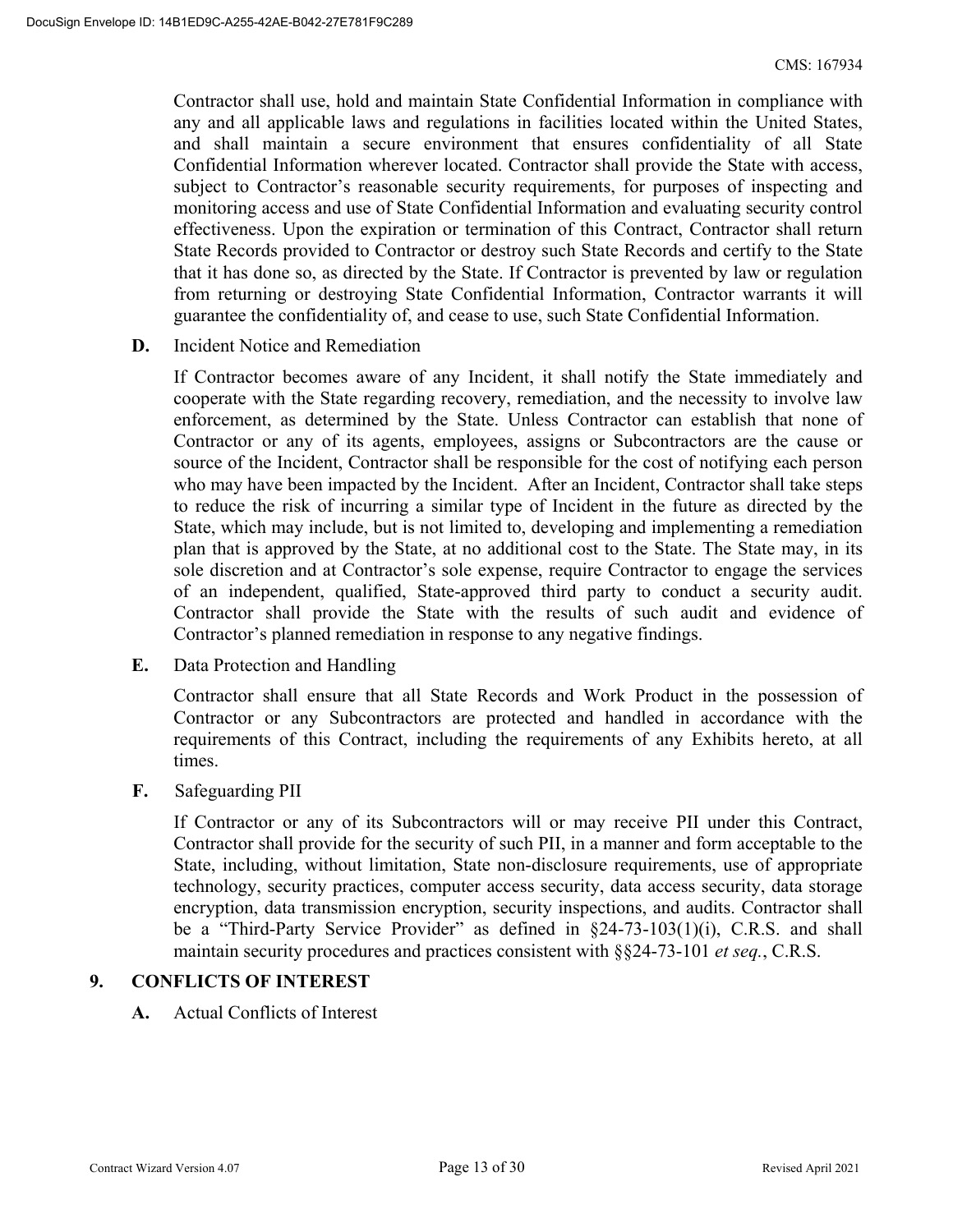Contractor shall use, hold and maintain State Confidential Information in compliance with any and all applicable laws and regulations in facilities located within the United States, and shall maintain a secure environment that ensures confidentiality of all State Confidential Information wherever located. Contractor shall provide the State with access, subject to Contractor's reasonable security requirements, for purposes of inspecting and monitoring access and use of State Confidential Information and evaluating security control effectiveness. Upon the expiration or termination of this Contract, Contractor shall return State Records provided to Contractor or destroy such State Records and certify to the State that it has done so, as directed by the State. If Contractor is prevented by law or regulation from returning or destroying State Confidential Information, Contractor warrants it will guarantee the confidentiality of, and cease to use, such State Confidential Information.

**D.** Incident Notice and Remediation

If Contractor becomes aware of any Incident, it shall notify the State immediately and cooperate with the State regarding recovery, remediation, and the necessity to involve law enforcement, as determined by the State. Unless Contractor can establish that none of Contractor or any of its agents, employees, assigns or Subcontractors are the cause or source of the Incident, Contractor shall be responsible for the cost of notifying each person who may have been impacted by the Incident. After an Incident, Contractor shall take steps to reduce the risk of incurring a similar type of Incident in the future as directed by the State, which may include, but is not limited to, developing and implementing a remediation plan that is approved by the State, at no additional cost to the State. The State may, in its sole discretion and at Contractor's sole expense, require Contractor to engage the services of an independent, qualified, State-approved third party to conduct a security audit. Contractor shall provide the State with the results of such audit and evidence of Contractor's planned remediation in response to any negative findings.

**E.** Data Protection and Handling

Contractor shall ensure that all State Records and Work Product in the possession of Contractor or any Subcontractors are protected and handled in accordance with the requirements of this Contract, including the requirements of any Exhibits hereto, at all times.

**F.** Safeguarding PII

If Contractor or any of its Subcontractors will or may receive PII under this Contract, Contractor shall provide for the security of such PII, in a manner and form acceptable to the State, including, without limitation, State non-disclosure requirements, use of appropriate technology, security practices, computer access security, data access security, data storage encryption, data transmission encryption, security inspections, and audits. Contractor shall be a "Third-Party Service Provider" as defined in §24-73-103(1)(i), C.R.S. and shall maintain security procedures and practices consistent with §§24-73-101 *et seq.*, C.R.S.

## 9. CONFLICTS OF INTEREST

**A.** Actual Conflicts of Interest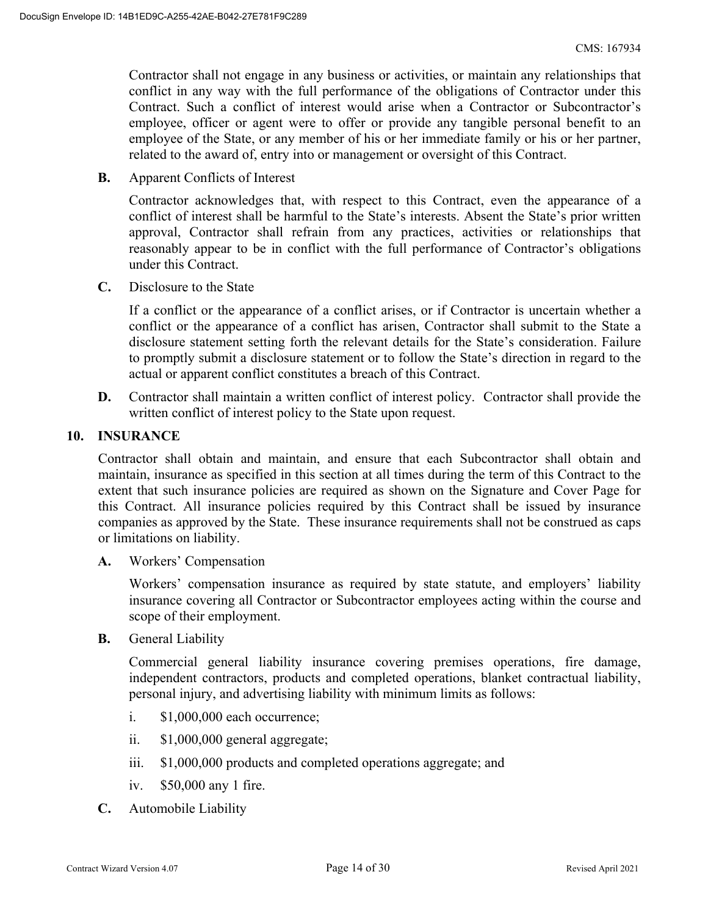Contractor shall not engage in any business or activities, or maintain any relationships that conflict in any way with the full performance of the obligations of Contractor under this Contract. Such a conflict of interest would arise when a Contractor or Subcontractor's employee, officer or agent were to offer or provide any tangible personal benefit to an employee of the State, or any member of his or her immediate family or his or her partner, related to the award of, entry into or management or oversight of this Contract.

**B.** Apparent Conflicts of Interest

Contractor acknowledges that, with respect to this Contract, even the appearance of a conflict of interest shall be harmful to the State's interests. Absent the State's prior written approval, Contractor shall refrain from any practices, activities or relationships that reasonably appear to be in conflict with the full performance of Contractor's obligations under this Contract.

**C.** Disclosure to the State

If a conflict or the appearance of a conflict arises, or if Contractor is uncertain whether a conflict or the appearance of a conflict has arisen, Contractor shall submit to the State a disclosure statement setting forth the relevant details for the State's consideration. Failure to promptly submit a disclosure statement or to follow the State's direction in regard to the actual or apparent conflict constitutes a breach of this Contract.

**D.** Contractor shall maintain a written conflict of interest policy. Contractor shall provide the written conflict of interest policy to the State upon request.

## 10. INSURANCE

Contractor shall obtain and maintain, and ensure that each Subcontractor shall obtain and maintain, insurance as specified in this section at all times during the term of this Contract to the extent that such insurance policies are required as shown on the Signature and Cover Page for this Contract. All insurance policies required by this Contract shall be issued by insurance companies as approved by the State. These insurance requirements shall not be construed as caps or limitations on liability.

**A.** Workers' Compensation

Workers' compensation insurance as required by state statute, and employers' liability insurance covering all Contractor or Subcontractor employees acting within the course and scope of their employment.

**B.** General Liability

Commercial general liability insurance covering premises operations, fire damage, independent contractors, products and completed operations, blanket contractual liability, personal injury, and advertising liability with minimum limits as follows:

i. $1,000,000 each occurrence;

ii. $1,000,000 general aggregate;

iii. $1,000,000 products and completed operations aggregate; and

iv. $50,000 any 1 fire.

**C.** Automobile Liability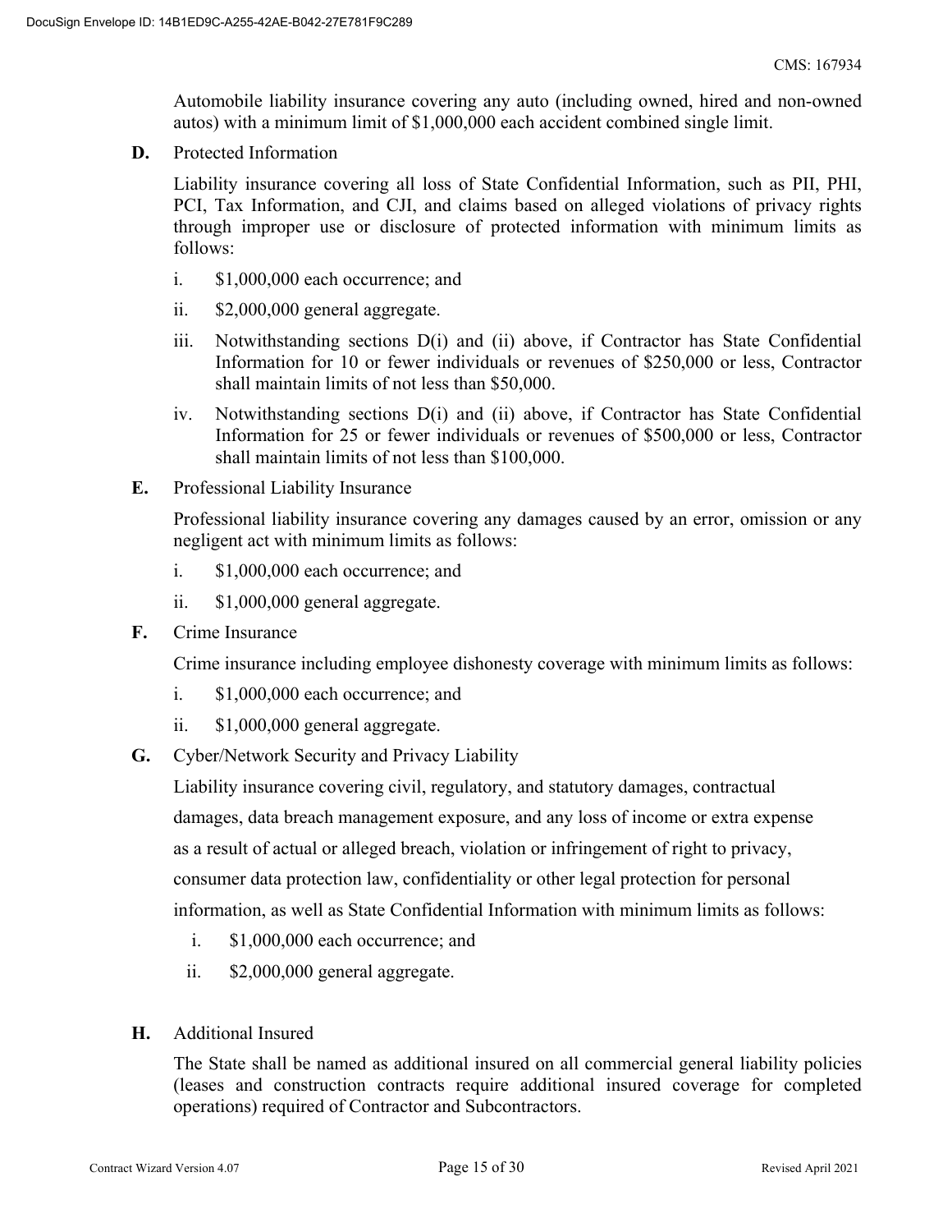Automobile liability insurance covering any auto (including owned, hired and non-owned autos) with a minimum limit of $1,000,000 each accident combined single limit.

**D.** Protected Information

Liability insurance covering all loss of State Confidential Information, such as PII, PHI, PCI, Tax Information, and CJI, and claims based on alleged violations of privacy rights through improper use or disclosure of protected information with minimum limits as follows:

i. $1,000,000 each occurrence; and

ii. $2,000,000 general aggregate.

iii. Notwithstanding sections D(i) and (ii) above, if Contractor has State Confidential Information for 10 or fewer individuals or revenues of $250,000 or less, Contractor shall maintain limits of not less than $50,000.

iv. Notwithstanding sections D(i) and (ii) above, if Contractor has State Confidential Information for 25 or fewer individuals or revenues of $500,000 or less, Contractor shall maintain limits of not less than $100,000.

**E.** Professional Liability Insurance

Professional liability insurance covering any damages caused by an error, omission or any negligent act with minimum limits as follows:

i. $1,000,000 each occurrence; and

ii. $1,000,000 general aggregate.

**F.** Crime Insurance

Crime insurance including employee dishonesty coverage with minimum limits as follows:

i. $1,000,000 each occurrence; and

ii. $1,000,000 general aggregate.

**G.** Cyber/Network Security and Privacy Liability

Liability insurance covering civil, regulatory, and statutory damages, contractual damages, data breach management exposure, and any loss of income or extra expense as a result of actual or alleged breach, violation or infringement of right to privacy, consumer data protection law, confidentiality or other legal protection for personal information, as well as State Confidential Information with minimum limits as follows:

i. $1,000,000 each occurrence; and

ii. $2,000,000 general aggregate.

**H.** Additional Insured

The State shall be named as additional insured on all commercial general liability policies (leases and construction contracts require additional insured coverage for completed operations) required of Contractor and Subcontractors.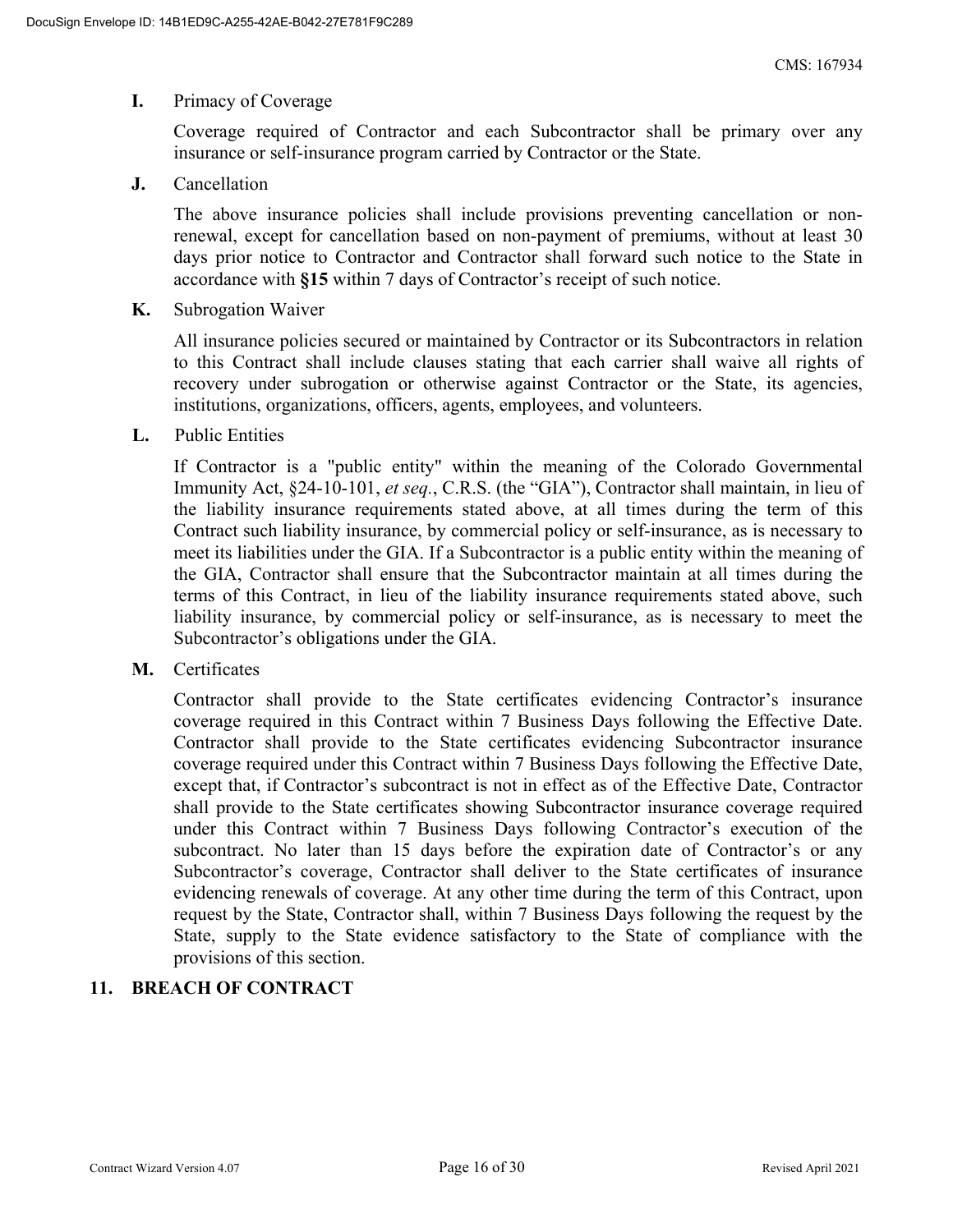**I.** Primacy of Coverage

Coverage required of Contractor and each Subcontractor shall be primary over any insurance or self-insurance program carried by Contractor or the State.

**J.** Cancellation

The above insurance policies shall include provisions preventing cancellation or non-renewal, except for cancellation based on non-payment of premiums, without at least 30 days prior notice to Contractor and Contractor shall forward such notice to the State in accordance with **§15** within 7 days of Contractor's receipt of such notice.

**K.** Subrogation Waiver

All insurance policies secured or maintained by Contractor or its Subcontractors in relation to this Contract shall include clauses stating that each carrier shall waive all rights of recovery under subrogation or otherwise against Contractor or the State, its agencies, institutions, organizations, officers, agents, employees, and volunteers.

**L.** Public Entities

If Contractor is a "public entity" within the meaning of the Colorado Governmental Immunity Act, §24-10-101, *et seq.*, C.R.S. (the "GIA"), Contractor shall maintain, in lieu of the liability insurance requirements stated above, at all times during the term of this Contract such liability insurance, by commercial policy or self-insurance, as is necessary to meet its liabilities under the GIA. If a Subcontractor is a public entity within the meaning of the GIA, Contractor shall ensure that the Subcontractor maintain at all times during the terms of this Contract, in lieu of the liability insurance requirements stated above, such liability insurance, by commercial policy or self-insurance, as is necessary to meet the Subcontractor's obligations under the GIA.

**M.** Certificates

Contractor shall provide to the State certificates evidencing Contractor's insurance coverage required in this Contract within 7 Business Days following the Effective Date. Contractor shall provide to the State certificates evidencing Subcontractor insurance coverage required under this Contract within 7 Business Days following the Effective Date, except that, if Contractor's subcontract is not in effect as of the Effective Date, Contractor shall provide to the State certificates showing Subcontractor insurance coverage required under this Contract within 7 Business Days following Contractor's execution of the subcontract. No later than 15 days before the expiration date of Contractor's or any Subcontractor's coverage, Contractor shall deliver to the State certificates of insurance evidencing renewals of coverage. At any other time during the term of this Contract, upon request by the State, Contractor shall, within 7 Business Days following the request by the State, supply to the State evidence satisfactory to the State of compliance with the provisions of this section.

## 11. BREACH OF CONTRACT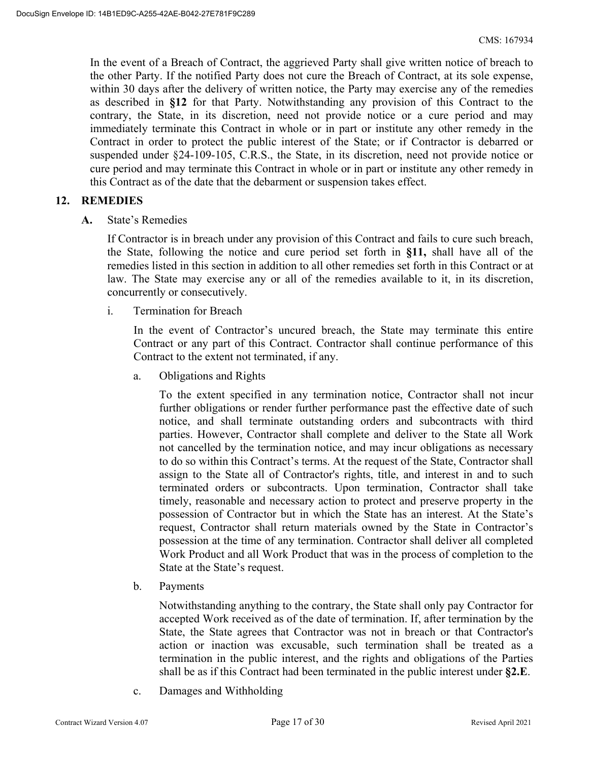In the event of a Breach of Contract, the aggrieved Party shall give written notice of breach to the other Party. If the notified Party does not cure the Breach of Contract, at its sole expense, within 30 days after the delivery of written notice, the Party may exercise any of the remedies as described in **§12** for that Party. Notwithstanding any provision of this Contract to the contrary, the State, in its discretion, need not provide notice or a cure period and may immediately terminate this Contract in whole or in part or institute any other remedy in the Contract in order to protect the public interest of the State; or if Contractor is debarred or suspended under §24-109-105, C.R.S., the State, in its discretion, need not provide notice or cure period and may terminate this Contract in whole or in part or institute any other remedy in this Contract as of the date that the debarment or suspension takes effect.

## 12. REMEDIES

**A.** State's Remedies

If Contractor is in breach under any provision of this Contract and fails to cure such breach, the State, following the notice and cure period set forth in **§11,** shall have all of the remedies listed in this section in addition to all other remedies set forth in this Contract or at law. The State may exercise any or all of the remedies available to it, in its discretion, concurrently or consecutively.

i. Termination for Breach

In the event of Contractor's uncured breach, the State may terminate this entire Contract or any part of this Contract. Contractor shall continue performance of this Contract to the extent not terminated, if any.

a. Obligations and Rights

To the extent specified in any termination notice, Contractor shall not incur further obligations or render further performance past the effective date of such notice, and shall terminate outstanding orders and subcontracts with third parties. However, Contractor shall complete and deliver to the State all Work not cancelled by the termination notice, and may incur obligations as necessary to do so within this Contract's terms. At the request of the State, Contractor shall assign to the State all of Contractor's rights, title, and interest in and to such terminated orders or subcontracts. Upon termination, Contractor shall take timely, reasonable and necessary action to protect and preserve property in the possession of Contractor but in which the State has an interest. At the State's request, Contractor shall return materials owned by the State in Contractor's possession at the time of any termination. Contractor shall deliver all completed Work Product and all Work Product that was in the process of completion to the State at the State's request.

b. Payments

Notwithstanding anything to the contrary, the State shall only pay Contractor for accepted Work received as of the date of termination. If, after termination by the State, the State agrees that Contractor was not in breach or that Contractor's action or inaction was excusable, such termination shall be treated as a termination in the public interest, and the rights and obligations of the Parties shall be as if this Contract had been terminated in the public interest under **§2.E**.

c. Damages and Withholding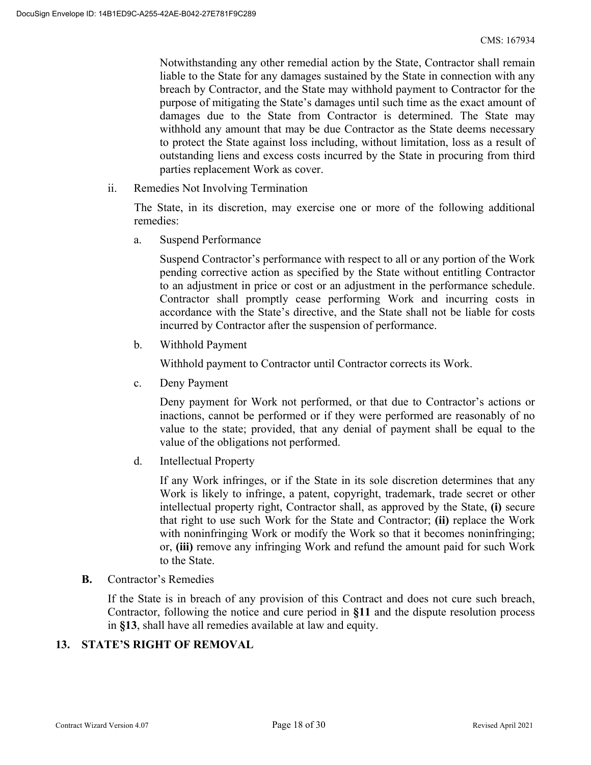Notwithstanding any other remedial action by the State, Contractor shall remain liable to the State for any damages sustained by the State in connection with any breach by Contractor, and the State may withhold payment to Contractor for the purpose of mitigating the State's damages until such time as the exact amount of damages due to the State from Contractor is determined. The State may withhold any amount that may be due Contractor as the State deems necessary to protect the State against loss including, without limitation, loss as a result of outstanding liens and excess costs incurred by the State in procuring from third parties replacement Work as cover.

ii. Remedies Not Involving Termination

The State, in its discretion, may exercise one or more of the following additional remedies:

a. Suspend Performance

Suspend Contractor's performance with respect to all or any portion of the Work pending corrective action as specified by the State without entitling Contractor to an adjustment in price or cost or an adjustment in the performance schedule. Contractor shall promptly cease performing Work and incurring costs in accordance with the State's directive, and the State shall not be liable for costs incurred by Contractor after the suspension of performance.

b. Withhold Payment

Withhold payment to Contractor until Contractor corrects its Work.

c. Deny Payment

Deny payment for Work not performed, or that due to Contractor's actions or inactions, cannot be performed or if they were performed are reasonably of no value to the state; provided, that any denial of payment shall be equal to the value of the obligations not performed.

d. Intellectual Property

If any Work infringes, or if the State in its sole discretion determines that any Work is likely to infringe, a patent, copyright, trademark, trade secret or other intellectual property right, Contractor shall, as approved by the State, **(i)** secure that right to use such Work for the State and Contractor; **(ii)** replace the Work with noninfringing Work or modify the Work so that it becomes noninfringing; or, **(iii)** remove any infringing Work and refund the amount paid for such Work to the State.

**B.** Contractor's Remedies

If the State is in breach of any provision of this Contract and does not cure such breach, Contractor, following the notice and cure period in **§11** and the dispute resolution process in **§13**, shall have all remedies available at law and equity.

## 13. STATE'S RIGHT OF REMOVAL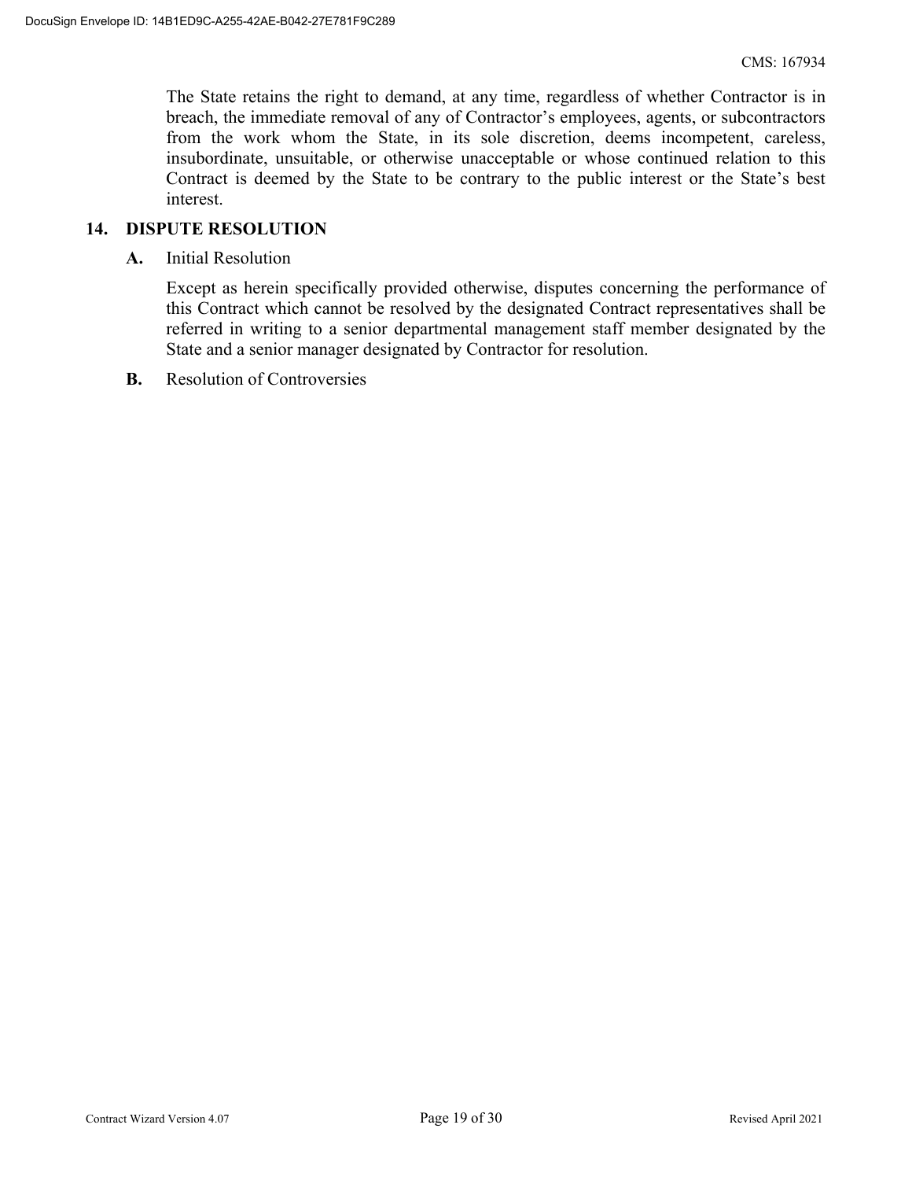The State retains the right to demand, at any time, regardless of whether Contractor is in breach, the immediate removal of any of Contractor's employees, agents, or subcontractors from the work whom the State, in its sole discretion, deems incompetent, careless, insubordinate, unsuitable, or otherwise unacceptable or whose continued relation to this Contract is deemed by the State to be contrary to the public interest or the State's best interest.

## 14. DISPUTE RESOLUTION

**A.** Initial Resolution

Except as herein specifically provided otherwise, disputes concerning the performance of this Contract which cannot be resolved by the designated Contract representatives shall be referred in writing to a senior departmental management staff member designated by the State and a senior manager designated by Contractor for resolution.

**B.** Resolution of Controversies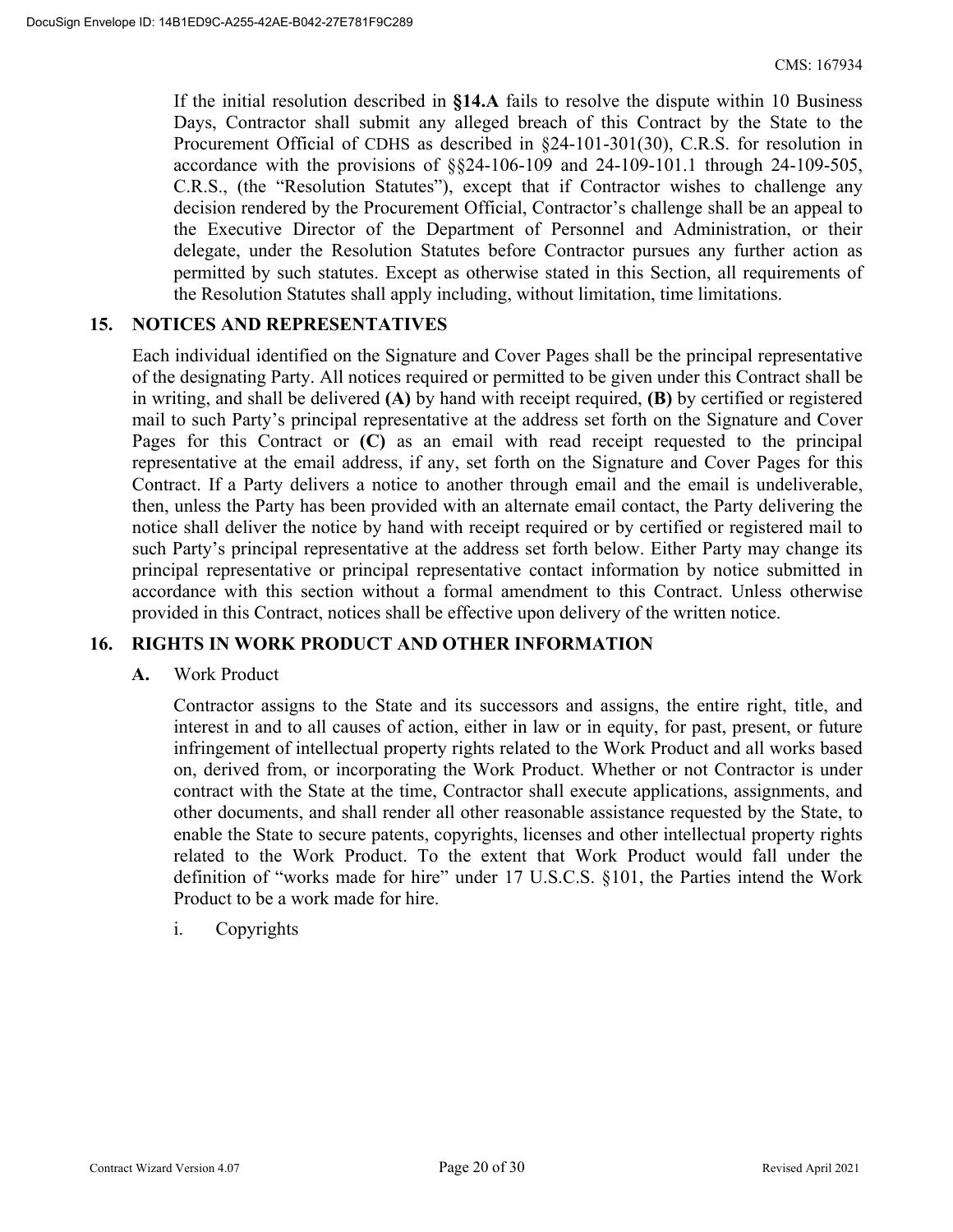If the initial resolution described in **§14.A** fails to resolve the dispute within 10 Business Days, Contractor shall submit any alleged breach of this Contract by the State to the Procurement Official of CDHS as described in §24-101-301(30), C.R.S. for resolution in accordance with the provisions of §§24-106-109 and 24-109-101.1 through 24-109-505, C.R.S., (the "Resolution Statutes"), except that if Contractor wishes to challenge any decision rendered by the Procurement Official, Contractor's challenge shall be an appeal to the Executive Director of the Department of Personnel and Administration, or their delegate, under the Resolution Statutes before Contractor pursues any further action as permitted by such statutes. Except as otherwise stated in this Section, all requirements of the Resolution Statutes shall apply including, without limitation, time limitations.

## 15. NOTICES AND REPRESENTATIVES

Each individual identified on the Signature and Cover Pages shall be the principal representative of the designating Party. All notices required or permitted to be given under this Contract shall be in writing, and shall be delivered **(A)** by hand with receipt required, **(B)** by certified or registered mail to such Party's principal representative at the address set forth on the Signature and Cover Pages for this Contract or **(C)** as an email with read receipt requested to the principal representative at the email address, if any, set forth on the Signature and Cover Pages for this Contract. If a Party delivers a notice to another through email and the email is undeliverable, then, unless the Party has been provided with an alternate email contact, the Party delivering the notice shall deliver the notice by hand with receipt required or by certified or registered mail to such Party's principal representative at the address set forth below. Either Party may change its principal representative or principal representative contact information by notice submitted in accordance with this section without a formal amendment to this Contract. Unless otherwise provided in this Contract, notices shall be effective upon delivery of the written notice.

## 16. RIGHTS IN WORK PRODUCT AND OTHER INFORMATION

**A.** Work Product

Contractor assigns to the State and its successors and assigns, the entire right, title, and interest in and to all causes of action, either in law or in equity, for past, present, or future infringement of intellectual property rights related to the Work Product and all works based on, derived from, or incorporating the Work Product. Whether or not Contractor is under contract with the State at the time, Contractor shall execute applications, assignments, and other documents, and shall render all other reasonable assistance requested by the State, to enable the State to secure patents, copyrights, licenses and other intellectual property rights related to the Work Product. To the extent that Work Product would fall under the definition of "works made for hire" under 17 U.S.C.S. §101, the Parties intend the Work Product to be a work made for hire.

i. Copyrights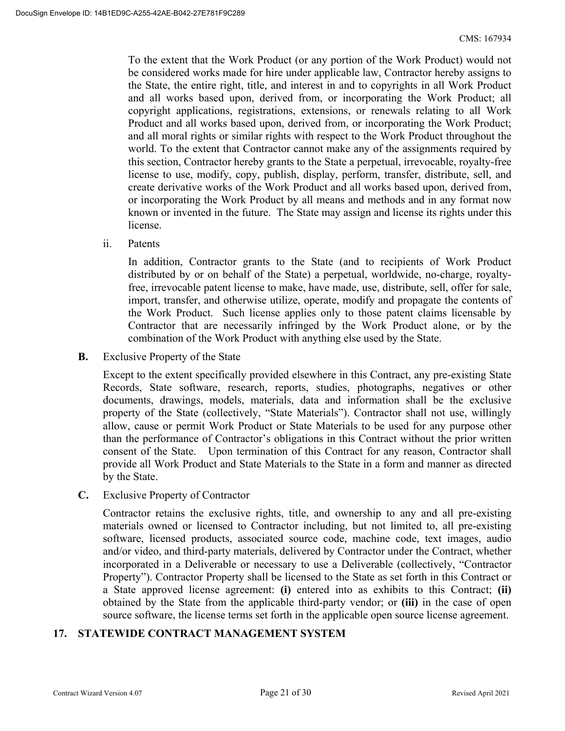To the extent that the Work Product (or any portion of the Work Product) would not be considered works made for hire under applicable law, Contractor hereby assigns to the State, the entire right, title, and interest in and to copyrights in all Work Product and all works based upon, derived from, or incorporating the Work Product; all copyright applications, registrations, extensions, or renewals relating to all Work Product and all works based upon, derived from, or incorporating the Work Product; and all moral rights or similar rights with respect to the Work Product throughout the world. To the extent that Contractor cannot make any of the assignments required by this section, Contractor hereby grants to the State a perpetual, irrevocable, royalty-free license to use, modify, copy, publish, display, perform, transfer, distribute, sell, and create derivative works of the Work Product and all works based upon, derived from, or incorporating the Work Product by all means and methods and in any format now known or invented in the future. The State may assign and license its rights under this license.

ii. Patents

In addition, Contractor grants to the State (and to recipients of Work Product distributed by or on behalf of the State) a perpetual, worldwide, no-charge, royalty-free, irrevocable patent license to make, have made, use, distribute, sell, offer for sale, import, transfer, and otherwise utilize, operate, modify and propagate the contents of the Work Product. Such license applies only to those patent claims licensable by Contractor that are necessarily infringed by the Work Product alone, or by the combination of the Work Product with anything else used by the State.

**B.** Exclusive Property of the State

Except to the extent specifically provided elsewhere in this Contract, any pre-existing State Records, State software, research, reports, studies, photographs, negatives or other documents, drawings, models, materials, data and information shall be the exclusive property of the State (collectively, "State Materials"). Contractor shall not use, willingly allow, cause or permit Work Product or State Materials to be used for any purpose other than the performance of Contractor's obligations in this Contract without the prior written consent of the State. Upon termination of this Contract for any reason, Contractor shall provide all Work Product and State Materials to the State in a form and manner as directed by the State.

**C.** Exclusive Property of Contractor

Contractor retains the exclusive rights, title, and ownership to any and all pre-existing materials owned or licensed to Contractor including, but not limited to, all pre-existing software, licensed products, associated source code, machine code, text images, audio and/or video, and third-party materials, delivered by Contractor under the Contract, whether incorporated in a Deliverable or necessary to use a Deliverable (collectively, "Contractor Property"). Contractor Property shall be licensed to the State as set forth in this Contract or a State approved license agreement: **(i)** entered into as exhibits to this Contract; **(ii)** obtained by the State from the applicable third-party vendor; or **(iii)** in the case of open source software, the license terms set forth in the applicable open source license agreement.

## 17. STATEWIDE CONTRACT MANAGEMENT SYSTEM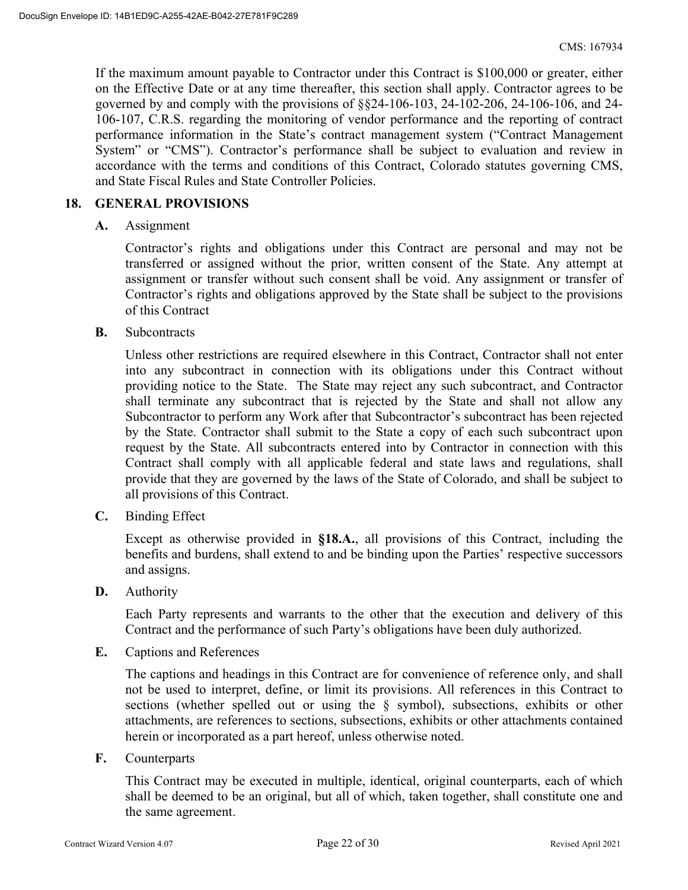If the maximum amount payable to Contractor under this Contract is $100,000 or greater, either on the Effective Date or at any time thereafter, this section shall apply. Contractor agrees to be governed by and comply with the provisions of §§24-106-103, 24-102-206, 24-106-106, and 24-106-107, C.R.S. regarding the monitoring of vendor performance and the reporting of contract performance information in the State's contract management system ("Contract Management System" or "CMS"). Contractor's performance shall be subject to evaluation and review in accordance with the terms and conditions of this Contract, Colorado statutes governing CMS, and State Fiscal Rules and State Controller Policies.

## 18. GENERAL PROVISIONS

**A.** Assignment

Contractor's rights and obligations under this Contract are personal and may not be transferred or assigned without the prior, written consent of the State. Any attempt at assignment or transfer without such consent shall be void. Any assignment or transfer of Contractor's rights and obligations approved by the State shall be subject to the provisions of this Contract

**B.** Subcontracts

Unless other restrictions are required elsewhere in this Contract, Contractor shall not enter into any subcontract in connection with its obligations under this Contract without providing notice to the State. The State may reject any such subcontract, and Contractor shall terminate any subcontract that is rejected by the State and shall not allow any Subcontractor to perform any Work after that Subcontractor's subcontract has been rejected by the State. Contractor shall submit to the State a copy of each such subcontract upon request by the State. All subcontracts entered into by Contractor in connection with this Contract shall comply with all applicable federal and state laws and regulations, shall provide that they are governed by the laws of the State of Colorado, and shall be subject to all provisions of this Contract.

**C.** Binding Effect

Except as otherwise provided in **§18.A.**, all provisions of this Contract, including the benefits and burdens, shall extend to and be binding upon the Parties' respective successors and assigns.

**D.** Authority

Each Party represents and warrants to the other that the execution and delivery of this Contract and the performance of such Party's obligations have been duly authorized.

**E.** Captions and References

The captions and headings in this Contract are for convenience of reference only, and shall not be used to interpret, define, or limit its provisions. All references in this Contract to sections (whether spelled out or using the § symbol), subsections, exhibits or other attachments, are references to sections, subsections, exhibits or other attachments contained herein or incorporated as a part hereof, unless otherwise noted.

**F.** Counterparts

This Contract may be executed in multiple, identical, original counterparts, each of which shall be deemed to be an original, but all of which, taken together, shall constitute one and the same agreement.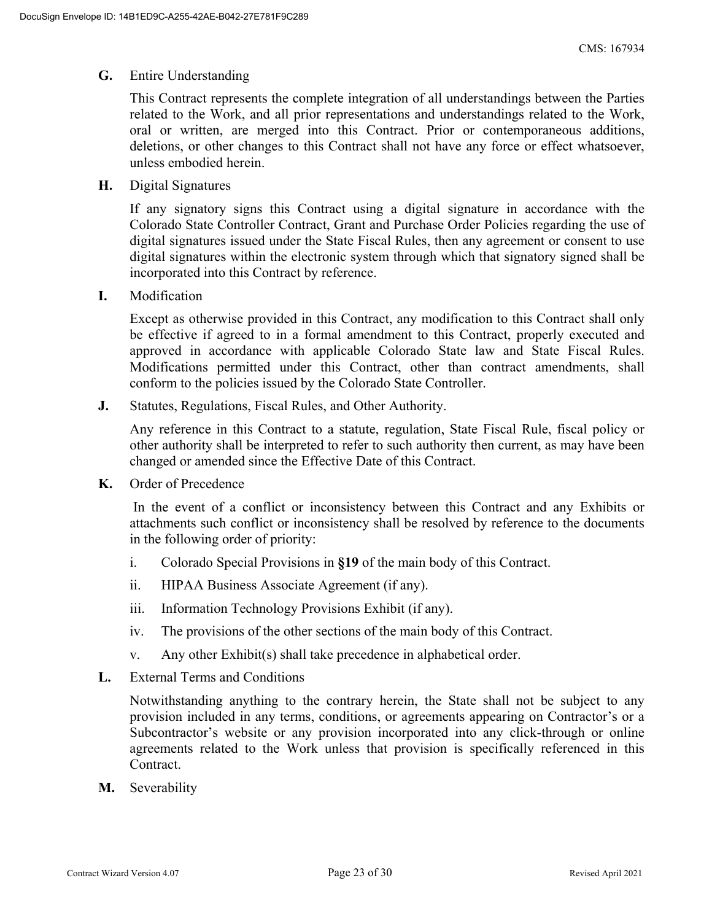**G.** Entire Understanding

This Contract represents the complete integration of all understandings between the Parties related to the Work, and all prior representations and understandings related to the Work, oral or written, are merged into this Contract. Prior or contemporaneous additions, deletions, or other changes to this Contract shall not have any force or effect whatsoever, unless embodied herein.

**H.** Digital Signatures

If any signatory signs this Contract using a digital signature in accordance with the Colorado State Controller Contract, Grant and Purchase Order Policies regarding the use of digital signatures issued under the State Fiscal Rules, then any agreement or consent to use digital signatures within the electronic system through which that signatory signed shall be incorporated into this Contract by reference.

**I.** Modification

Except as otherwise provided in this Contract, any modification to this Contract shall only be effective if agreed to in a formal amendment to this Contract, properly executed and approved in accordance with applicable Colorado State law and State Fiscal Rules. Modifications permitted under this Contract, other than contract amendments, shall conform to the policies issued by the Colorado State Controller.

**J.** Statutes, Regulations, Fiscal Rules, and Other Authority.

Any reference in this Contract to a statute, regulation, State Fiscal Rule, fiscal policy or other authority shall be interpreted to refer to such authority then current, as may have been changed or amended since the Effective Date of this Contract.

**K.** Order of Precedence

In the event of a conflict or inconsistency between this Contract and any Exhibits or attachments such conflict or inconsistency shall be resolved by reference to the documents in the following order of priority:

i. Colorado Special Provisions in **§19** of the main body of this Contract.

ii. HIPAA Business Associate Agreement (if any).

iii. Information Technology Provisions Exhibit (if any).

iv. The provisions of the other sections of the main body of this Contract.

v. Any other Exhibit(s) shall take precedence in alphabetical order.

**L.** External Terms and Conditions

Notwithstanding anything to the contrary herein, the State shall not be subject to any provision included in any terms, conditions, or agreements appearing on Contractor's or a Subcontractor's website or any provision incorporated into any click-through or online agreements related to the Work unless that provision is specifically referenced in this Contract.

**M.** Severability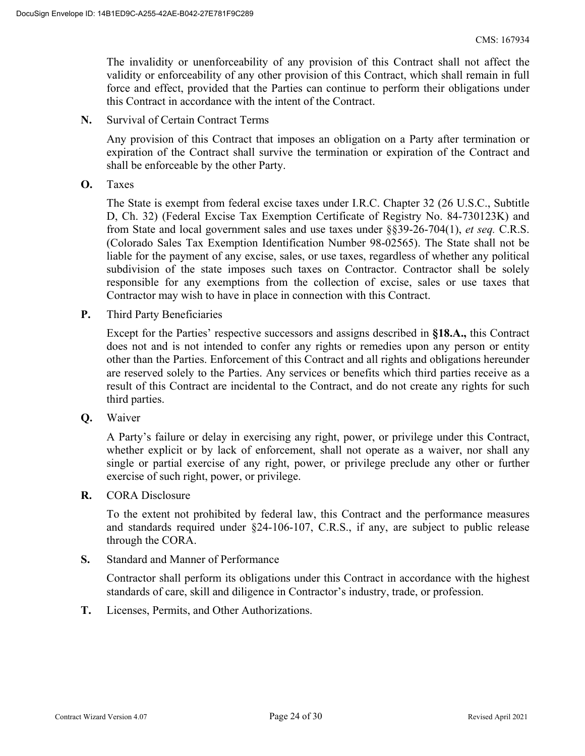The invalidity or unenforceability of any provision of this Contract shall not affect the validity or enforceability of any other provision of this Contract, which shall remain in full force and effect, provided that the Parties can continue to perform their obligations under this Contract in accordance with the intent of the Contract.

**N.** Survival of Certain Contract Terms

Any provision of this Contract that imposes an obligation on a Party after termination or expiration of the Contract shall survive the termination or expiration of the Contract and shall be enforceable by the other Party.

**O.** Taxes

The State is exempt from federal excise taxes under I.R.C. Chapter 32 (26 U.S.C., Subtitle D, Ch. 32) (Federal Excise Tax Exemption Certificate of Registry No. 84-730123K) and from State and local government sales and use taxes under §§39-26-704(1), *et seq.* C.R.S. (Colorado Sales Tax Exemption Identification Number 98-02565). The State shall not be liable for the payment of any excise, sales, or use taxes, regardless of whether any political subdivision of the state imposes such taxes on Contractor. Contractor shall be solely responsible for any exemptions from the collection of excise, sales or use taxes that Contractor may wish to have in place in connection with this Contract.

**P.** Third Party Beneficiaries

Except for the Parties' respective successors and assigns described in **§18.A.,** this Contract does not and is not intended to confer any rights or remedies upon any person or entity other than the Parties. Enforcement of this Contract and all rights and obligations hereunder are reserved solely to the Parties. Any services or benefits which third parties receive as a result of this Contract are incidental to the Contract, and do not create any rights for such third parties.

**Q.** Waiver

A Party's failure or delay in exercising any right, power, or privilege under this Contract, whether explicit or by lack of enforcement, shall not operate as a waiver, nor shall any single or partial exercise of any right, power, or privilege preclude any other or further exercise of such right, power, or privilege.

**R.** CORA Disclosure

To the extent not prohibited by federal law, this Contract and the performance measures and standards required under §24-106-107, C.R.S., if any, are subject to public release through the CORA.

**S.** Standard and Manner of Performance

Contractor shall perform its obligations under this Contract in accordance with the highest standards of care, skill and diligence in Contractor's industry, trade, or profession.

**T.** Licenses, Permits, and Other Authorizations.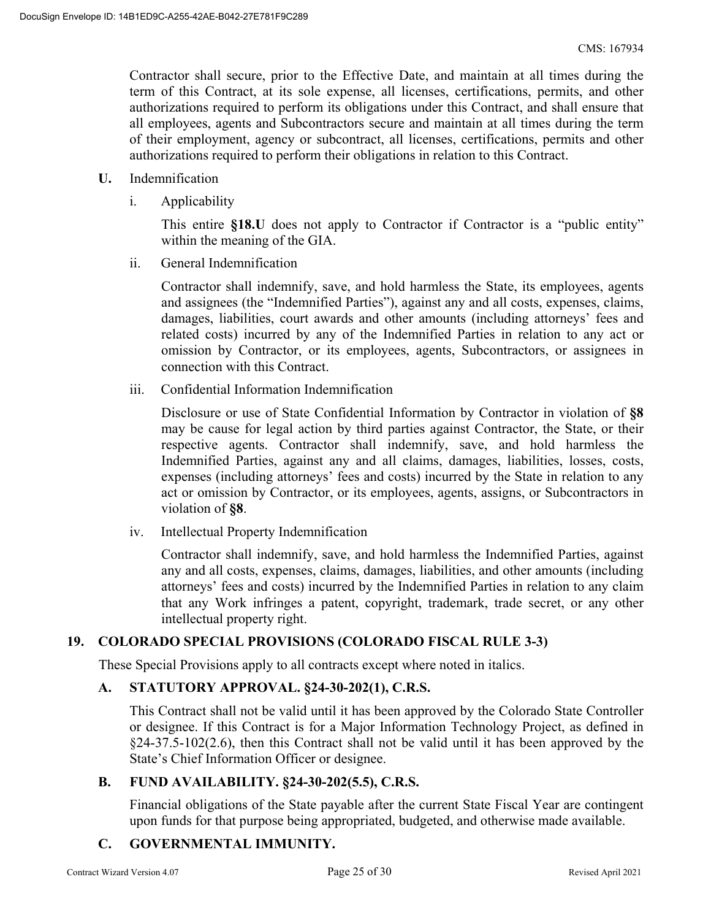Contractor shall secure, prior to the Effective Date, and maintain at all times during the term of this Contract, at its sole expense, all licenses, certifications, permits, and other authorizations required to perform its obligations under this Contract, and shall ensure that all employees, agents and Subcontractors secure and maintain at all times during the term of their employment, agency or subcontract, all licenses, certifications, permits and other authorizations required to perform their obligations in relation to this Contract.

**U.** Indemnification

i. Applicability

This entire **§18.U** does not apply to Contractor if Contractor is a "public entity" within the meaning of the GIA.

ii. General Indemnification

Contractor shall indemnify, save, and hold harmless the State, its employees, agents and assignees (the "Indemnified Parties"), against any and all costs, expenses, claims, damages, liabilities, court awards and other amounts (including attorneys' fees and related costs) incurred by any of the Indemnified Parties in relation to any act or omission by Contractor, or its employees, agents, Subcontractors, or assignees in connection with this Contract.

iii. Confidential Information Indemnification

Disclosure or use of State Confidential Information by Contractor in violation of **§8** may be cause for legal action by third parties against Contractor, the State, or their respective agents. Contractor shall indemnify, save, and hold harmless the Indemnified Parties, against any and all claims, damages, liabilities, losses, costs, expenses (including attorneys' fees and costs) incurred by the State in relation to any act or omission by Contractor, or its employees, agents, assigns, or Subcontractors in violation of **§8**.

iv. Intellectual Property Indemnification

Contractor shall indemnify, save, and hold harmless the Indemnified Parties, against any and all costs, expenses, claims, damages, liabilities, and other amounts (including attorneys' fees and costs) incurred by the Indemnified Parties in relation to any claim that any Work infringes a patent, copyright, trademark, trade secret, or any other intellectual property right.

## 19. COLORADO SPECIAL PROVISIONS (COLORADO FISCAL RULE 3-3)

These Special Provisions apply to all contracts except where noted in italics.

### A. STATUTORY APPROVAL. §24-30-202(1), C.R.S.

This Contract shall not be valid until it has been approved by the Colorado State Controller or designee. If this Contract is for a Major Information Technology Project, as defined in §24-37.5-102(2.6), then this Contract shall not be valid until it has been approved by the State's Chief Information Officer or designee.

### B. FUND AVAILABILITY. §24-30-202(5.5), C.R.S.

Financial obligations of the State payable after the current State Fiscal Year are contingent upon funds for that purpose being appropriated, budgeted, and otherwise made available.

### C. GOVERNMENTAL IMMUNITY.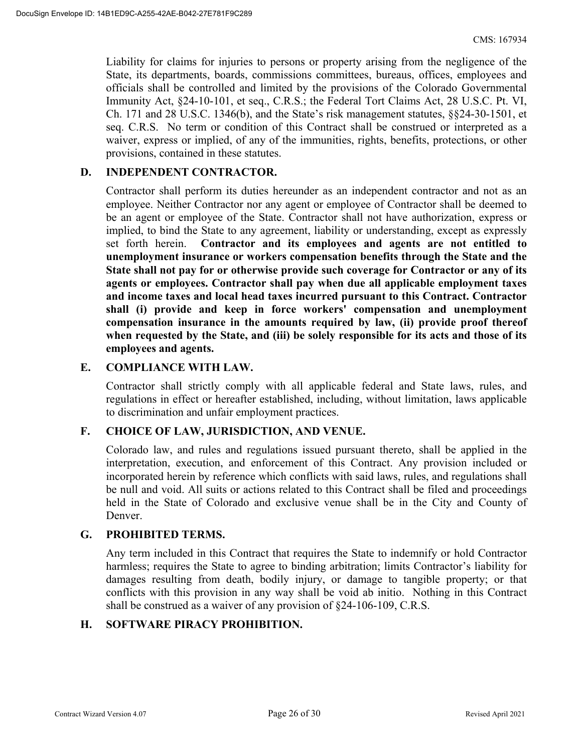Liability for claims for injuries to persons or property arising from the negligence of the State, its departments, boards, commissions committees, bureaus, offices, employees and officials shall be controlled and limited by the provisions of the Colorado Governmental Immunity Act, §24-10-101, et seq., C.R.S.; the Federal Tort Claims Act, 28 U.S.C. Pt. VI, Ch. 171 and 28 U.S.C. 1346(b), and the State's risk management statutes, §§24-30-1501, et seq. C.R.S. No term or condition of this Contract shall be construed or interpreted as a waiver, express or implied, of any of the immunities, rights, benefits, protections, or other provisions, contained in these statutes.

**D. INDEPENDENT CONTRACTOR.**

Contractor shall perform its duties hereunder as an independent contractor and not as an employee. Neither Contractor nor any agent or employee of Contractor shall be deemed to be an agent or employee of the State. Contractor shall not have authorization, express or implied, to bind the State to any agreement, liability or understanding, except as expressly set forth herein. **Contractor and its employees and agents are not entitled to unemployment insurance or workers compensation benefits through the State and the State shall not pay for or otherwise provide such coverage for Contractor or any of its agents or employees. Contractor shall pay when due all applicable employment taxes and income taxes and local head taxes incurred pursuant to this Contract. Contractor shall (i) provide and keep in force workers' compensation and unemployment compensation insurance in the amounts required by law, (ii) provide proof thereof when requested by the State, and (iii) be solely responsible for its acts and those of its employees and agents.**

**E. COMPLIANCE WITH LAW.**

Contractor shall strictly comply with all applicable federal and State laws, rules, and regulations in effect or hereafter established, including, without limitation, laws applicable to discrimination and unfair employment practices.

**F. CHOICE OF LAW, JURISDICTION, AND VENUE.**

Colorado law, and rules and regulations issued pursuant thereto, shall be applied in the interpretation, execution, and enforcement of this Contract. Any provision included or incorporated herein by reference which conflicts with said laws, rules, and regulations shall be null and void. All suits or actions related to this Contract shall be filed and proceedings held in the State of Colorado and exclusive venue shall be in the City and County of Denver.

**G. PROHIBITED TERMS.**

Any term included in this Contract that requires the State to indemnify or hold Contractor harmless; requires the State to agree to binding arbitration; limits Contractor's liability for damages resulting from death, bodily injury, or damage to tangible property; or that conflicts with this provision in any way shall be void ab initio. Nothing in this Contract shall be construed as a waiver of any provision of §24-106-109, C.R.S.

**H. SOFTWARE PIRACY PROHIBITION.**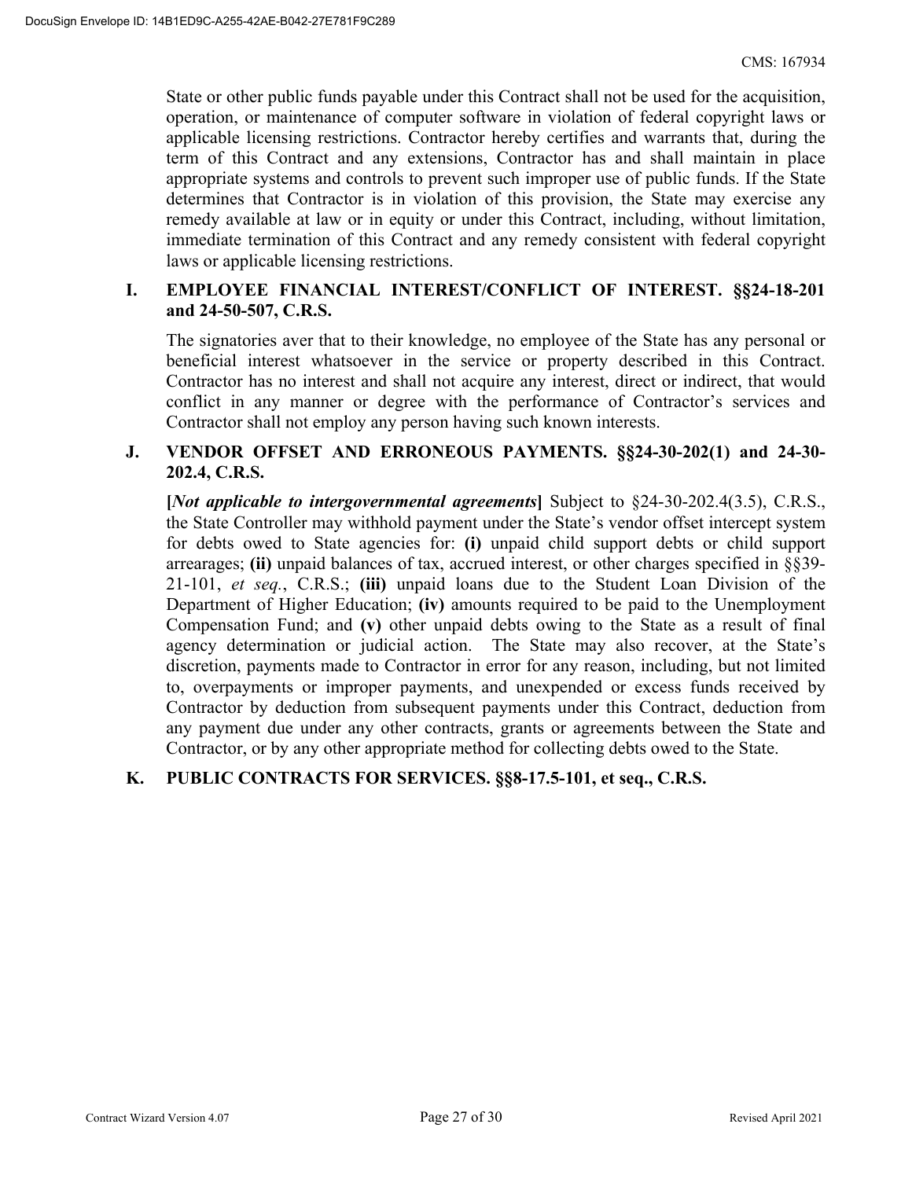State or other public funds payable under this Contract shall not be used for the acquisition, operation, or maintenance of computer software in violation of federal copyright laws or applicable licensing restrictions. Contractor hereby certifies and warrants that, during the term of this Contract and any extensions, Contractor has and shall maintain in place appropriate systems and controls to prevent such improper use of public funds. If the State determines that Contractor is in violation of this provision, the State may exercise any remedy available at law or in equity or under this Contract, including, without limitation, immediate termination of this Contract and any remedy consistent with federal copyright laws or applicable licensing restrictions.

**I. EMPLOYEE FINANCIAL INTEREST/CONFLICT OF INTEREST. §§24-18-201 and 24-50-507, C.R.S.**

The signatories aver that to their knowledge, no employee of the State has any personal or beneficial interest whatsoever in the service or property described in this Contract. Contractor has no interest and shall not acquire any interest, direct or indirect, that would conflict in any manner or degree with the performance of Contractor's services and Contractor shall not employ any person having such known interests.

**J. VENDOR OFFSET AND ERRONEOUS PAYMENTS. §§24-30-202(1) and 24-30-202.4, C.R.S.**

**[*Not applicable to intergovernmental agreements*]** Subject to §24-30-202.4(3.5), C.R.S., the State Controller may withhold payment under the State's vendor offset intercept system for debts owed to State agencies for: **(i)** unpaid child support debts or child support arrearages; **(ii)** unpaid balances of tax, accrued interest, or other charges specified in §§39-21-101, *et seq.*, C.R.S.; **(iii)** unpaid loans due to the Student Loan Division of the Department of Higher Education; **(iv)** amounts required to be paid to the Unemployment Compensation Fund; and **(v)** other unpaid debts owing to the State as a result of final agency determination or judicial action. The State may also recover, at the State's discretion, payments made to Contractor in error for any reason, including, but not limited to, overpayments or improper payments, and unexpended or excess funds received by Contractor by deduction from subsequent payments under this Contract, deduction from any payment due under any other contracts, grants or agreements between the State and Contractor, or by any other appropriate method for collecting debts owed to the State.

**K. PUBLIC CONTRACTS FOR SERVICES. §§8-17.5-101, et seq., C.R.S.**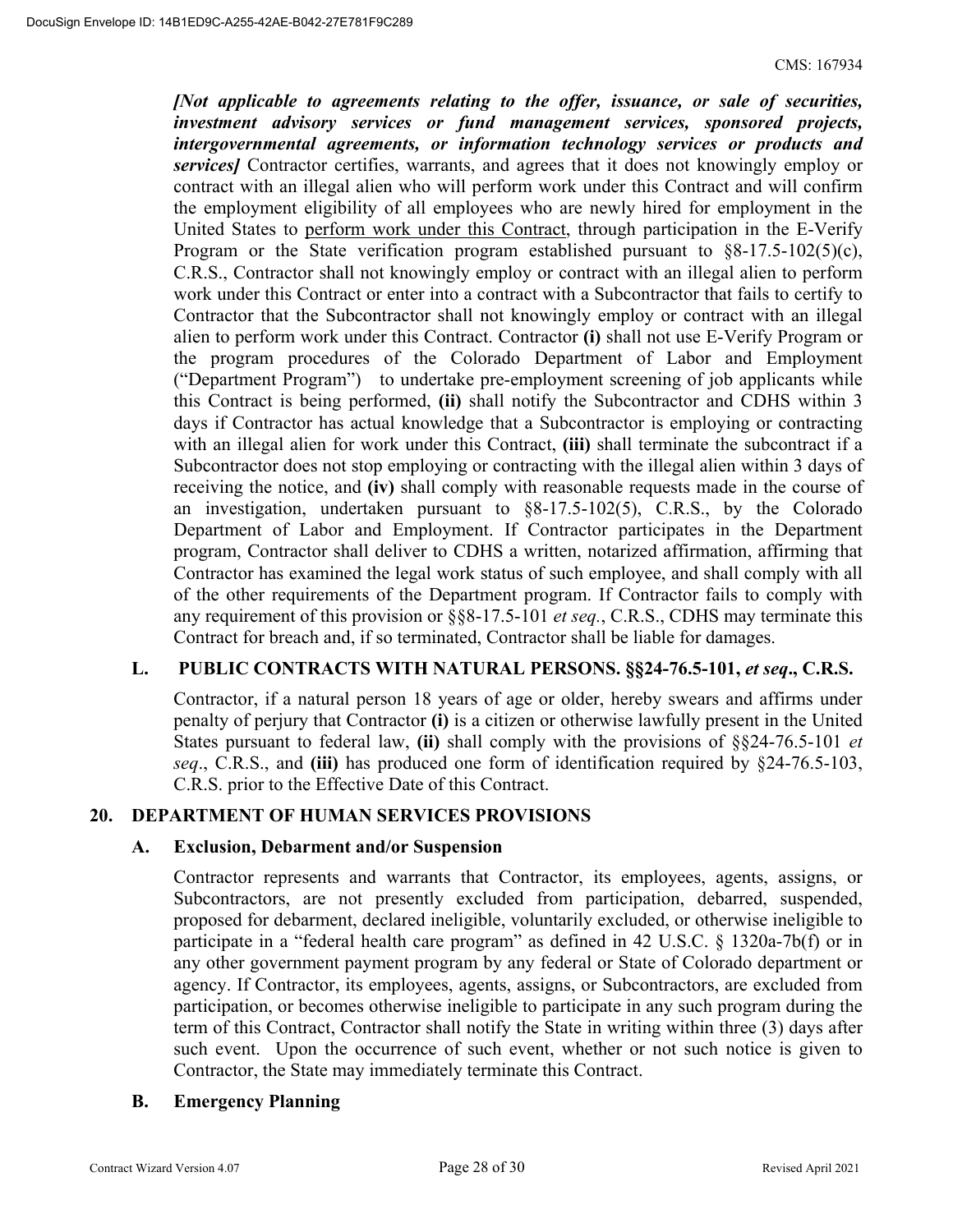***[Not applicable to agreements relating to the offer, issuance, or sale of securities, investment advisory services or fund management services, sponsored projects, intergovernmental agreements, or information technology services or products and services]*** Contractor certifies, warrants, and agrees that it does not knowingly employ or contract with an illegal alien who will perform work under this Contract and will confirm the employment eligibility of all employees who are newly hired for employment in the United States to perform work under this Contract, through participation in the E-Verify Program or the State verification program established pursuant to §8-17.5-102(5)(c), C.R.S., Contractor shall not knowingly employ or contract with an illegal alien to perform work under this Contract or enter into a contract with a Subcontractor that fails to certify to Contractor that the Subcontractor shall not knowingly employ or contract with an illegal alien to perform work under this Contract. Contractor **(i)** shall not use E-Verify Program or the program procedures of the Colorado Department of Labor and Employment ("Department Program") to undertake pre-employment screening of job applicants while this Contract is being performed, **(ii)** shall notify the Subcontractor and CDHS within 3 days if Contractor has actual knowledge that a Subcontractor is employing or contracting with an illegal alien for work under this Contract, **(iii)** shall terminate the subcontract if a Subcontractor does not stop employing or contracting with the illegal alien within 3 days of receiving the notice, and **(iv)** shall comply with reasonable requests made in the course of an investigation, undertaken pursuant to §8-17.5-102(5), C.R.S., by the Colorado Department of Labor and Employment. If Contractor participates in the Department program, Contractor shall deliver to CDHS a written, notarized affirmation, affirming that Contractor has examined the legal work status of such employee, and shall comply with all of the other requirements of the Department program. If Contractor fails to comply with any requirement of this provision or §§8-17.5-101 *et seq.*, C.R.S., CDHS may terminate this Contract for breach and, if so terminated, Contractor shall be liable for damages.

### L. PUBLIC CONTRACTS WITH NATURAL PERSONS. §§24-76.5-101, *et seq*., C.R.S.

Contractor, if a natural person 18 years of age or older, hereby swears and affirms under penalty of perjury that Contractor **(i)** is a citizen or otherwise lawfully present in the United States pursuant to federal law, **(ii)** shall comply with the provisions of §§24-76.5-101 *et seq*., C.R.S., and **(iii)** has produced one form of identification required by §24-76.5-103, C.R.S. prior to the Effective Date of this Contract.

## 20. DEPARTMENT OF HUMAN SERVICES PROVISIONS

### A. Exclusion, Debarment and/or Suspension

Contractor represents and warrants that Contractor, its employees, agents, assigns, or Subcontractors, are not presently excluded from participation, debarred, suspended, proposed for debarment, declared ineligible, voluntarily excluded, or otherwise ineligible to participate in a "federal health care program" as defined in 42 U.S.C. § 1320a-7b(f) or in any other government payment program by any federal or State of Colorado department or agency. If Contractor, its employees, agents, assigns, or Subcontractors, are excluded from participation, or becomes otherwise ineligible to participate in any such program during the term of this Contract, Contractor shall notify the State in writing within three (3) days after such event. Upon the occurrence of such event, whether or not such notice is given to Contractor, the State may immediately terminate this Contract.

### B. Emergency Planning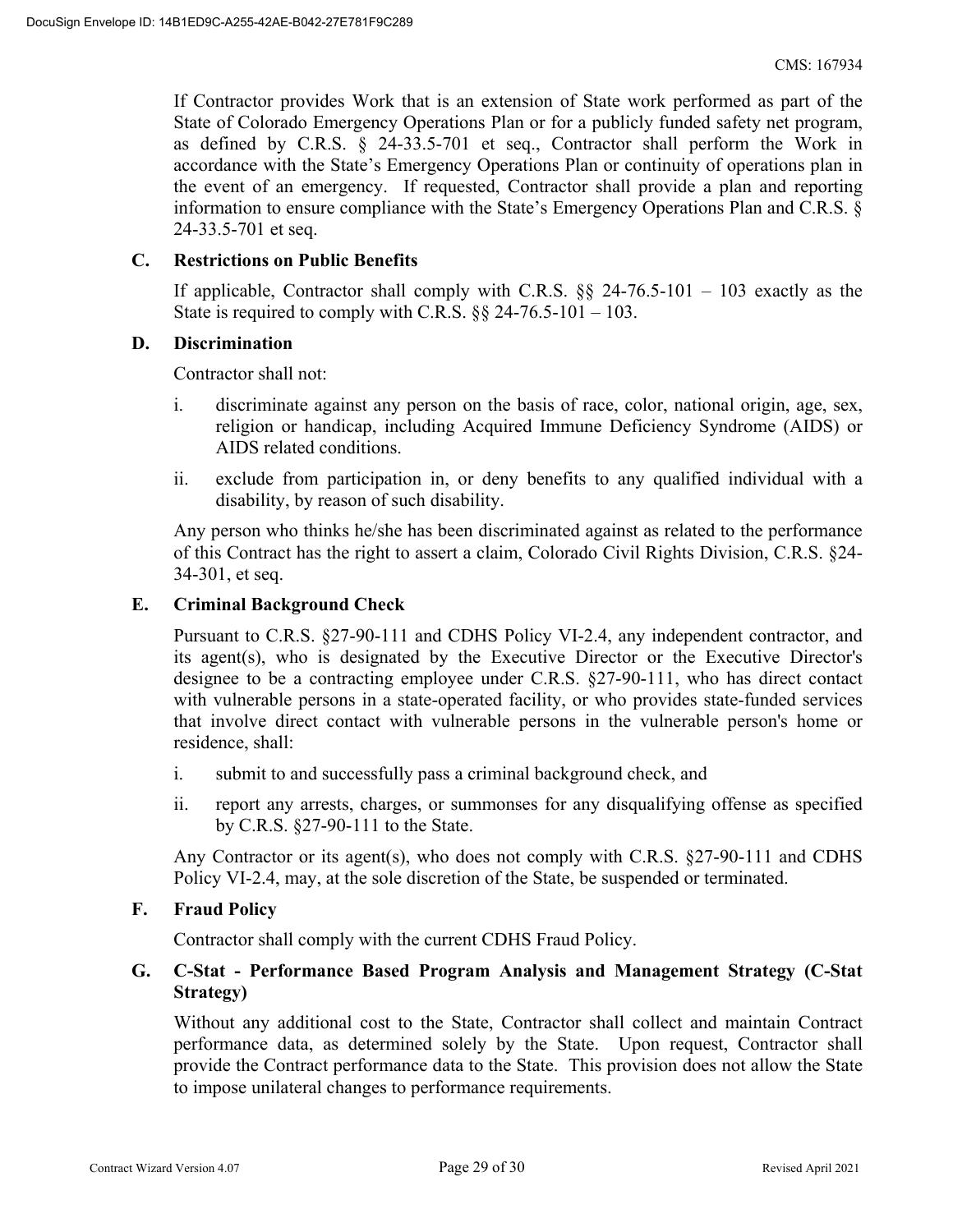If Contractor provides Work that is an extension of State work performed as part of the State of Colorado Emergency Operations Plan or for a publicly funded safety net program, as defined by C.R.S. § 24-33.5-701 et seq., Contractor shall perform the Work in accordance with the State's Emergency Operations Plan or continuity of operations plan in the event of an emergency. If requested, Contractor shall provide a plan and reporting information to ensure compliance with the State's Emergency Operations Plan and C.R.S. § 24-33.5-701 et seq.

**C. Restrictions on Public Benefits**

If applicable, Contractor shall comply with C.R.S. §§ 24-76.5-101 – 103 exactly as the State is required to comply with C.R.S. §§ 24-76.5-101 – 103.

**D. Discrimination**

Contractor shall not:

i. discriminate against any person on the basis of race, color, national origin, age, sex, religion or handicap, including Acquired Immune Deficiency Syndrome (AIDS) or AIDS related conditions.

ii. exclude from participation in, or deny benefits to any qualified individual with a disability, by reason of such disability.

Any person who thinks he/she has been discriminated against as related to the performance of this Contract has the right to assert a claim, Colorado Civil Rights Division, C.R.S. §24-34-301, et seq.

**E. Criminal Background Check**

Pursuant to C.R.S. §27-90-111 and CDHS Policy VI-2.4, any independent contractor, and its agent(s), who is designated by the Executive Director or the Executive Director's designee to be a contracting employee under C.R.S. §27-90-111, who has direct contact with vulnerable persons in a state-operated facility, or who provides state-funded services that involve direct contact with vulnerable persons in the vulnerable person's home or residence, shall:

i. submit to and successfully pass a criminal background check, and

ii. report any arrests, charges, or summonses for any disqualifying offense as specified by C.R.S. §27-90-111 to the State.

Any Contractor or its agent(s), who does not comply with C.R.S. §27-90-111 and CDHS Policy VI-2.4, may, at the sole discretion of the State, be suspended or terminated.

**F. Fraud Policy**

Contractor shall comply with the current CDHS Fraud Policy.

**G. C-Stat - Performance Based Program Analysis and Management Strategy (C-Stat Strategy)**

Without any additional cost to the State, Contractor shall collect and maintain Contract performance data, as determined solely by the State. Upon request, Contractor shall provide the Contract performance data to the State. This provision does not allow the State to impose unilateral changes to performance requirements.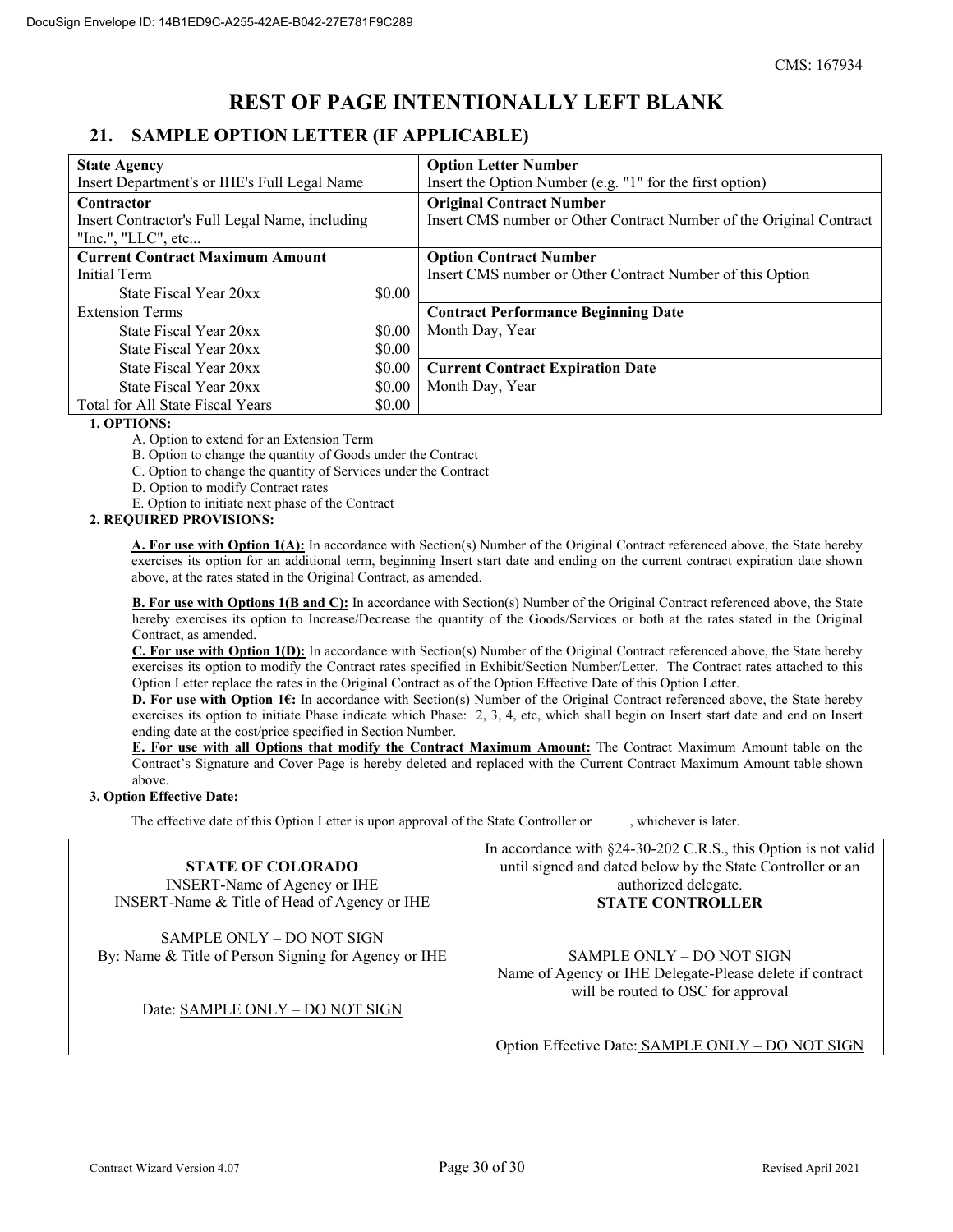# REST OF PAGE INTENTIONALLY LEFT BLANK

## 21. SAMPLE OPTION LETTER (IF APPLICABLE)

| **State Agency**<br>Insert Department's or IHE's Full Legal Name | | **Option Letter Number**<br>Insert the Option Number (e.g. "1" for the first option) |
|---|---|---|
| **Contractor**<br>Insert Contractor's Full Legal Name, including "Inc.", "LLC", etc... | | **Original Contract Number**<br>Insert CMS number or Other Contract Number of the Original Contract |
| **Current Contract Maximum Amount** | | **Option Contract Number**<br>Insert CMS number or Other Contract Number of this Option |
| Initial Term | | |
| State Fiscal Year 20xx | $0.00 | |
| Extension Terms | | **Contract Performance Beginning Date**<br>Month Day, Year |
| State Fiscal Year 20xx | $0.00 | |
| State Fiscal Year 20xx | $0.00 | |
| State Fiscal Year 20xx | $0.00 | **Current Contract Expiration Date**<br>Month Day, Year |
| State Fiscal Year 20xx | $0.00 | |
| Total for All State Fiscal Years | $0.00 | |

**1. OPTIONS:**

A. Option to extend for an Extension Term
B. Option to change the quantity of Goods under the Contract
C. Option to change the quantity of Services under the Contract
D. Option to modify Contract rates
E. Option to initiate next phase of the Contract

**2. REQUIRED PROVISIONS:**

**A. For use with Option 1(A):** In accordance with Section(s) Number of the Original Contract referenced above, the State hereby exercises its option for an additional term, beginning Insert start date and ending on the current contract expiration date shown above, at the rates stated in the Original Contract, as amended.

**B. For use with Options 1(B and C):** In accordance with Section(s) Number of the Original Contract referenced above, the State hereby exercises its option to Increase/Decrease the quantity of the Goods/Services or both at the rates stated in the Original Contract, as amended.

**C. For use with Option 1(D):** In accordance with Section(s) Number of the Original Contract referenced above, the State hereby exercises its option to modify the Contract rates specified in Exhibit/Section Number/Letter. The Contract rates attached to this Option Letter replace the rates in the Original Contract as of the Option Effective Date of this Option Letter.

**D. For use with Option 1€:** In accordance with Section(s) Number of the Original Contract referenced above, the State hereby exercises its option to initiate Phase indicate which Phase: 2, 3, 4, etc, which shall begin on Insert start date and end on Insert ending date at the cost/price specified in Section Number.

**E. For use with all Options that modify the Contract Maximum Amount:** The Contract Maximum Amount table on the Contract's Signature and Cover Page is hereby deleted and replaced with the Current Contract Maximum Amount table shown above.

**3. Option Effective Date:**

The effective date of this Option Letter is upon approval of the State Controller or , whichever is later.

| **STATE OF COLORADO**<br>INSERT-Name of Agency or IHE<br>INSERT-Name & Title of Head of Agency or IHE<br><br>SAMPLE ONLY – DO NOT SIGN<br>By: Name & Title of Person Signing for Agency or IHE<br><br>Date: SAMPLE ONLY – DO NOT SIGN | In accordance with §24-30-202 C.R.S., this Option is not valid until signed and dated below by the State Controller or an authorized delegate.<br>**STATE CONTROLLER**<br><br>SAMPLE ONLY – DO NOT SIGN<br>Name of Agency or IHE Delegate-Please delete if contract will be routed to OSC for approval<br><br>Option Effective Date: SAMPLE ONLY – DO NOT SIGN |
|---|---|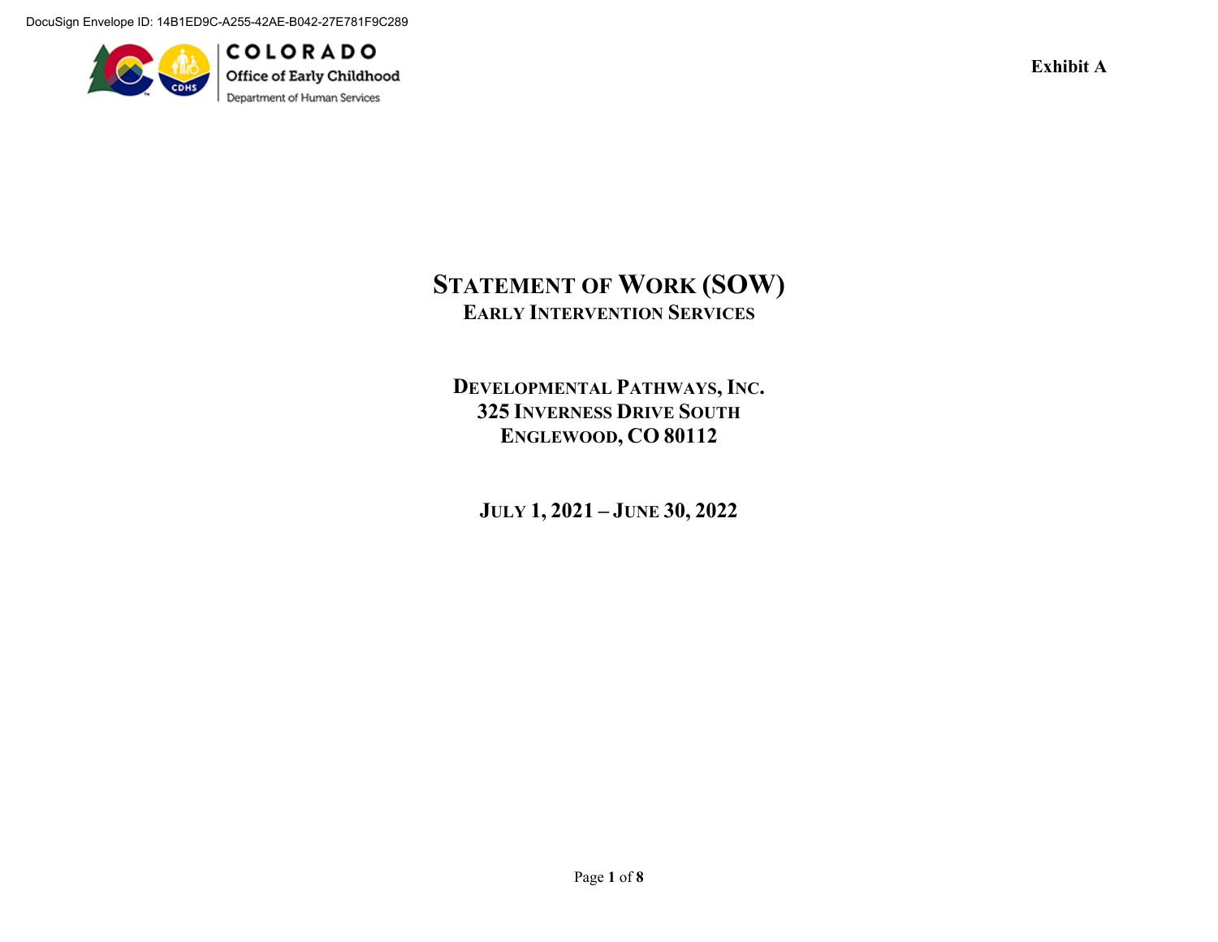DocuSign Envelope ID: 14B1ED9C-A255-42AE-B042-27E781F9C289

COLORADO
Office of Early Childhood
Department of Human Services

**Exhibit A**

# STATEMENT OF WORK (SOW)
## EARLY INTERVENTION SERVICES

**DEVELOPMENTAL PATHWAYS, INC.**
**325 INVERNESS DRIVE SOUTH**
**ENGLEWOOD, CO 80112**

**JULY 1, 2021 – JUNE 30, 2022**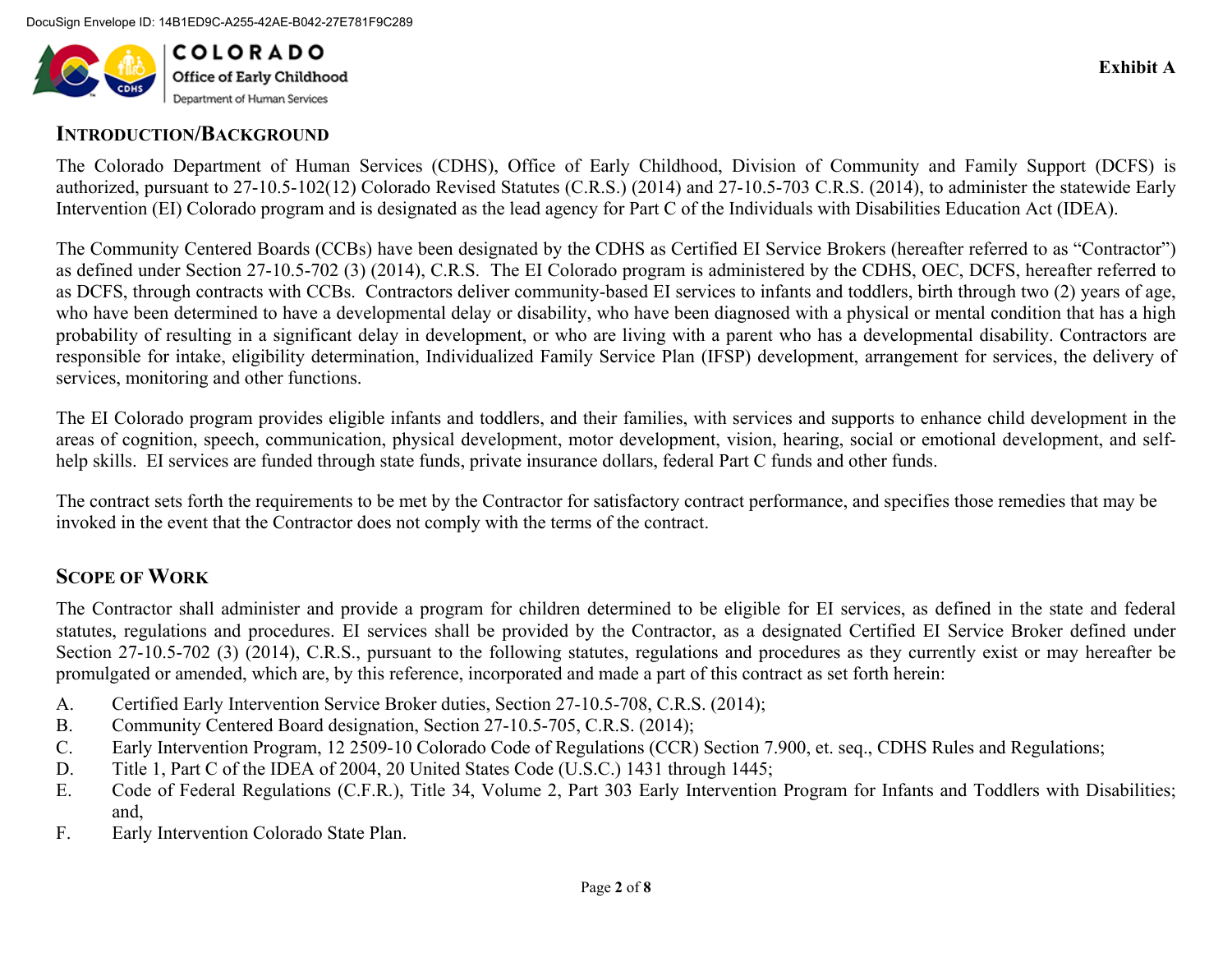Exhibit A

## INTRODUCTION/BACKGROUND

The Colorado Department of Human Services (CDHS), Office of Early Childhood, Division of Community and Family Support (DCFS) is authorized, pursuant to 27-10.5-102(12) Colorado Revised Statutes (C.R.S.) (2014) and 27-10.5-703 C.R.S. (2014), to administer the statewide Early Intervention (EI) Colorado program and is designated as the lead agency for Part C of the Individuals with Disabilities Education Act (IDEA).

The Community Centered Boards (CCBs) have been designated by the CDHS as Certified EI Service Brokers (hereafter referred to as "Contractor") as defined under Section 27-10.5-702 (3) (2014), C.R.S. The EI Colorado program is administered by the CDHS, OEC, DCFS, hereafter referred to as DCFS, through contracts with CCBs. Contractors deliver community-based EI services to infants and toddlers, birth through two (2) years of age, who have been determined to have a developmental delay or disability, who have been diagnosed with a physical or mental condition that has a high probability of resulting in a significant delay in development, or who are living with a parent who has a developmental disability. Contractors are responsible for intake, eligibility determination, Individualized Family Service Plan (IFSP) development, arrangement for services, the delivery of services, monitoring and other functions.

The EI Colorado program provides eligible infants and toddlers, and their families, with services and supports to enhance child development in the areas of cognition, speech, communication, physical development, motor development, vision, hearing, social or emotional development, and self-help skills. EI services are funded through state funds, private insurance dollars, federal Part C funds and other funds.

The contract sets forth the requirements to be met by the Contractor for satisfactory contract performance, and specifies those remedies that may be invoked in the event that the Contractor does not comply with the terms of the contract.

## SCOPE OF WORK

The Contractor shall administer and provide a program for children determined to be eligible for EI services, as defined in the state and federal statutes, regulations and procedures. EI services shall be provided by the Contractor, as a designated Certified EI Service Broker defined under Section 27-10.5-702 (3) (2014), C.R.S., pursuant to the following statutes, regulations and procedures as they currently exist or may hereafter be promulgated or amended, which are, by this reference, incorporated and made a part of this contract as set forth herein:

A. Certified Early Intervention Service Broker duties, Section 27-10.5-708, C.R.S. (2014);
B. Community Centered Board designation, Section 27-10.5-705, C.R.S. (2014);
C. Early Intervention Program, 12 2509-10 Colorado Code of Regulations (CCR) Section 7.900, et. seq., CDHS Rules and Regulations;
D. Title 1, Part C of the IDEA of 2004, 20 United States Code (U.S.C.) 1431 through 1445;
E. Code of Federal Regulations (C.F.R.), Title 34, Volume 2, Part 303 Early Intervention Program for Infants and Toddlers with Disabilities; and,
F. Early Intervention Colorado State Plan.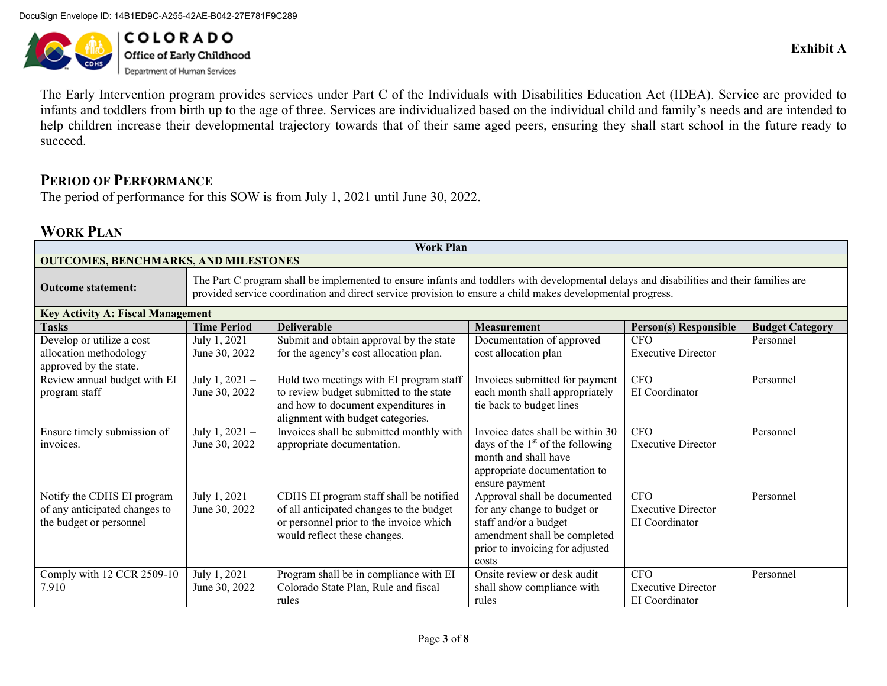**Exhibit A**

The Early Intervention program provides services under Part C of the Individuals with Disabilities Education Act (IDEA). Service are provided to infants and toddlers from birth up to the age of three. Services are individualized based on the individual child and family's needs and are intended to help children increase their developmental trajectory towards that of their same aged peers, ensuring they shall start school in the future ready to succeed.

## PERIOD OF PERFORMANCE

The period of performance for this SOW is from July 1, 2021 until June 30, 2022.

## WORK PLAN

| Work Plan | | | | | |
|---|---|---|---|---|---|
| **OUTCOMES, BENCHMARKS, AND MILESTONES** | | | | | |
| **Outcome statement:** | The Part C program shall be implemented to ensure infants and toddlers with developmental delays and disabilities and their families are provided service coordination and direct service provision to ensure a child makes developmental progress. | | | | |
| **Key Activity A: Fiscal Management** | | | | | |
| **Tasks** | **Time Period** | **Deliverable** | **Measurement** | **Person(s) Responsible** | **Budget Category** |
| Develop or utilize a cost allocation methodology approved by the state. | July 1, 2021 – June 30, 2022 | Submit and obtain approval by the state for the agency's cost allocation plan. | Documentation of approved cost allocation plan | CFO<br>Executive Director | Personnel |
| Review annual budget with EI program staff | July 1, 2021 – June 30, 2022 | Hold two meetings with EI program staff to review budget submitted to the state and how to document expenditures in alignment with budget categories. | Invoices submitted for payment each month shall appropriately tie back to budget lines | CFO<br>EI Coordinator | Personnel |
| Ensure timely submission of invoices. | July 1, 2021 – June 30, 2022 | Invoices shall be submitted monthly with appropriate documentation. | Invoice dates shall be within 30 days of the 1st of the following month and shall have appropriate documentation to ensure payment | CFO<br>Executive Director | Personnel |
| Notify the CDHS EI program of any anticipated changes to the budget or personnel | July 1, 2021 – June 30, 2022 | CDHS EI program staff shall be notified of all anticipated changes to the budget or personnel prior to the invoice which would reflect these changes. | Approval shall be documented for any change to budget or staff and/or a budget amendment shall be completed prior to invoicing for adjusted costs | CFO<br>Executive Director<br>EI Coordinator | Personnel |
| Comply with 12 CCR 2509-10 7.910 | July 1, 2021 – June 30, 2022 | Program shall be in compliance with EI Colorado State Plan, Rule and fiscal rules | Onsite review or desk audit shall show compliance with rules | CFO<br>Executive Director<br>EI Coordinator | Personnel |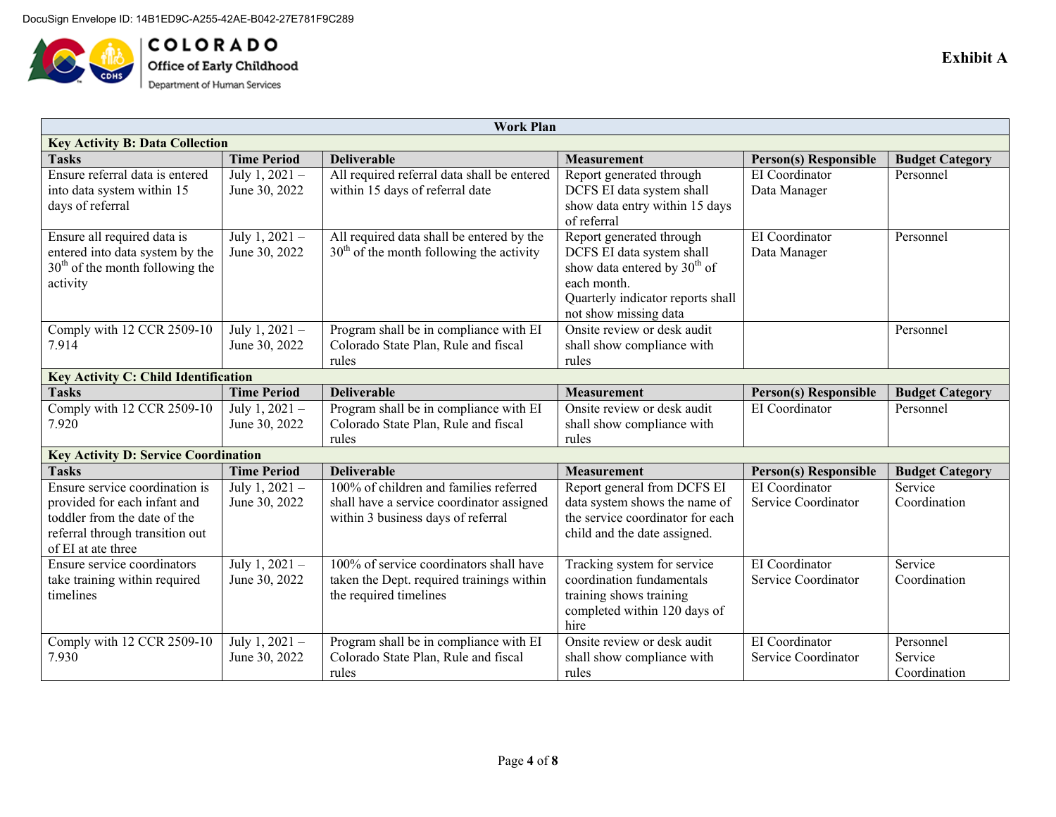DocuSign Envelope ID: 14B1ED9C-A255-42AE-B042-27E781F9C289

COLORADO
Office of Early Childhood
Department of Human Services

**Exhibit A**

| Work Plan | | | | | |
|---|---|---|---|---|---|
| **Key Activity B: Data Collection** | | | | | |
| **Tasks** | **Time Period** | **Deliverable** | **Measurement** | **Person(s) Responsible** | **Budget Category** |
| Ensure referral data is entered into data system within 15 days of referral | July 1, 2021 – June 30, 2022 | All required referral data shall be entered within 15 days of referral date | Report generated through DCFS EI data system shall show data entry within 15 days of referral | EI Coordinator<br>Data Manager | Personnel |
| Ensure all required data is entered into data system by the 30th of the month following the activity | July 1, 2021 – June 30, 2022 | All required data shall be entered by the 30th of the month following the activity | Report generated through DCFS EI data system shall show data entered by 30th of each month.<br>Quarterly indicator reports shall not show missing data | EI Coordinator<br>Data Manager | Personnel |
| Comply with 12 CCR 2509-10 7.914 | July 1, 2021 – June 30, 2022 | Program shall be in compliance with EI Colorado State Plan, Rule and fiscal rules | Onsite review or desk audit shall show compliance with rules | | Personnel |
| **Key Activity C: Child Identification** | | | | | |
| **Tasks** | **Time Period** | **Deliverable** | **Measurement** | **Person(s) Responsible** | **Budget Category** |
| Comply with 12 CCR 2509-10 7.920 | July 1, 2021 – June 30, 2022 | Program shall be in compliance with EI Colorado State Plan, Rule and fiscal rules | Onsite review or desk audit shall show compliance with rules | EI Coordinator | Personnel |
| **Key Activity D: Service Coordination** | | | | | |
| **Tasks** | **Time Period** | **Deliverable** | **Measurement** | **Person(s) Responsible** | **Budget Category** |
| Ensure service coordination is provided for each infant and toddler from the date of the referral through transition out of EI at ate three | July 1, 2021 – June 30, 2022 | 100% of children and families referred shall have a service coordinator assigned within 3 business days of referral | Report general from DCFS EI data system shows the name of the service coordinator for each child and the date assigned. | EI Coordinator<br>Service Coordinator | Service Coordination |
| Ensure service coordinators take training within required timelines | July 1, 2021 – June 30, 2022 | 100% of service coordinators shall have taken the Dept. required trainings within the required timelines | Tracking system for service coordination fundamentals training shows training completed within 120 days of hire | EI Coordinator<br>Service Coordinator | Service Coordination |
| Comply with 12 CCR 2509-10 7.930 | July 1, 2021 – June 30, 2022 | Program shall be in compliance with EI Colorado State Plan, Rule and fiscal rules | Onsite review or desk audit shall show compliance with rules | EI Coordinator<br>Service Coordinator | Personnel<br>Service Coordination |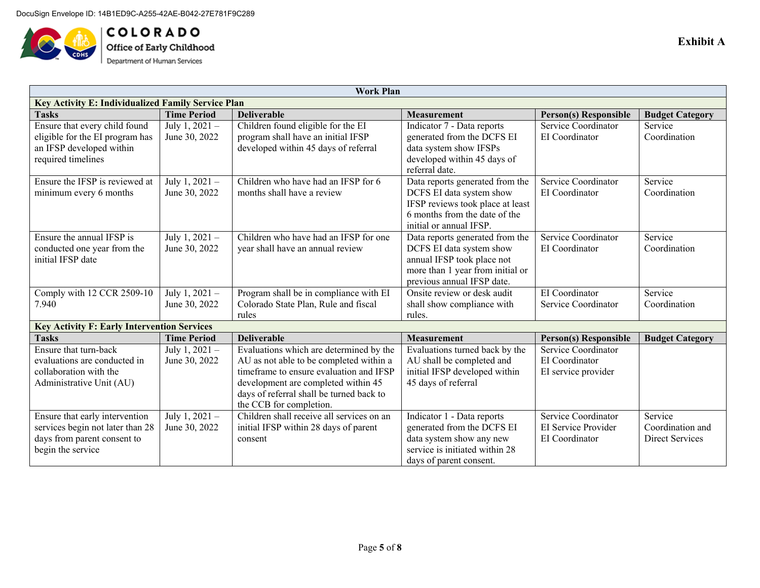DocuSign Envelope ID: 14B1ED9C-A255-42AE-B042-27E781F9C289

COLORADO
Office of Early Childhood
Department of Human Services

**Exhibit A**

| Work Plan | | | | | |
|---|---|---|---|---|---|
| **Key Activity E: Individualized Family Service Plan** | | | | | |
| **Tasks** | **Time Period** | **Deliverable** | **Measurement** | **Person(s) Responsible** | **Budget Category** |
| Ensure that every child found eligible for the EI program has an IFSP developed within required timelines | July 1, 2021 – June 30, 2022 | Children found eligible for the EI program shall have an initial IFSP developed within 45 days of referral | Indicator 7 - Data reports generated from the DCFS EI data system show IFSPs developed within 45 days of referral date. | Service Coordinator<br>EI Coordinator | Service Coordination |
| Ensure the IFSP is reviewed at minimum every 6 months | July 1, 2021 – June 30, 2022 | Children who have had an IFSP for 6 months shall have a review | Data reports generated from the DCFS EI data system show IFSP reviews took place at least 6 months from the date of the initial or annual IFSP. | Service Coordinator<br>EI Coordinator | Service Coordination |
| Ensure the annual IFSP is conducted one year from the initial IFSP date | July 1, 2021 – June 30, 2022 | Children who have had an IFSP for one year shall have an annual review | Data reports generated from the DCFS EI data system show annual IFSP took place not more than 1 year from initial or previous annual IFSP date. | Service Coordinator<br>EI Coordinator | Service Coordination |
| Comply with 12 CCR 2509-10 7.940 | July 1, 2021 – June 30, 2022 | Program shall be in compliance with EI Colorado State Plan, Rule and fiscal rules | Onsite review or desk audit shall show compliance with rules. | EI Coordinator<br>Service Coordinator | Service Coordination |
| **Key Activity F: Early Intervention Services** | | | | | |
| **Tasks** | **Time Period** | **Deliverable** | **Measurement** | **Person(s) Responsible** | **Budget Category** |
| Ensure that turn-back evaluations are conducted in collaboration with the Administrative Unit (AU) | July 1, 2021 – June 30, 2022 | Evaluations which are determined by the AU as not able to be completed within a timeframe to ensure evaluation and IFSP development are completed within 45 days of referral shall be turned back to the CCB for completion. | Evaluations turned back by the AU shall be completed and initial IFSP developed within 45 days of referral | Service Coordinator<br>EI Coordinator<br>EI service provider | |
| Ensure that early intervention services begin not later than 28 days from parent consent to begin the service | July 1, 2021 – June 30, 2022 | Children shall receive all services on an initial IFSP within 28 days of parent consent | Indicator 1 - Data reports generated from the DCFS EI data system show any new service is initiated within 28 days of parent consent. | Service Coordinator<br>EI Service Provider<br>EI Coordinator | Service Coordination and Direct Services |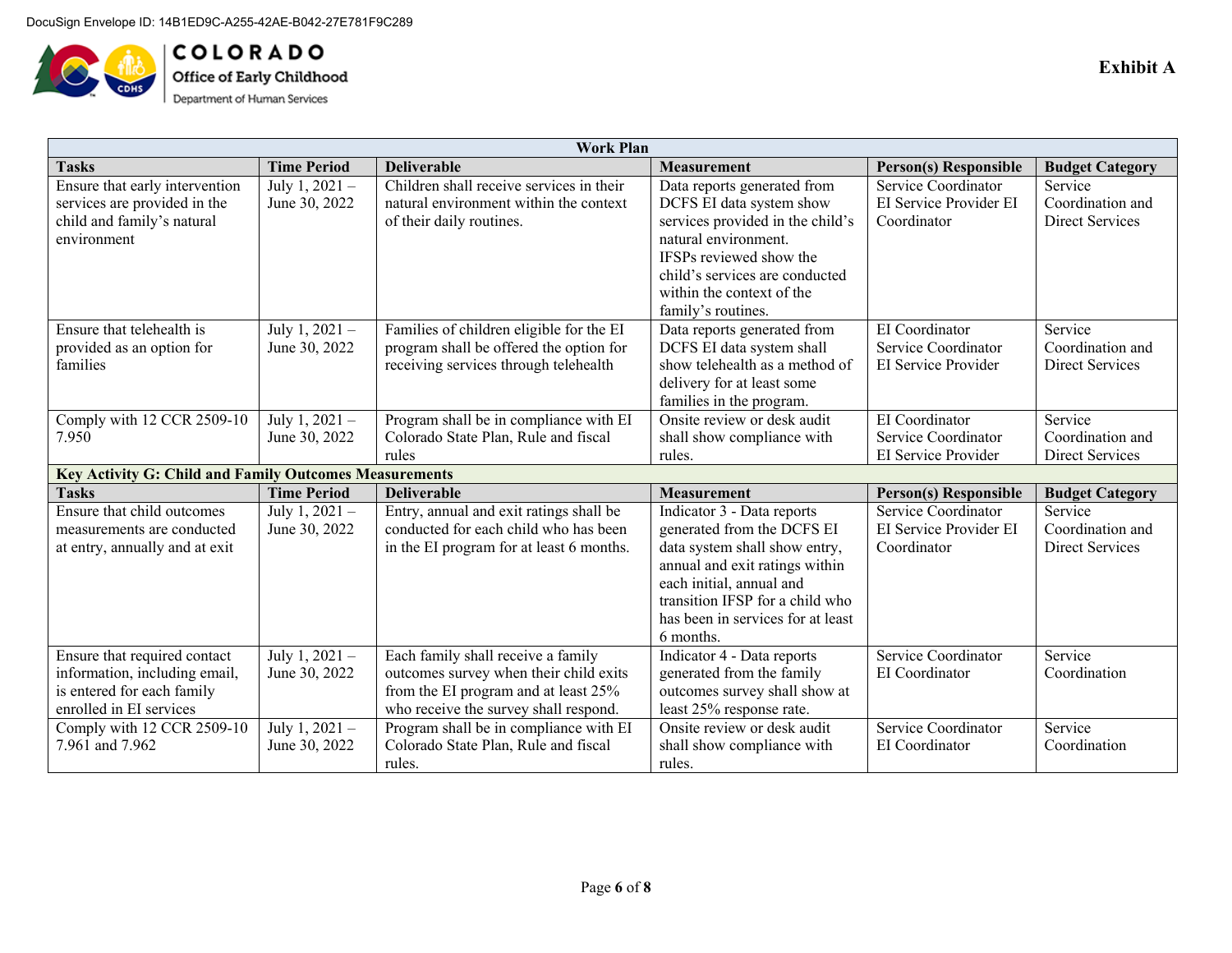DocuSign Envelope ID: 14B1ED9C-A255-42AE-B042-27E781F9C289

COLORADO
Office of Early Childhood
Department of Human Services

**Exhibit A**

| Work Plan | | | | | |
|---|---|---|---|---|---|
| **Tasks** | **Time Period** | **Deliverable** | **Measurement** | **Person(s) Responsible** | **Budget Category** |
| Ensure that early intervention services are provided in the child and family's natural environment | July 1, 2021 – June 30, 2022 | Children shall receive services in their natural environment within the context of their daily routines. | Data reports generated from DCFS EI data system show services provided in the child's natural environment. IFSPs reviewed show the child's services are conducted within the context of the family's routines. | Service Coordinator EI Service Provider EI Coordinator | Service Coordination and Direct Services |
| Ensure that telehealth is provided as an option for families | July 1, 2021 – June 30, 2022 | Families of children eligible for the EI program shall be offered the option for receiving services through telehealth | Data reports generated from DCFS EI data system shall show telehealth as a method of delivery for at least some families in the program. | EI Coordinator Service Coordinator EI Service Provider | Service Coordination and Direct Services |
| Comply with 12 CCR 2509-10 7.950 | July 1, 2021 – June 30, 2022 | Program shall be in compliance with EI Colorado State Plan, Rule and fiscal rules | Onsite review or desk audit shall show compliance with rules. | EI Coordinator Service Coordinator EI Service Provider | Service Coordination and Direct Services |
| **Key Activity G: Child and Family Outcomes Measurements** | | | | | |
| **Tasks** | **Time Period** | **Deliverable** | **Measurement** | **Person(s) Responsible** | **Budget Category** |
| Ensure that child outcomes measurements are conducted at entry, annually and at exit | July 1, 2021 – June 30, 2022 | Entry, annual and exit ratings shall be conducted for each child who has been in the EI program for at least 6 months. | Indicator 3 - Data reports generated from the DCFS EI data system shall show entry, annual and exit ratings within each initial, annual and transition IFSP for a child who has been in services for at least 6 months. | Service Coordinator EI Service Provider EI Coordinator | Service Coordination and Direct Services |
| Ensure that required contact information, including email, is entered for each family enrolled in EI services | July 1, 2021 – June 30, 2022 | Each family shall receive a family outcomes survey when their child exits from the EI program and at least 25% who receive the survey shall respond. | Indicator 4 - Data reports generated from the family outcomes survey shall show at least 25% response rate. | Service Coordinator EI Coordinator | Service Coordination |
| Comply with 12 CCR 2509-10 7.961 and 7.962 | July 1, 2021 – June 30, 2022 | Program shall be in compliance with EI Colorado State Plan, Rule and fiscal rules. | Onsite review or desk audit shall show compliance with rules. | Service Coordinator EI Coordinator | Service Coordination |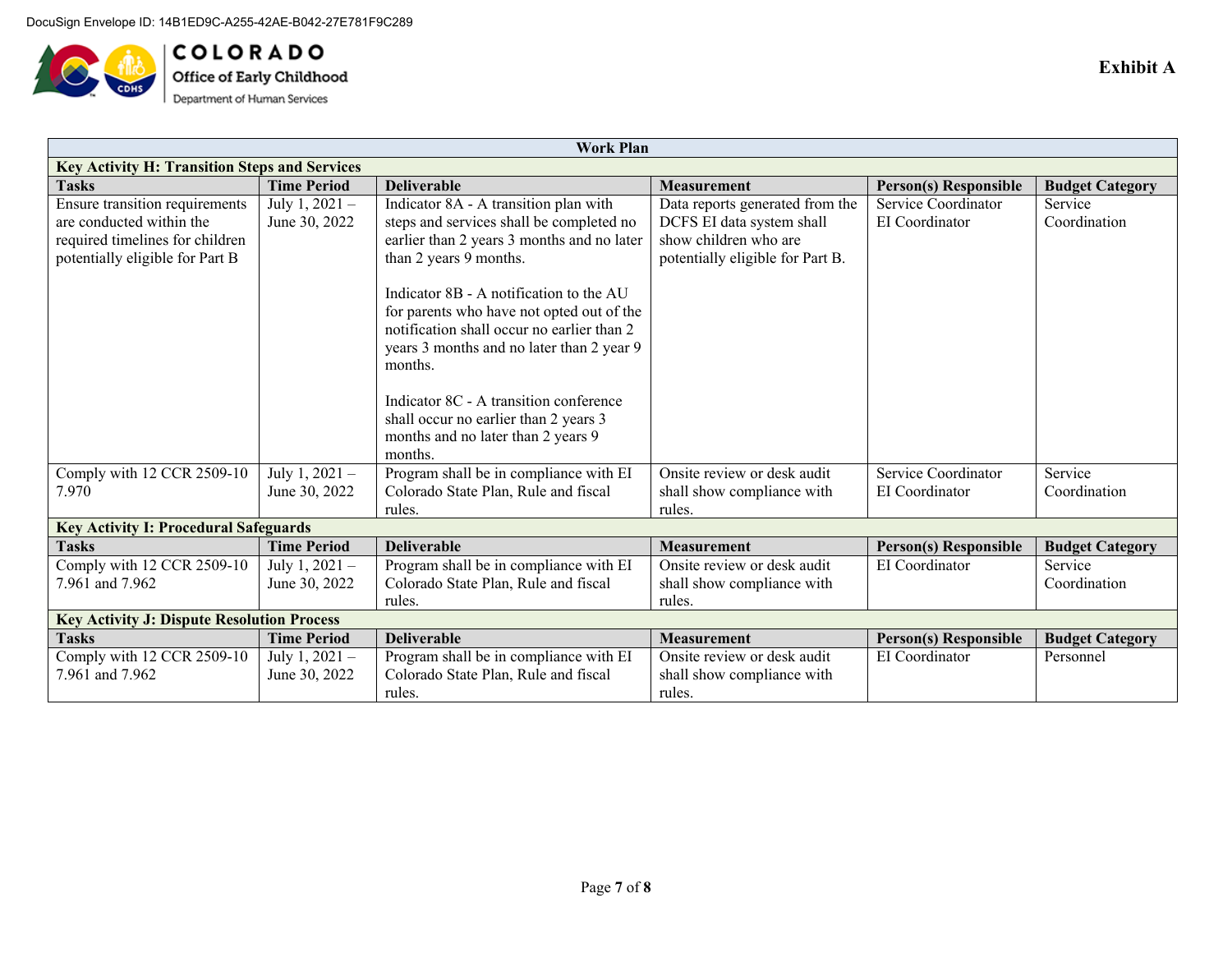DocuSign Envelope ID: 14B1ED9C-A255-42AE-B042-27E781F9C289

COLORADO
Office of Early Childhood
Department of Human Services

**Exhibit A**

| Work Plan | | | | | |
|---|---|---|---|---|---|
| **Key Activity H: Transition Steps and Services** | | | | | |
| **Tasks** | **Time Period** | **Deliverable** | **Measurement** | **Person(s) Responsible** | **Budget Category** |
| Ensure transition requirements are conducted within the required timelines for children potentially eligible for Part B | July 1, 2021 – June 30, 2022 | Indicator 8A - A transition plan with steps and services shall be completed no earlier than 2 years 3 months and no later than 2 years 9 months.<br><br>Indicator 8B - A notification to the AU for parents who have not opted out of the notification shall occur no earlier than 2 years 3 months and no later than 2 year 9 months.<br><br>Indicator 8C - A transition conference shall occur no earlier than 2 years 3 months and no later than 2 years 9 months. | Data reports generated from the DCFS EI data system shall show children who are potentially eligible for Part B. | Service Coordinator<br>EI Coordinator | Service Coordination |
| Comply with 12 CCR 2509-10 7.970 | July 1, 2021 – June 30, 2022 | Program shall be in compliance with EI Colorado State Plan, Rule and fiscal rules. | Onsite review or desk audit shall show compliance with rules. | Service Coordinator<br>EI Coordinator | Service Coordination |
| **Key Activity I: Procedural Safeguards** | | | | | |
| **Tasks** | **Time Period** | **Deliverable** | **Measurement** | **Person(s) Responsible** | **Budget Category** |
| Comply with 12 CCR 2509-10 7.961 and 7.962 | July 1, 2021 – June 30, 2022 | Program shall be in compliance with EI Colorado State Plan, Rule and fiscal rules. | Onsite review or desk audit shall show compliance with rules. | EI Coordinator | Service Coordination |
| **Key Activity J: Dispute Resolution Process** | | | | | |
| **Tasks** | **Time Period** | **Deliverable** | **Measurement** | **Person(s) Responsible** | **Budget Category** |
| Comply with 12 CCR 2509-10 7.961 and 7.962 | July 1, 2021 – June 30, 2022 | Program shall be in compliance with EI Colorado State Plan, Rule and fiscal rules. | Onsite review or desk audit shall show compliance with rules. | EI Coordinator | Personnel |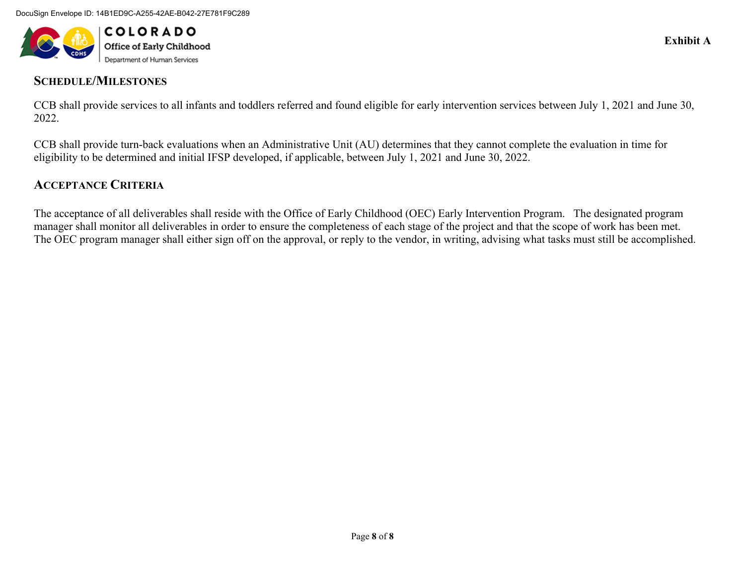## SCHEDULE/MILESTONES

CCB shall provide services to all infants and toddlers referred and found eligible for early intervention services between July 1, 2021 and June 30, 2022.

CCB shall provide turn-back evaluations when an Administrative Unit (AU) determines that they cannot complete the evaluation in time for eligibility to be determined and initial IFSP developed, if applicable, between July 1, 2021 and June 30, 2022.

## ACCEPTANCE CRITERIA

The acceptance of all deliverables shall reside with the Office of Early Childhood (OEC) Early Intervention Program. The designated program manager shall monitor all deliverables in order to ensure the completeness of each stage of the project and that the scope of work has been met. The OEC program manager shall either sign off on the approval, or reply to the vendor, in writing, advising what tasks must still be accomplished.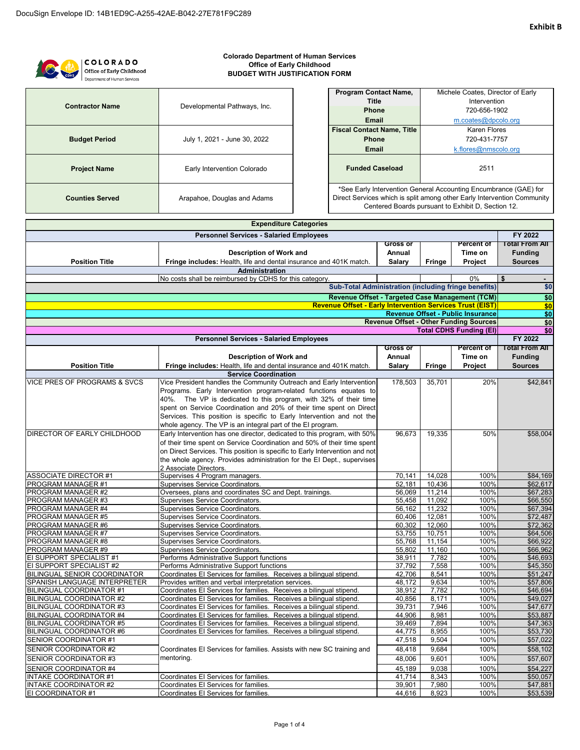DocuSign Envelope ID: 14B1ED9C-A255-42AE-B042-27E781F9C289

**Exhibit B**

**Colorado Department of Human Services**
**Office of Early Childhood**
**BUDGET WITH JUSTIFICATION FORM**

| | |
|---|---|
| **Contractor Name** | Developmental Pathways, Inc. |
| **Budget Period** | July 1, 2021 - June 30, 2022 |
| **Project Name** | Early Intervention Colorado |
| **Counties Served** | Arapahoe, Douglas and Adams |

| | |
|---|---|
| **Program Contact Name, Title** **Phone** **Email** | Michele Coates, Director of Early Intervention 720-656-1902 m.coates@dpcolo.org |
| **Fiscal Contact Name, Title** **Phone** **Email** | Karen Flores 720-431-7757 k.flores@nmscolo.org |
| **Funded Caseload** | 2511 |

*See Early Intervention General Accounting Encumbrance (GAE) for Direct Services which is split among other Early Intervention Community Centered Boards pursuant to Exhibit D, Section 12.

**Expenditure Categories**

| Position Title | Description of Work and Fringe includes: Health, life and dental insurance and 401K match. | Gross or Annual Salary | Fringe | Percent of Time on Project | FY 2022 Total From All Funding Sources |
|---|---|---|---|---|---|
| **Personnel Services - Salaried Employees** | | | | | |
| **Administration** | | | | | |
| | No costs shall be reimbursed by CDHS for this category. | | | 0% | $ - |
| | **Sub-Total Administration (including fringe benefits)** | | | | **$0** |
| | **Revenue Offset - Targeted Case Management (TCM)** | | | | **$0** |
| | **Revenue Offset - Early Intervention Services Trust (EIST)** | | | | **$0** |
| | **Revenue Offset - Public Insurance** | | | | **$0** |
| | **Revenue Offset - Other Funding Sources** | | | | **$0** |
| | **Total CDHS Funding (EI)** | | | | **$0** |

| Position Title | Description of Work and Fringe includes: Health, life and dental insurance and 401K match. | Gross or Annual Salary | Fringe | Percent of Time on Project | FY 2022 Total From All Funding Sources |
|---|---|---|---|---|---|
| **Personnel Services - Salaried Employees** | | | | | |
| **Service Coordination** | | | | | |
| VICE PRES OF PROGRAMS & SVCS | Vice President handles the Community Outreach and Early Intervention Programs. Early Intervention program-related functions equates to 40%. The VP is dedicated to this program, with 32% of their time spent on Service Coordination and 20% of their time spent on Direct Services. This position is specific to Early Intervention and not the whole agency. The VP is an integral part of the EI program. | 178,503 | 35,701 | 20% | $42,841 |
| DIRECTOR OF EARLY CHILDHOOD | Early Intervention has one director, dedicated to this program, with 50% of their time spent on Service Coordination and 50% of their time spent on Direct Services. This position is specific to Early Intervention and not the whole agency. Provides administration for the EI Dept., supervises 2 Associate Directors. | 96,673 | 19,335 | 50% | $58,004 |
| ASSOCIATE DIRECTOR #1 | Supervises 4 Program managers. | 70,141 | 14,028 | 100% | $84,169 |
| PROGRAM MANAGER #1 | Supervises Service Coordinators. | 52,181 | 10,436 | 100% | $62,617 |
| PROGRAM MANAGER #2 | Oversees, plans and coordinates SC and Dept. trainings. | 56,069 | 11,214 | 100% | $67,283 |
| PROGRAM MANAGER #3 | Supervises Service Coordinators. | 55,458 | 11,092 | 100% | $66,550 |
| PROGRAM MANAGER #4 | Supervises Service Coordinators. | 56,162 | 11,232 | 100% | $67,394 |
| PROGRAM MANAGER #5 | Supervises Service Coordinators. | 60,406 | 12,081 | 100% | $72,487 |
| PROGRAM MANAGER #6 | Supervises Service Coordinators. | 60,302 | 12,060 | 100% | $72,362 |
| PROGRAM MANAGER #7 | Supervises Service Coordinators. | 53,755 | 10,751 | 100% | $64,506 |
| PROGRAM MANAGER #8 | Supervises Service Coordinators. | 55,768 | 11,154 | 100% | $66,922 |
| PROGRAM MANAGER #9 | Supervises Service Coordinators. | 55,802 | 11,160 | 100% | $66,962 |
| EI SUPPORT SPECIALIST #1 | Performs Administrative Support functions | 38,911 | 7,782 | 100% | $46,693 |
| EI SUPPORT SPECIALIST #2 | Performs Administrative Support functions | 37,792 | 7,558 | 100% | $45,350 |
| BILINGUAL SENIOR COORDINATOR | Coordinates EI Services for families. Receives a bilingual stipend. | 42,706 | 8,541 | 100% | $51,247 |
| SPANISH LANGUAGE INTERPRETER | Provides written and verbal interpretation services. | 48,172 | 9,634 | 100% | $57,806 |
| BILINGUAL COORDINATOR #1 | Coordinates EI Services for families. Receives a bilingual stipend. | 38,912 | 7,782 | 100% | $46,694 |
| BILINGUAL COORDINATOR #2 | Coordinates EI Services for families. Receives a bilingual stipend. | 40,856 | 8,171 | 100% | $49,027 |
| BILINGUAL COORDINATOR #3 | Coordinates EI Services for families. Receives a bilingual stipend. | 39,731 | 7,946 | 100% | $47,677 |
| BILINGUAL COORDINATOR #4 | Coordinates EI Services for families. Receives a bilingual stipend. | 44,906 | 8,981 | 100% | $53,887 |
| BILINGUAL COORDINATOR #5 | Coordinates EI Services for families. Receives a bilingual stipend. | 39,469 | 7,894 | 100% | $47,363 |
| BILINGUAL COORDINATOR #6 | Coordinates EI Services for families. Receives a bilingual stipend. | 44,775 | 8,955 | 100% | $53,730 |
| SENIOR COORDINATOR #1 | Coordinates EI Services for families. Assists with new SC training and mentoring. | 47,518 | 9,504 | 100% | $57,022 |
| SENIOR COORDINATOR #2 | | 48,418 | 9,684 | 100% | $58,102 |
| SENIOR COORDINATOR #3 | | 48,006 | 9,601 | 100% | $57,607 |
| SENIOR COORDINATOR #4 | | 45,189 | 9,038 | 100% | $54,227 |
| INTAKE COORDINATOR #1 | Coordinates EI Services for families. | 41,714 | 8,343 | 100% | $50,057 |
| INTAKE COORDINATOR #2 | Coordinates EI Services for families. | 39,901 | 7,980 | 100% | $47,881 |
| EI COORDINATOR #1 | Coordinates EI Services for families. | 44,616 | 8,923 | 100% | $53,539 |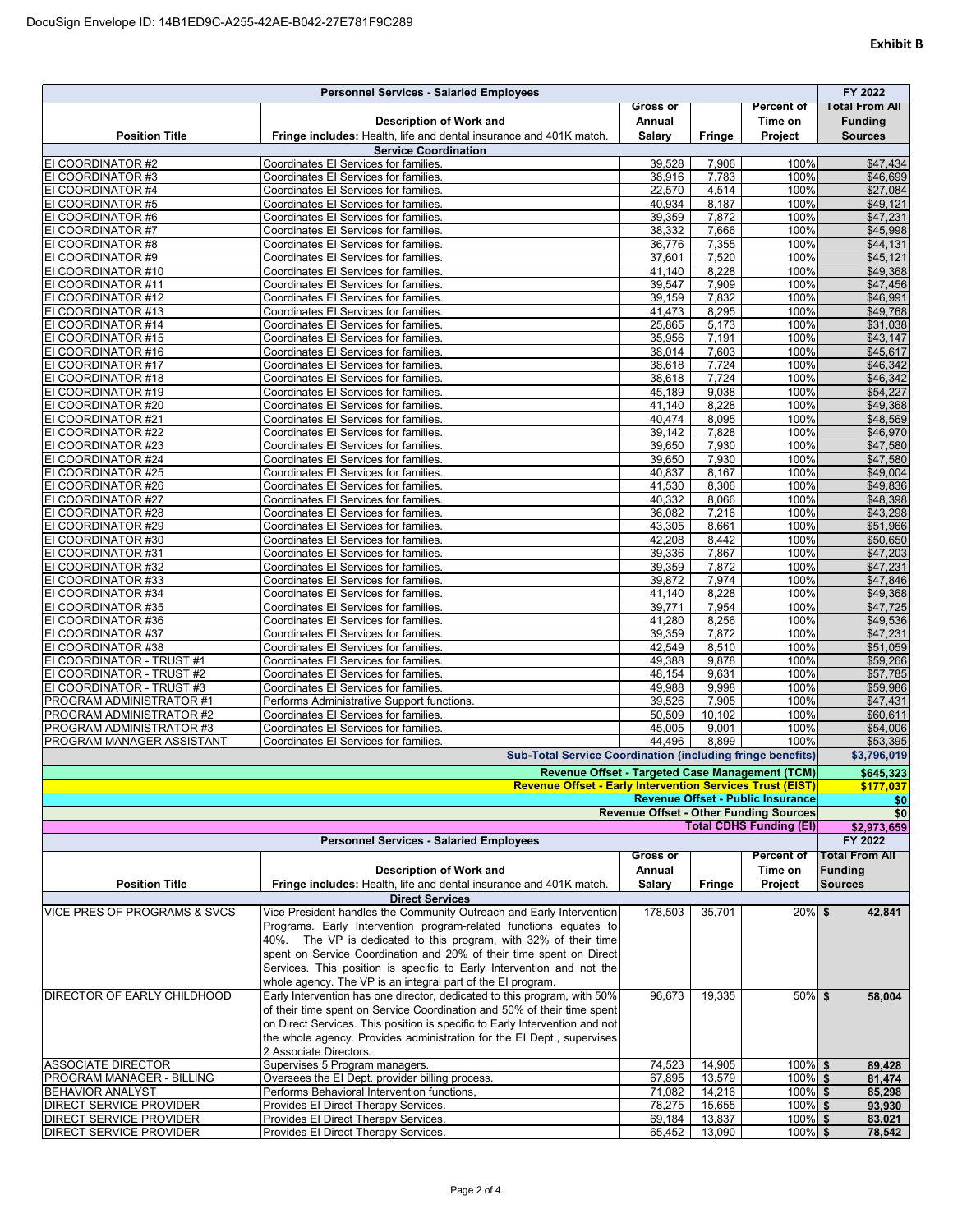**Exhibit B**

| Personnel Services - Salaried Employees | | | | | FY 2022 |
|---|---|---|---|---|---|
| **Position Title** | **Description of Work and Fringe includes:** Health, life and dental insurance and 401K match. | **Gross or Annual Salary** | **Fringe** | **Percent of Time on Project** | **Total From All Funding Sources** |
| **Service Coordination** | | | | | |
| EI COORDINATOR #2 | Coordinates EI Services for families. | 39,528 | 7,906 | 100% | $47,434 |
| EI COORDINATOR #3 | Coordinates EI Services for families. | 38,916 | 7,783 | 100% | $46,699 |
| EI COORDINATOR #4 | Coordinates EI Services for families. | 22,570 | 4,514 | 100% | $27,084 |
| EI COORDINATOR #5 | Coordinates EI Services for families. | 40,934 | 8,187 | 100% | $49,121 |
| EI COORDINATOR #6 | Coordinates EI Services for families. | 39,359 | 7,872 | 100% | $47,231 |
| EI COORDINATOR #7 | Coordinates EI Services for families. | 38,332 | 7,666 | 100% | $45,998 |
| EI COORDINATOR #8 | Coordinates EI Services for families. | 36,776 | 7,355 | 100% | $44,131 |
| EI COORDINATOR #9 | Coordinates EI Services for families. | 37,601 | 7,520 | 100% | $45,121 |
| EI COORDINATOR #10 | Coordinates EI Services for families. | 41,140 | 8,228 | 100% | $49,368 |
| EI COORDINATOR #11 | Coordinates EI Services for families. | 39,547 | 7,909 | 100% | $47,456 |
| EI COORDINATOR #12 | Coordinates EI Services for families. | 39,159 | 7,832 | 100% | $46,991 |
| EI COORDINATOR #13 | Coordinates EI Services for families. | 41,473 | 8,295 | 100% | $49,768 |
| EI COORDINATOR #14 | Coordinates EI Services for families. | 25,865 | 5,173 | 100% | $31,038 |
| EI COORDINATOR #15 | Coordinates EI Services for families. | 35,956 | 7,191 | 100% | $43,147 |
| EI COORDINATOR #16 | Coordinates EI Services for families. | 38,014 | 7,603 | 100% | $45,617 |
| EI COORDINATOR #17 | Coordinates EI Services for families. | 38,618 | 7,724 | 100% | $46,342 |
| EI COORDINATOR #18 | Coordinates EI Services for families. | 38,618 | 7,724 | 100% | $46,342 |
| EI COORDINATOR #19 | Coordinates EI Services for families. | 45,189 | 9,038 | 100% | $54,227 |
| EI COORDINATOR #20 | Coordinates EI Services for families. | 41,140 | 8,228 | 100% | $49,368 |
| EI COORDINATOR #21 | Coordinates EI Services for families. | 40,474 | 8,095 | 100% | $48,569 |
| EI COORDINATOR #22 | Coordinates EI Services for families. | 39,142 | 7,828 | 100% | $46,970 |
| EI COORDINATOR #23 | Coordinates EI Services for families. | 39,650 | 7,930 | 100% | $47,580 |
| EI COORDINATOR #24 | Coordinates EI Services for families. | 39,650 | 7,930 | 100% | $47,580 |
| EI COORDINATOR #25 | Coordinates EI Services for families. | 40,837 | 8,167 | 100% | $49,004 |
| EI COORDINATOR #26 | Coordinates EI Services for families. | 41,530 | 8,306 | 100% | $49,836 |
| EI COORDINATOR #27 | Coordinates EI Services for families. | 40,332 | 8,066 | 100% | $48,398 |
| EI COORDINATOR #28 | Coordinates EI Services for families. | 36,082 | 7,216 | 100% | $43,298 |
| EI COORDINATOR #29 | Coordinates EI Services for families. | 43,305 | 8,661 | 100% | $51,966 |
| EI COORDINATOR #30 | Coordinates EI Services for families. | 42,208 | 8,442 | 100% | $50,650 |
| EI COORDINATOR #31 | Coordinates EI Services for families. | 39,336 | 7,867 | 100% | $47,203 |
| EI COORDINATOR #32 | Coordinates EI Services for families. | 39,359 | 7,872 | 100% | $47,231 |
| EI COORDINATOR #33 | Coordinates EI Services for families. | 39,872 | 7,974 | 100% | $47,846 |
| EI COORDINATOR #34 | Coordinates EI Services for families. | 41,140 | 8,228 | 100% | $49,368 |
| EI COORDINATOR #35 | Coordinates EI Services for families. | 39,771 | 7,954 | 100% | $47,725 |
| EI COORDINATOR #36 | Coordinates EI Services for families. | 41,280 | 8,256 | 100% | $49,536 |
| EI COORDINATOR #37 | Coordinates EI Services for families. | 39,359 | 7,872 | 100% | $47,231 |
| EI COORDINATOR #38 | Coordinates EI Services for families. | 42,549 | 8,510 | 100% | $51,059 |
| EI COORDINATOR - TRUST #1 | Coordinates EI Services for families. | 49,388 | 9,878 | 100% | $59,266 |
| EI COORDINATOR - TRUST #2 | Coordinates EI Services for families. | 48,154 | 9,631 | 100% | $57,785 |
| EI COORDINATOR - TRUST #3 | Coordinates EI Services for families. | 49,988 | 9,998 | 100% | $59,986 |
| PROGRAM ADMINISTRATOR #1 | Performs Administrative Support functions. | 39,526 | 7,905 | 100% | $47,431 |
| PROGRAM ADMINISTRATOR #2 | Coordinates EI Services for families. | 50,509 | 10,102 | 100% | $60,611 |
| PROGRAM ADMINISTRATOR #3 | Coordinates EI Services for families. | 45,005 | 9,001 | 100% | $54,006 |
| PROGRAM MANAGER ASSISTANT | Coordinates EI Services for families. | 44,496 | 8,899 | 100% | $53,395 |
| | | | | **Sub-Total Service Coordination (including fringe benefits)** | **$3,796,019** |
| | | | | **Revenue Offset - Targeted Case Management (TCM)** | **$645,323** |
| | | | | **Revenue Offset - Early Intervention Services Trust (EIST)** | **$177,037** |
| | | | | **Revenue Offset - Public Insurance** | **$0** |
| | | | | **Revenue Offset - Other Funding Sources** | **$0** |
| | | | | **Total CDHS Funding (EI)** | **$2,973,659** |

| Personnel Services - Salaried Employees | | | | | FY 2022 |
|---|---|---|---|---|---|
| **Position Title** | **Description of Work and Fringe includes:** Health, life and dental insurance and 401K match. | **Gross or Annual Salary** | **Fringe** | **Percent of Time on Project** | **Total From All Funding Sources** |
| **Direct Services** | | | | | |
| VICE PRES OF PROGRAMS & SVCS | Vice President handles the Community Outreach and Early Intervention Programs. Early Intervention program-related functions equates to 40%. The VP is dedicated to this program, with 32% of their time spent on Service Coordination and 20% of their time spent on Direct Services. This position is specific to Early Intervention and not the whole agency. The VP is an integral part of the EI program. | 178,503 | 35,701 | 20% | $ 42,841 |
| DIRECTOR OF EARLY CHILDHOOD | Early Intervention has one director, dedicated to this program, with 50% of their time spent on Service Coordination and 50% of their time spent on Direct Services. This position is specific to Early Intervention and not the whole agency. Provides administration for the EI Dept., supervises 2 Associate Directors. | 96,673 | 19,335 | 50% | $ 58,004 |
| ASSOCIATE DIRECTOR | Supervises 5 Program managers. | 74,523 | 14,905 | 100% | $ 89,428 |
| PROGRAM MANAGER - BILLING | Oversees the EI Dept. provider billing process. | 67,895 | 13,579 | 100% | $ 81,474 |
| BEHAVIOR ANALYST | Performs Behavioral Intervention functions, | 71,082 | 14,216 | 100% | $ 85,298 |
| DIRECT SERVICE PROVIDER | Provides EI Direct Therapy Services. | 78,275 | 15,655 | 100% | $ 93,930 |
| DIRECT SERVICE PROVIDER | Provides EI Direct Therapy Services. | 69,184 | 13,837 | 100% | $ 83,021 |
| DIRECT SERVICE PROVIDER | Provides EI Direct Therapy Services. | 65,452 | 13,090 | 100% | $ 78,542 |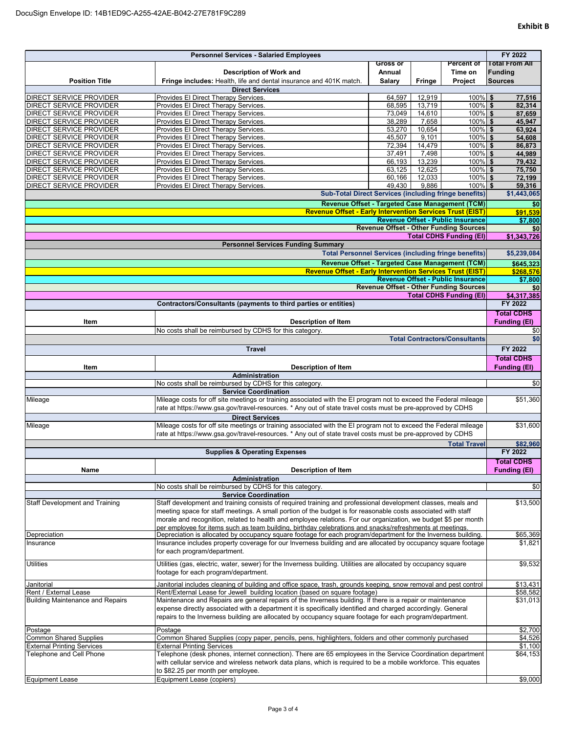DocuSign Envelope ID: 14B1ED9C-A255-42AE-B042-27E781F9C289

**Exhibit B**

| Personnel Services - Salaried Employees | | | | | FY 2022 |
|---|---|---|---|---|---|
| **Position Title** | **Description of Work and**<br>**Fringe includes:** Health, life and dental insurance and 401K match. | **Gross or Annual Salary** | **Fringe** | **Percent of Time on Project** | **Total From All Funding Sources** |
| | **Direct Services** | | | | |
| DIRECT SERVICE PROVIDER | Provides EI Direct Therapy Services. | 64,597 | 12,919 | 100% | $ 77,516 |
| DIRECT SERVICE PROVIDER | Provides EI Direct Therapy Services. | 68,595 | 13,719 | 100% | $ 82,314 |
| DIRECT SERVICE PROVIDER | Provides EI Direct Therapy Services. | 73,049 | 14,610 | 100% | $ 87,659 |
| DIRECT SERVICE PROVIDER | Provides EI Direct Therapy Services. | 38,289 | 7,658 | 100% | $ 45,947 |
| DIRECT SERVICE PROVIDER | Provides EI Direct Therapy Services. | 53,270 | 10,654 | 100% | $ 63,924 |
| DIRECT SERVICE PROVIDER | Provides EI Direct Therapy Services. | 45,507 | 9,101 | 100% | $ 54,608 |
| DIRECT SERVICE PROVIDER | Provides EI Direct Therapy Services. | 72,394 | 14,479 | 100% | $ 86,873 |
| DIRECT SERVICE PROVIDER | Provides EI Direct Therapy Services. | 37,491 | 7,498 | 100% | $ 44,989 |
| DIRECT SERVICE PROVIDER | Provides EI Direct Therapy Services. | 66,193 | 13,239 | 100% | $ 79,432 |
| DIRECT SERVICE PROVIDER | Provides EI Direct Therapy Services. | 63,125 | 12,625 | 100% | $ 75,750 |
| DIRECT SERVICE PROVIDER | Provides EI Direct Therapy Services. | 60,166 | 12,033 | 100% | $ 72,199 |
| DIRECT SERVICE PROVIDER | Provides EI Direct Therapy Services. | 49,430 | 9,886 | 100% | $ 59,316 |
| | | | | **Sub-Total Direct Services (including fringe benefits)** | **$1,443,065** |
| | | | | **Revenue Offset - Targeted Case Management (TCM)** | **$0** |
| | | | | **Revenue Offset - Early Intervention Services Trust (EIST)** | **$91,539** |
| | | | | **Revenue Offset - Public Insurance** | **$7,800** |
| | | | | **Revenue Offset - Other Funding Sources** | **$0** |
| | | | | **Total CDHS Funding (EI)** | **$1,343,726** |
| | **Personnel Services Funding Summary** | | | | |
| | | | | **Total Personnel Services (including fringe benefits)** | **$5,239,084** |
| | | | | **Revenue Offset - Targeted Case Management (TCM)** | **$645,323** |
| | | | | **Revenue Offset - Early Intervention Services Trust (EIST)** | **$268,576** |
| | | | | **Revenue Offset - Public Insurance** | **$7,800** |
| | | | | **Revenue Offset - Other Funding Sources** | **$0** |
| | | | | **Total CDHS Funding (EI)** | **$4,317,385** |

| Contractors/Consultants (payments to third parties or entities) | | FY 2022 |
|---|---|---|
| **Item** | **Description of Item** | **Total CDHS Funding (EI)** |
| | No costs shall be reimbursed by CDHS for this category. | $0 |
| | **Total Contractors/Consultants** | **$0** |

| Travel | | FY 2022 |
|---|---|---|
| **Item** | **Description of Item** | **Total CDHS Funding (EI)** |
| | **Administration** | |
| | No costs shall be reimbursed by CDHS for this category. | $0 |
| | **Service Coordination** | |
| Mileage | Mileage costs for off site meetings or training associated with the EI program not to exceed the Federal mileage rate at https://www.gsa.gov/travel-resources. * Any out of state travel costs must be pre-approved by CDHS | $51,360 |
| | **Direct Services** | |
| Mileage | Mileage costs for off site meetings or training associated with the EI program not to exceed the Federal mileage rate at https://www.gsa.gov/travel-resources. * Any out of state travel costs must be pre-approved by CDHS | $31,600 |
| | **Total Travel** | **$82,960** |

| Supplies & Operating Expenses | | FY 2022 |
|---|---|---|
| **Name** | **Description of Item** | **Total CDHS Funding (EI)** |
| | **Administration** | |
| | No costs shall be reimbursed by CDHS for this category. | $0 |
| | **Service Coordination** | |
| Staff Development and Training | Staff development and training consists of required training and professional development classes, meals and meeting space for staff meetings. A small portion of the budget is for reasonable costs associated with staff morale and recognition, related to health and employee relations. For our organization, we budget $5 per month per employee for items such as team building, birthday celebrations and snacks/refreshments at meetings. | $13,500 |
| Depreciation | Depreciation is allocated by occupancy square footage for each program/department for the Inverness building. | $65,369 |
| Insurance | Insurance includes property coverage for our Inverness building and are allocated by occupancy square footage for each program/department. | $1,821 |
| Utilities | Utilities (gas, electric, water, sewer) for the Inverness building. Utilities are allocated by occupancy square footage for each program/department. | $9,532 |
| Janitorial | Janitorial includes cleaning of building and office space, trash, grounds keeping, snow removal and pest control | $13,431 |
| Rent / External Lease | Rent/External Lease for Jewell building location (based on square footage) | $58,582 |
| Building Maintenance and Repairs | Maintenance and Repairs are general repairs of the Inverness building. If there is a repair or maintenance expense directly associated with a department it is specifically identified and charged accordingly. General repairs to the Inverness building are allocated by occupancy square footage for each program/department. | $31,013 |
| Postage | Postage | $2,700 |
| Common Shared Supplies | Common Shared Supplies (copy paper, pencils, pens, highlighters, folders and other commonly purchased | $4,526 |
| External Printing Services | External Printing Services | $1,100 |
| Telephone and Cell Phone | Telephone (desk phones, internet connection). There are 65 employees in the Service Coordination department with cellular service and wireless network data plans, which is required to be a mobile workforce. This equates to $82.25 per month per employee. | $64,153 |
| Equipment Lease | Equipment Lease (copiers) | $9,000 |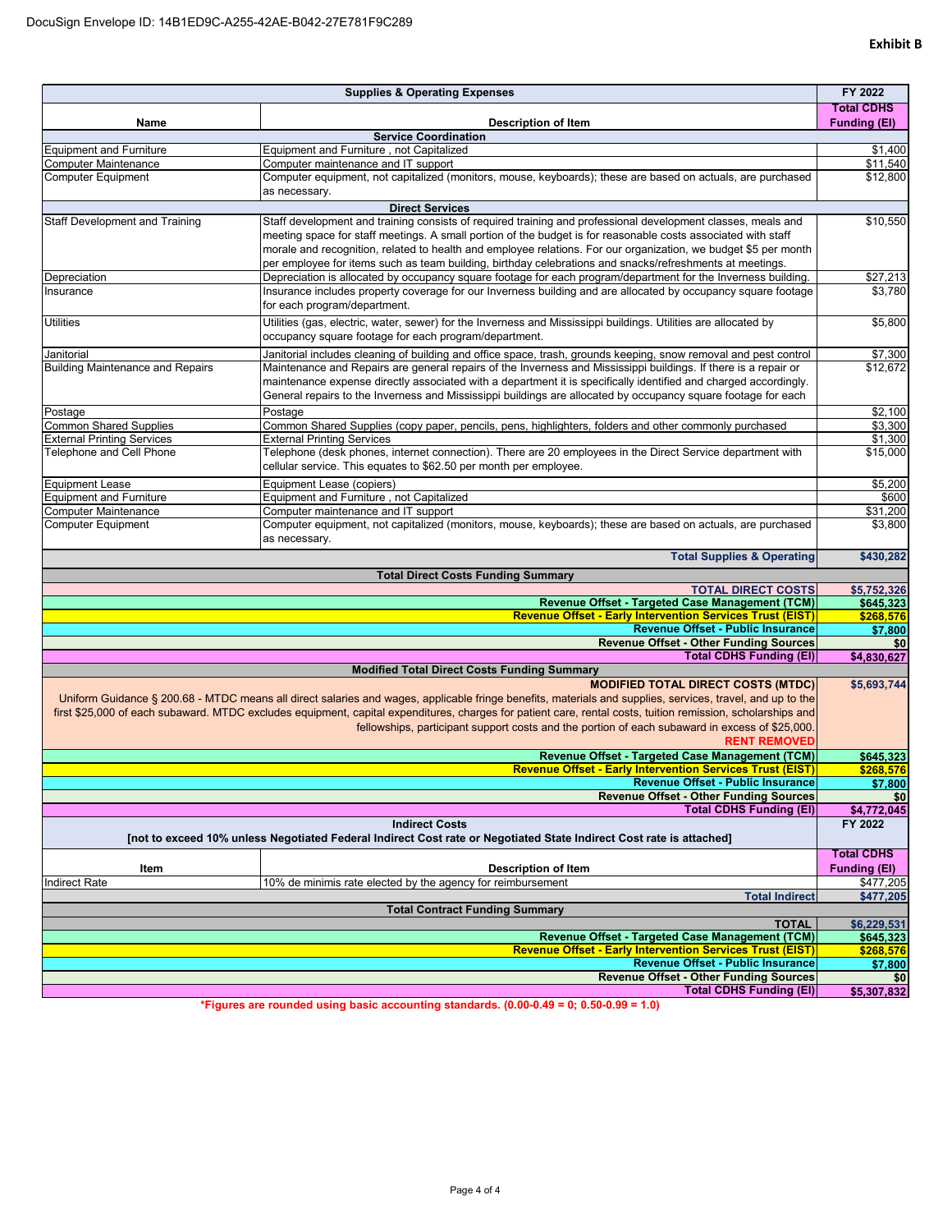DocuSign Envelope ID: 14B1ED9C-A255-42AE-B042-27E781F9C289

**Exhibit B**

| Supplies & Operating Expenses | | FY 2022 |
|---|---|---|
| **Name** | **Description of Item** | **Total CDHS Funding (EI)** |
| | **Service Coordination** | |
| Equipment and Furniture | Equipment and Furniture , not Capitalized | $1,400 |
| Computer Maintenance | Computer maintenance and IT support | $11,540 |
| Computer Equipment | Computer equipment, not capitalized (monitors, mouse, keyboards); these are based on actuals, are purchased as necessary. | $12,800 |
| | **Direct Services** | |
| Staff Development and Training | Staff development and training consists of required training and professional development classes, meals and meeting space for staff meetings. A small portion of the budget is for reasonable costs associated with staff morale and recognition, related to health and employee relations. For our organization, we budget $5 per month per employee for items such as team building, birthday celebrations and snacks/refreshments at meetings. | $10,550 |
| Depreciation | Depreciation is allocated by occupancy square footage for each program/department for the Inverness building. | $27,213 |
| Insurance | Insurance includes property coverage for our Inverness building and are allocated by occupancy square footage for each program/department. | $3,780 |
| Utilities | Utilities (gas, electric, water, sewer) for the Inverness and Mississippi buildings. Utilities are allocated by occupancy square footage for each program/department. | $5,800 |
| Janitorial | Janitorial includes cleaning of building and office space, trash, grounds keeping, snow removal and pest control | $7,300 |
| Building Maintenance and Repairs | Maintenance and Repairs are general repairs of the Inverness and Mississippi buildings. If there is a repair or maintenance expense directly associated with a department it is specifically identified and charged accordingly. General repairs to the Inverness and Mississippi buildings are allocated by occupancy square footage for each | $12,672 |
| Postage | Postage | $2,100 |
| Common Shared Supplies | Common Shared Supplies (copy paper, pencils, pens, highlighters, folders and other commonly purchased | $3,300 |
| External Printing Services | External Printing Services | $1,300 |
| Telephone and Cell Phone | Telephone (desk phones, internet connection). There are 20 employees in the Direct Service department with cellular service. This equates to $62.50 per month per employee. | $15,000 |
| Equipment Lease | Equipment Lease (copiers) | $5,200 |
| Equipment and Furniture | Equipment and Furniture , not Capitalized | $600 |
| Computer Maintenance | Computer maintenance and IT support | $31,200 |
| Computer Equipment | Computer equipment, not capitalized (monitors, mouse, keyboards); these are based on actuals, are purchased as necessary. | $3,800 |
| | **Total Supplies & Operating** | **$430,282** |

| Total Direct Costs Funding Summary | |
|---|---|
| **TOTAL DIRECT COSTS** | **$5,752,326** |
| **Revenue Offset - Targeted Case Management (TCM)** | **$645,323** |
| **Revenue Offset - Early Intervention Services Trust (EIST)** | **$268,576** |
| **Revenue Offset - Public Insurance** | **$7,800** |
| **Revenue Offset - Other Funding Sources** | **$0** |
| **Total CDHS Funding (EI)** | **$4,830,627** |

| Modified Total Direct Costs Funding Summary | |
|---|---|
| **MODIFIED TOTAL DIRECT COSTS (MTDC)**<br>Uniform Guidance § 200.68 - MTDC means all direct salaries and wages, applicable fringe benefits, materials and supplies, services, travel, and up to the first $25,000 of each subaward. MTDC excludes equipment, capital expenditures, charges for patient care, rental costs, tuition remission, scholarships and fellowships, participant support costs and the portion of each subaward in excess of $25,000.<br>**RENT REMOVED** | **$5,693,744** |
| **Revenue Offset - Targeted Case Management (TCM)** | **$645,323** |
| **Revenue Offset - Early Intervention Services Trust (EIST)** | **$268,576** |
| **Revenue Offset - Public Insurance** | **$7,800** |
| **Revenue Offset - Other Funding Sources** | **$0** |
| **Total CDHS Funding (EI)** | **$4,772,045** |

| Indirect Costs<br>[not to exceed 10% unless Negotiated Federal Indirect Cost rate or Negotiated State Indirect Cost rate is attached] | | FY 2022 |
|---|---|---|
| **Item** | **Description of Item** | **Total CDHS Funding (EI)** |
| Indirect Rate | 10% de minimis rate elected by the agency for reimbursement | $477,205 |
| | **Total Indirect** | **$477,205** |

| Total Contract Funding Summary | |
|---|---|
| **TOTAL** | **$6,229,531** |
| **Revenue Offset - Targeted Case Management (TCM)** | **$645,323** |
| **Revenue Offset - Early Intervention Services Trust (EIST)** | **$268,576** |
| **Revenue Offset - Public Insurance** | **$7,800** |
| **Revenue Offset - Other Funding Sources** | **$0** |
| **Total CDHS Funding (EI)** | **$5,307,832** |

***Figures are rounded using basic accounting standards. (0.00-0.49 = 0; 0.50-0.99 = 1.0)**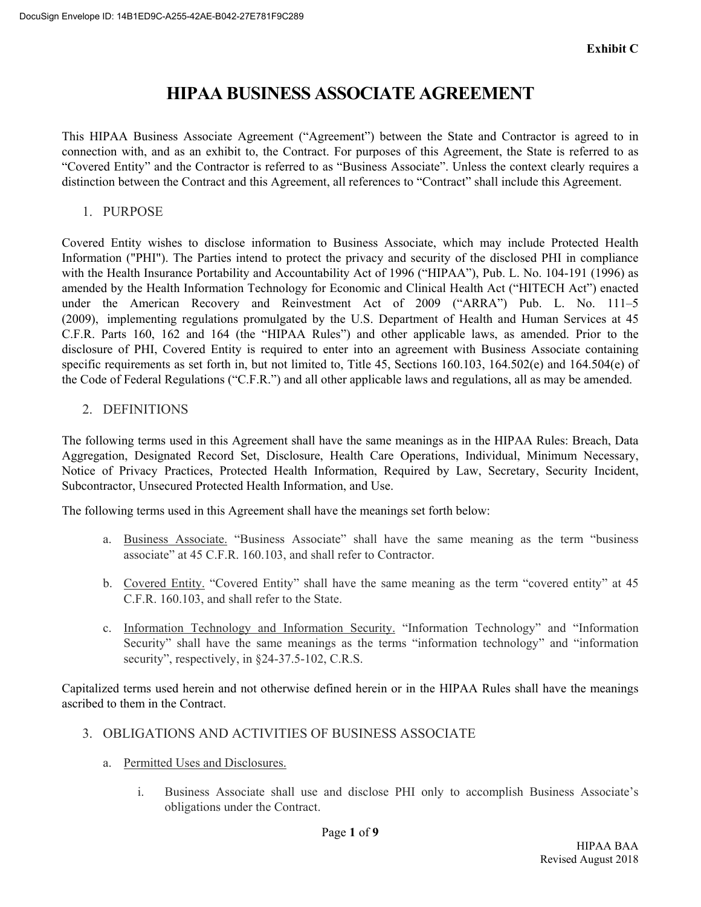**Exhibit C**

# HIPAA BUSINESS ASSOCIATE AGREEMENT

This HIPAA Business Associate Agreement ("Agreement") between the State and Contractor is agreed to in connection with, and as an exhibit to, the Contract. For purposes of this Agreement, the State is referred to as "Covered Entity" and the Contractor is referred to as "Business Associate". Unless the context clearly requires a distinction between the Contract and this Agreement, all references to "Contract" shall include this Agreement.

## 1. PURPOSE

Covered Entity wishes to disclose information to Business Associate, which may include Protected Health Information ("PHI"). The Parties intend to protect the privacy and security of the disclosed PHI in compliance with the Health Insurance Portability and Accountability Act of 1996 ("HIPAA"), Pub. L. No. 104-191 (1996) as amended by the Health Information Technology for Economic and Clinical Health Act ("HITECH Act") enacted under the American Recovery and Reinvestment Act of 2009 ("ARRA") Pub. L. No. 111–5 (2009), implementing regulations promulgated by the U.S. Department of Health and Human Services at 45 C.F.R. Parts 160, 162 and 164 (the "HIPAA Rules") and other applicable laws, as amended. Prior to the disclosure of PHI, Covered Entity is required to enter into an agreement with Business Associate containing specific requirements as set forth in, but not limited to, Title 45, Sections 160.103, 164.502(e) and 164.504(e) of the Code of Federal Regulations ("C.F.R.") and all other applicable laws and regulations, all as may be amended.

## 2. DEFINITIONS

The following terms used in this Agreement shall have the same meanings as in the HIPAA Rules: Breach, Data Aggregation, Designated Record Set, Disclosure, Health Care Operations, Individual, Minimum Necessary, Notice of Privacy Practices, Protected Health Information, Required by Law, Secretary, Security Incident, Subcontractor, Unsecured Protected Health Information, and Use.

The following terms used in this Agreement shall have the meanings set forth below:

a. <u>Business Associate.</u> "Business Associate" shall have the same meaning as the term "business associate" at 45 C.F.R. 160.103, and shall refer to Contractor.

b. <u>Covered Entity.</u> "Covered Entity" shall have the same meaning as the term "covered entity" at 45 C.F.R. 160.103, and shall refer to the State.

c. <u>Information Technology and Information Security.</u> "Information Technology" and "Information Security" shall have the same meanings as the terms "information technology" and "information security", respectively, in §24-37.5-102, C.R.S.

Capitalized terms used herein and not otherwise defined herein or in the HIPAA Rules shall have the meanings ascribed to them in the Contract.

## 3. OBLIGATIONS AND ACTIVITIES OF BUSINESS ASSOCIATE

a. <u>Permitted Uses and Disclosures.</u>

i. Business Associate shall use and disclose PHI only to accomplish Business Associate's obligations under the Contract.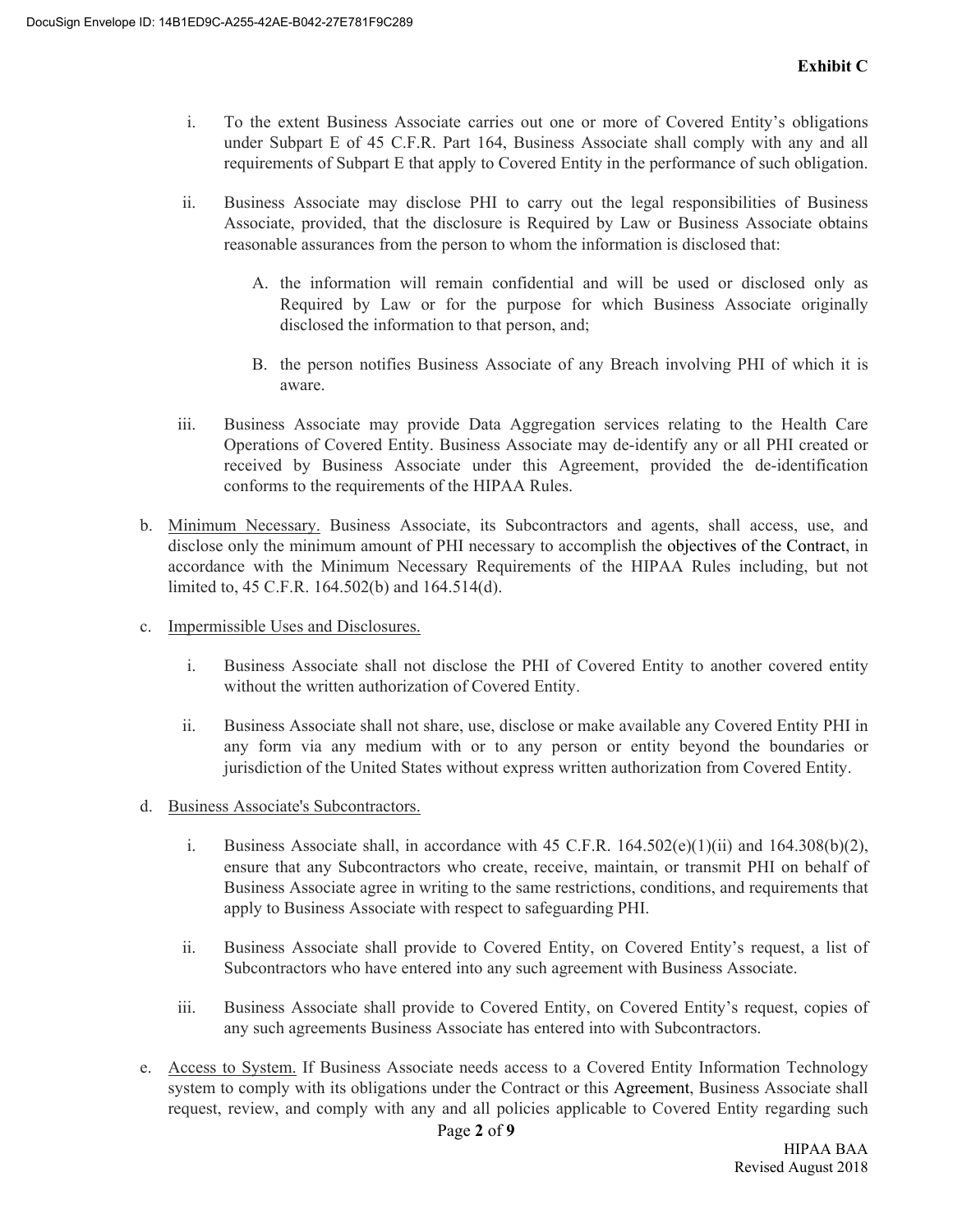**Exhibit C**

i. To the extent Business Associate carries out one or more of Covered Entity's obligations under Subpart E of 45 C.F.R. Part 164, Business Associate shall comply with any and all requirements of Subpart E that apply to Covered Entity in the performance of such obligation.

ii. Business Associate may disclose PHI to carry out the legal responsibilities of Business Associate, provided, that the disclosure is Required by Law or Business Associate obtains reasonable assurances from the person to whom the information is disclosed that:

  A. the information will remain confidential and will be used or disclosed only as Required by Law or for the purpose for which Business Associate originally disclosed the information to that person, and;

  B. the person notifies Business Associate of any Breach involving PHI of which it is aware.

iii. Business Associate may provide Data Aggregation services relating to the Health Care Operations of Covered Entity. Business Associate may de-identify any or all PHI created or received by Business Associate under this Agreement, provided the de-identification conforms to the requirements of the HIPAA Rules.

b. Minimum Necessary. Business Associate, its Subcontractors and agents, shall access, use, and disclose only the minimum amount of PHI necessary to accomplish the objectives of the Contract, in accordance with the Minimum Necessary Requirements of the HIPAA Rules including, but not limited to, 45 C.F.R. 164.502(b) and 164.514(d).

c. Impermissible Uses and Disclosures.

i. Business Associate shall not disclose the PHI of Covered Entity to another covered entity without the written authorization of Covered Entity.

ii. Business Associate shall not share, use, disclose or make available any Covered Entity PHI in any form via any medium with or to any person or entity beyond the boundaries or jurisdiction of the United States without express written authorization from Covered Entity.

d. Business Associate's Subcontractors.

i. Business Associate shall, in accordance with 45 C.F.R. 164.502(e)(1)(ii) and 164.308(b)(2), ensure that any Subcontractors who create, receive, maintain, or transmit PHI on behalf of Business Associate agree in writing to the same restrictions, conditions, and requirements that apply to Business Associate with respect to safeguarding PHI.

ii. Business Associate shall provide to Covered Entity, on Covered Entity's request, a list of Subcontractors who have entered into any such agreement with Business Associate.

iii. Business Associate shall provide to Covered Entity, on Covered Entity's request, copies of any such agreements Business Associate has entered into with Subcontractors.

e. Access to System. If Business Associate needs access to a Covered Entity Information Technology system to comply with its obligations under the Contract or this Agreement, Business Associate shall request, review, and comply with any and all policies applicable to Covered Entity regarding such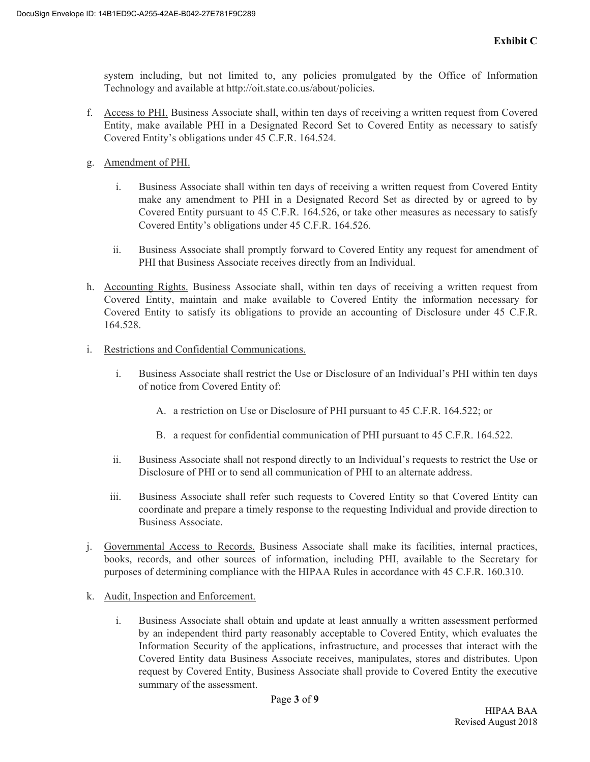**Exhibit C**

system including, but not limited to, any policies promulgated by the Office of Information Technology and available at http://oit.state.co.us/about/policies.

f. Access to PHI. Business Associate shall, within ten days of receiving a written request from Covered Entity, make available PHI in a Designated Record Set to Covered Entity as necessary to satisfy Covered Entity's obligations under 45 C.F.R. 164.524.

g. Amendment of PHI.

   i. Business Associate shall within ten days of receiving a written request from Covered Entity make any amendment to PHI in a Designated Record Set as directed by or agreed to by Covered Entity pursuant to 45 C.F.R. 164.526, or take other measures as necessary to satisfy Covered Entity's obligations under 45 C.F.R. 164.526.

   ii. Business Associate shall promptly forward to Covered Entity any request for amendment of PHI that Business Associate receives directly from an Individual.

h. Accounting Rights. Business Associate shall, within ten days of receiving a written request from Covered Entity, maintain and make available to Covered Entity the information necessary for Covered Entity to satisfy its obligations to provide an accounting of Disclosure under 45 C.F.R. 164.528.

i. Restrictions and Confidential Communications.

   i. Business Associate shall restrict the Use or Disclosure of an Individual's PHI within ten days of notice from Covered Entity of:

      A. a restriction on Use or Disclosure of PHI pursuant to 45 C.F.R. 164.522; or

      B. a request for confidential communication of PHI pursuant to 45 C.F.R. 164.522.

   ii. Business Associate shall not respond directly to an Individual's requests to restrict the Use or Disclosure of PHI or to send all communication of PHI to an alternate address.

   iii. Business Associate shall refer such requests to Covered Entity so that Covered Entity can coordinate and prepare a timely response to the requesting Individual and provide direction to Business Associate.

j. Governmental Access to Records. Business Associate shall make its facilities, internal practices, books, records, and other sources of information, including PHI, available to the Secretary for purposes of determining compliance with the HIPAA Rules in accordance with 45 C.F.R. 160.310.

k. Audit, Inspection and Enforcement.

   i. Business Associate shall obtain and update at least annually a written assessment performed by an independent third party reasonably acceptable to Covered Entity, which evaluates the Information Security of the applications, infrastructure, and processes that interact with the Covered Entity data Business Associate receives, manipulates, stores and distributes. Upon request by Covered Entity, Business Associate shall provide to Covered Entity the executive summary of the assessment.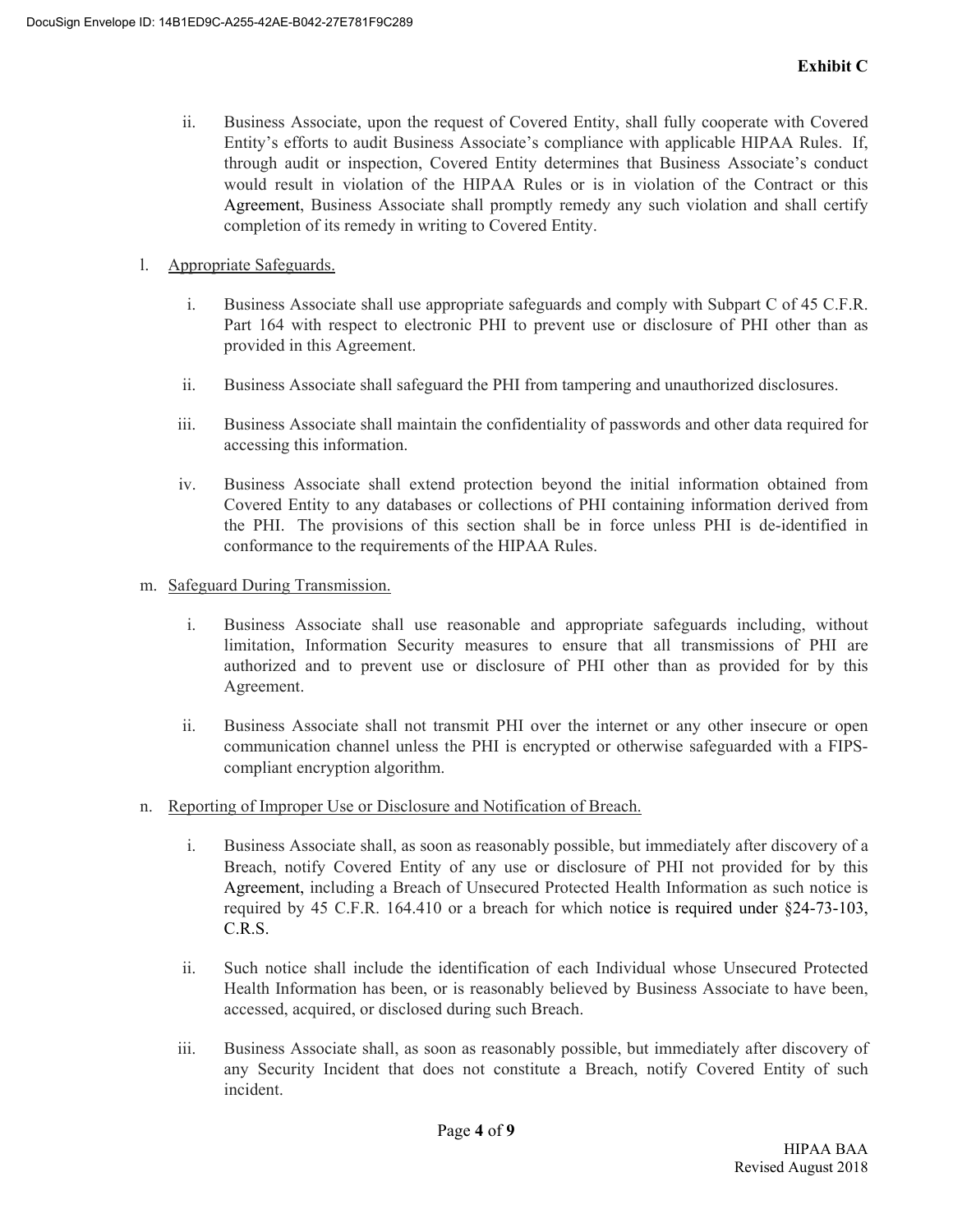ii. Business Associate, upon the request of Covered Entity, shall fully cooperate with Covered Entity's efforts to audit Business Associate's compliance with applicable HIPAA Rules. If, through audit or inspection, Covered Entity determines that Business Associate's conduct would result in violation of the HIPAA Rules or is in violation of the Contract or this Agreement, Business Associate shall promptly remedy any such violation and shall certify completion of its remedy in writing to Covered Entity.

l. <u>Appropriate Safeguards.</u>

i. Business Associate shall use appropriate safeguards and comply with Subpart C of 45 C.F.R. Part 164 with respect to electronic PHI to prevent use or disclosure of PHI other than as provided in this Agreement.

ii. Business Associate shall safeguard the PHI from tampering and unauthorized disclosures.

iii. Business Associate shall maintain the confidentiality of passwords and other data required for accessing this information.

iv. Business Associate shall extend protection beyond the initial information obtained from Covered Entity to any databases or collections of PHI containing information derived from the PHI. The provisions of this section shall be in force unless PHI is de-identified in conformance to the requirements of the HIPAA Rules.

m. <u>Safeguard During Transmission.</u>

i. Business Associate shall use reasonable and appropriate safeguards including, without limitation, Information Security measures to ensure that all transmissions of PHI are authorized and to prevent use or disclosure of PHI other than as provided for by this Agreement.

ii. Business Associate shall not transmit PHI over the internet or any other insecure or open communication channel unless the PHI is encrypted or otherwise safeguarded with a FIPS-compliant encryption algorithm.

n. <u>Reporting of Improper Use or Disclosure and Notification of Breach.</u>

i. Business Associate shall, as soon as reasonably possible, but immediately after discovery of a Breach, notify Covered Entity of any use or disclosure of PHI not provided for by this Agreement, including a Breach of Unsecured Protected Health Information as such notice is required by 45 C.F.R. 164.410 or a breach for which notice is required under §24-73-103, C.R.S.

ii. Such notice shall include the identification of each Individual whose Unsecured Protected Health Information has been, or is reasonably believed by Business Associate to have been, accessed, acquired, or disclosed during such Breach.

iii. Business Associate shall, as soon as reasonably possible, but immediately after discovery of any Security Incident that does not constitute a Breach, notify Covered Entity of such incident.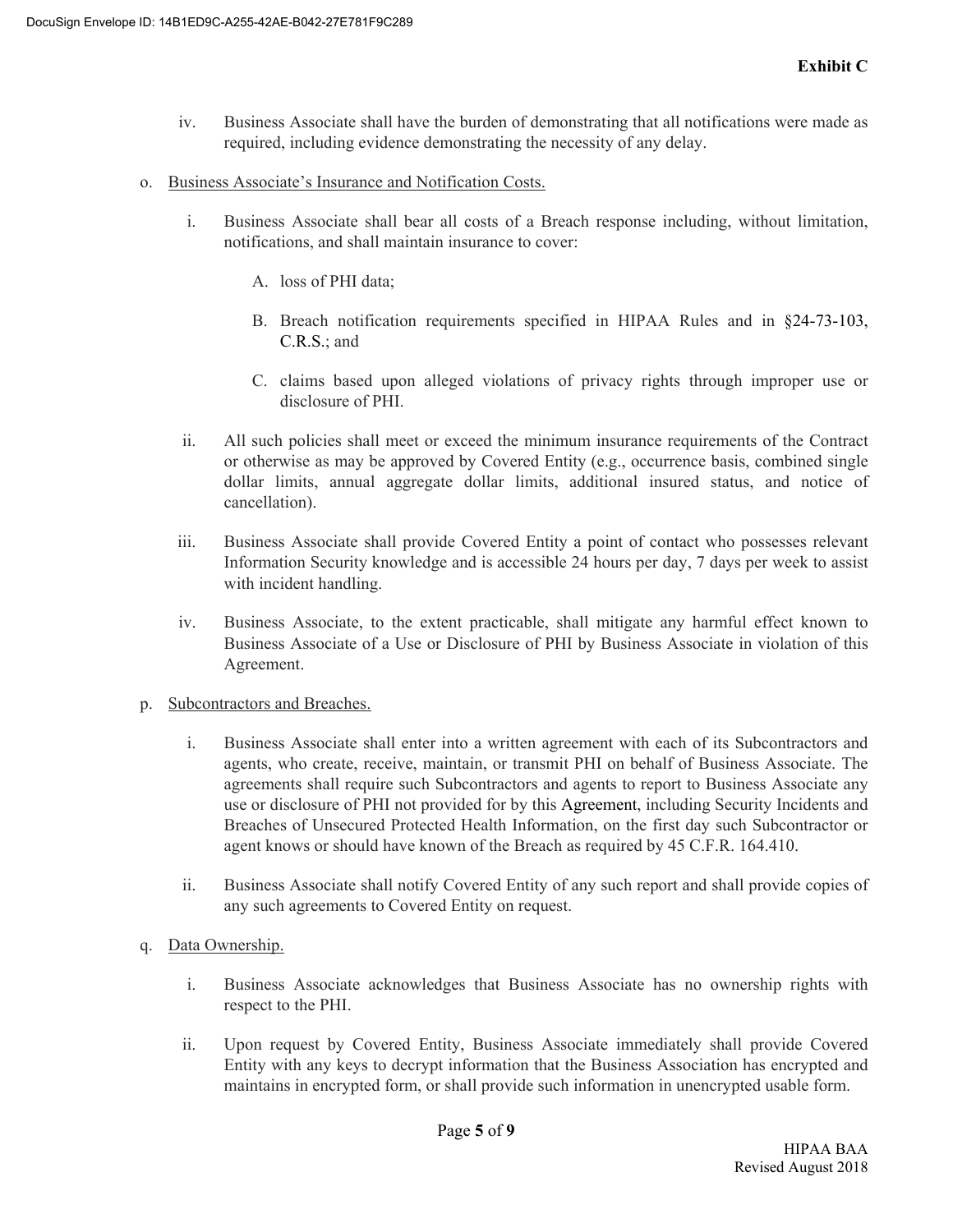iv. Business Associate shall have the burden of demonstrating that all notifications were made as required, including evidence demonstrating the necessity of any delay.

o. Business Associate's Insurance and Notification Costs.

i. Business Associate shall bear all costs of a Breach response including, without limitation, notifications, and shall maintain insurance to cover:

A. loss of PHI data;

B. Breach notification requirements specified in HIPAA Rules and in §24-73-103, C.R.S.; and

C. claims based upon alleged violations of privacy rights through improper use or disclosure of PHI.

ii. All such policies shall meet or exceed the minimum insurance requirements of the Contract or otherwise as may be approved by Covered Entity (e.g., occurrence basis, combined single dollar limits, annual aggregate dollar limits, additional insured status, and notice of cancellation).

iii. Business Associate shall provide Covered Entity a point of contact who possesses relevant Information Security knowledge and is accessible 24 hours per day, 7 days per week to assist with incident handling.

iv. Business Associate, to the extent practicable, shall mitigate any harmful effect known to Business Associate of a Use or Disclosure of PHI by Business Associate in violation of this Agreement.

p. Subcontractors and Breaches.

i. Business Associate shall enter into a written agreement with each of its Subcontractors and agents, who create, receive, maintain, or transmit PHI on behalf of Business Associate. The agreements shall require such Subcontractors and agents to report to Business Associate any use or disclosure of PHI not provided for by this Agreement, including Security Incidents and Breaches of Unsecured Protected Health Information, on the first day such Subcontractor or agent knows or should have known of the Breach as required by 45 C.F.R. 164.410.

ii. Business Associate shall notify Covered Entity of any such report and shall provide copies of any such agreements to Covered Entity on request.

q. Data Ownership.

i. Business Associate acknowledges that Business Associate has no ownership rights with respect to the PHI.

ii. Upon request by Covered Entity, Business Associate immediately shall provide Covered Entity with any keys to decrypt information that the Business Association has encrypted and maintains in encrypted form, or shall provide such information in unencrypted usable form.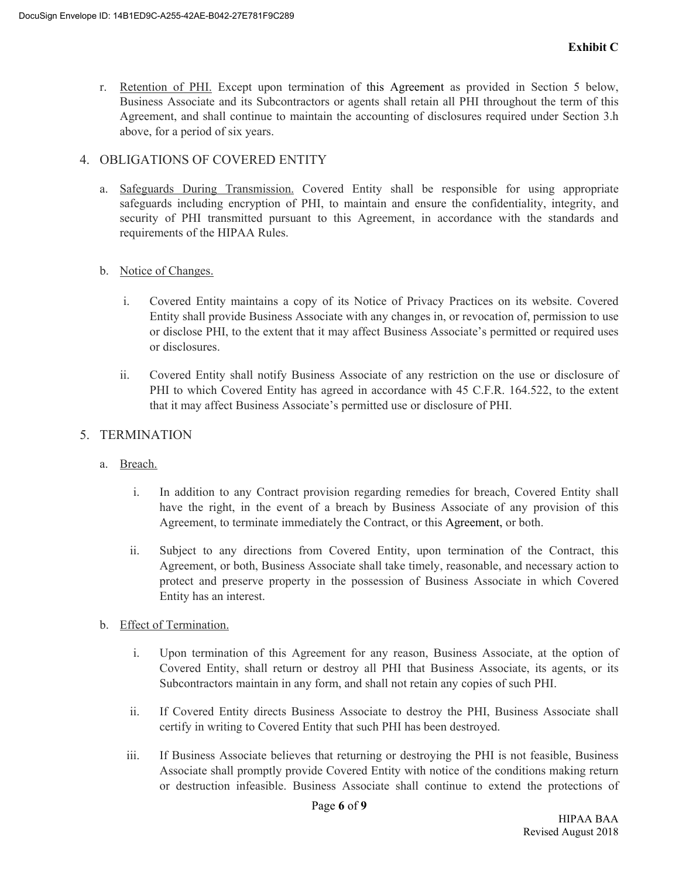r. Retention of PHI. Except upon termination of this Agreement as provided in Section 5 below, Business Associate and its Subcontractors or agents shall retain all PHI throughout the term of this Agreement, and shall continue to maintain the accounting of disclosures required under Section 3.h above, for a period of six years.

4. OBLIGATIONS OF COVERED ENTITY

   a. Safeguards During Transmission. Covered Entity shall be responsible for using appropriate safeguards including encryption of PHI, to maintain and ensure the confidentiality, integrity, and security of PHI transmitted pursuant to this Agreement, in accordance with the standards and requirements of the HIPAA Rules.

   b. Notice of Changes.

      i. Covered Entity maintains a copy of its Notice of Privacy Practices on its website. Covered Entity shall provide Business Associate with any changes in, or revocation of, permission to use or disclose PHI, to the extent that it may affect Business Associate's permitted or required uses or disclosures.

      ii. Covered Entity shall notify Business Associate of any restriction on the use or disclosure of PHI to which Covered Entity has agreed in accordance with 45 C.F.R. 164.522, to the extent that it may affect Business Associate's permitted use or disclosure of PHI.

5. TERMINATION

   a. Breach.

      i. In addition to any Contract provision regarding remedies for breach, Covered Entity shall have the right, in the event of a breach by Business Associate of any provision of this Agreement, to terminate immediately the Contract, or this Agreement, or both.

      ii. Subject to any directions from Covered Entity, upon termination of the Contract, this Agreement, or both, Business Associate shall take timely, reasonable, and necessary action to protect and preserve property in the possession of Business Associate in which Covered Entity has an interest.

   b. Effect of Termination.

      i. Upon termination of this Agreement for any reason, Business Associate, at the option of Covered Entity, shall return or destroy all PHI that Business Associate, its agents, or its Subcontractors maintain in any form, and shall not retain any copies of such PHI.

      ii. If Covered Entity directs Business Associate to destroy the PHI, Business Associate shall certify in writing to Covered Entity that such PHI has been destroyed.

      iii. If Business Associate believes that returning or destroying the PHI is not feasible, Business Associate shall promptly provide Covered Entity with notice of the conditions making return or destruction infeasible. Business Associate shall continue to extend the protections of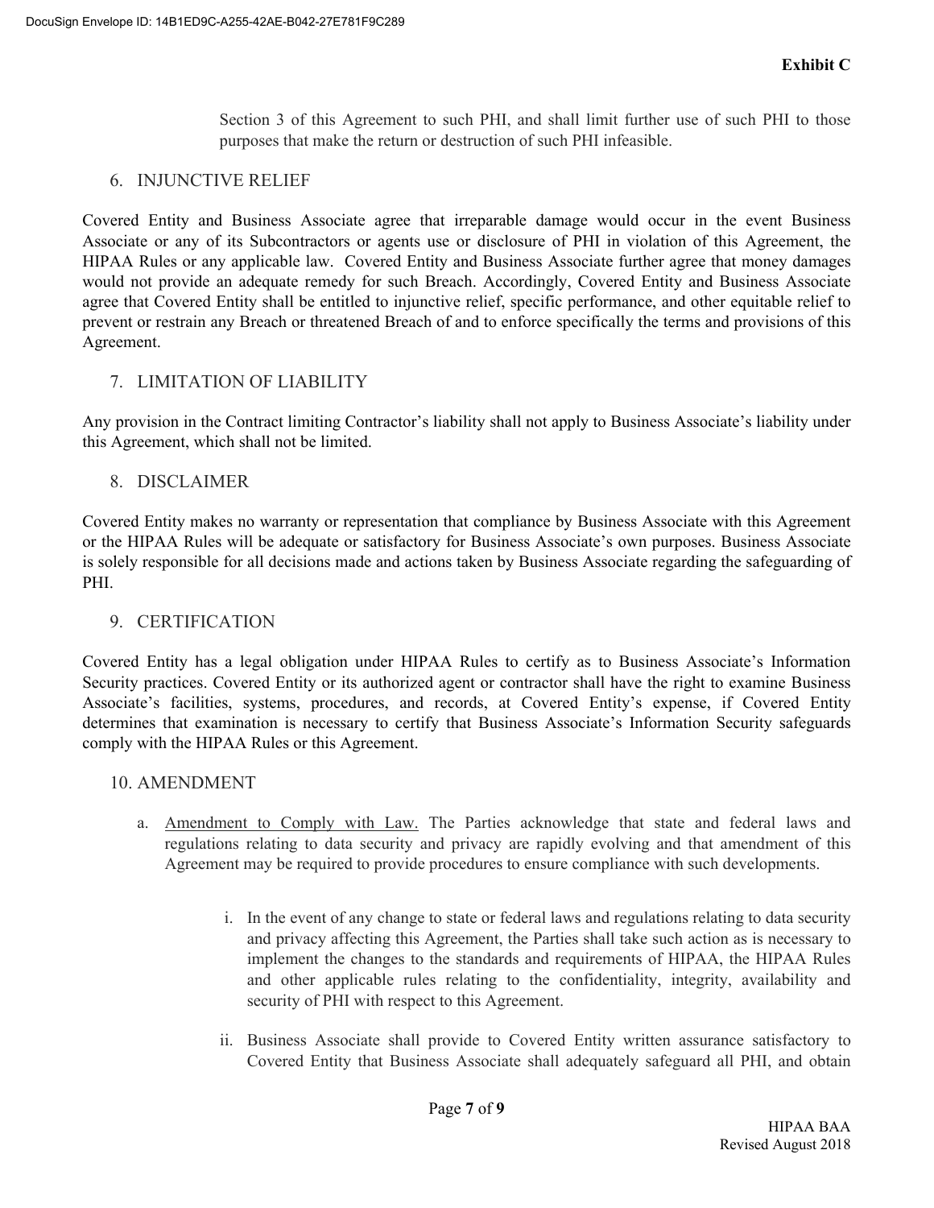Section 3 of this Agreement to such PHI, and shall limit further use of such PHI to those purposes that make the return or destruction of such PHI infeasible.

## 6. INJUNCTIVE RELIEF

Covered Entity and Business Associate agree that irreparable damage would occur in the event Business Associate or any of its Subcontractors or agents use or disclosure of PHI in violation of this Agreement, the HIPAA Rules or any applicable law. Covered Entity and Business Associate further agree that money damages would not provide an adequate remedy for such Breach. Accordingly, Covered Entity and Business Associate agree that Covered Entity shall be entitled to injunctive relief, specific performance, and other equitable relief to prevent or restrain any Breach or threatened Breach of and to enforce specifically the terms and provisions of this Agreement.

## 7. LIMITATION OF LIABILITY

Any provision in the Contract limiting Contractor's liability shall not apply to Business Associate's liability under this Agreement, which shall not be limited.

## 8. DISCLAIMER

Covered Entity makes no warranty or representation that compliance by Business Associate with this Agreement or the HIPAA Rules will be adequate or satisfactory for Business Associate's own purposes. Business Associate is solely responsible for all decisions made and actions taken by Business Associate regarding the safeguarding of PHI.

## 9. CERTIFICATION

Covered Entity has a legal obligation under HIPAA Rules to certify as to Business Associate's Information Security practices. Covered Entity or its authorized agent or contractor shall have the right to examine Business Associate's facilities, systems, procedures, and records, at Covered Entity's expense, if Covered Entity determines that examination is necessary to certify that Business Associate's Information Security safeguards comply with the HIPAA Rules or this Agreement.

## 10. AMENDMENT

a. Amendment to Comply with Law. The Parties acknowledge that state and federal laws and regulations relating to data security and privacy are rapidly evolving and that amendment of this Agreement may be required to provide procedures to ensure compliance with such developments.

   i. In the event of any change to state or federal laws and regulations relating to data security and privacy affecting this Agreement, the Parties shall take such action as is necessary to implement the changes to the standards and requirements of HIPAA, the HIPAA Rules and other applicable rules relating to the confidentiality, integrity, availability and security of PHI with respect to this Agreement.

   ii. Business Associate shall provide to Covered Entity written assurance satisfactory to Covered Entity that Business Associate shall adequately safeguard all PHI, and obtain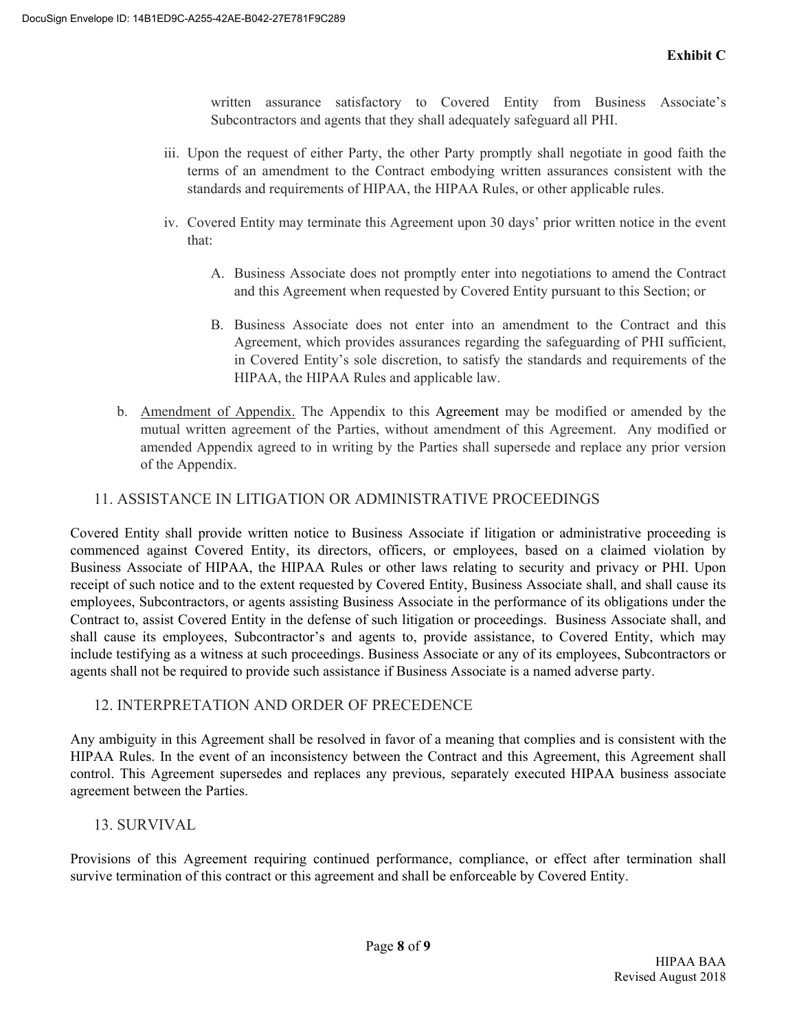written assurance satisfactory to Covered Entity from Business Associate's Subcontractors and agents that they shall adequately safeguard all PHI.

iii. Upon the request of either Party, the other Party promptly shall negotiate in good faith the terms of an amendment to the Contract embodying written assurances consistent with the standards and requirements of HIPAA, the HIPAA Rules, or other applicable rules.

iv. Covered Entity may terminate this Agreement upon 30 days' prior written notice in the event that:

A. Business Associate does not promptly enter into negotiations to amend the Contract and this Agreement when requested by Covered Entity pursuant to this Section; or

B. Business Associate does not enter into an amendment to the Contract and this Agreement, which provides assurances regarding the safeguarding of PHI sufficient, in Covered Entity's sole discretion, to satisfy the standards and requirements of the HIPAA, the HIPAA Rules and applicable law.

b. Amendment of Appendix. The Appendix to this Agreement may be modified or amended by the mutual written agreement of the Parties, without amendment of this Agreement. Any modified or amended Appendix agreed to in writing by the Parties shall supersede and replace any prior version of the Appendix.

## 11. ASSISTANCE IN LITIGATION OR ADMINISTRATIVE PROCEEDINGS

Covered Entity shall provide written notice to Business Associate if litigation or administrative proceeding is commenced against Covered Entity, its directors, officers, or employees, based on a claimed violation by Business Associate of HIPAA, the HIPAA Rules or other laws relating to security and privacy or PHI. Upon receipt of such notice and to the extent requested by Covered Entity, Business Associate shall, and shall cause its employees, Subcontractors, or agents assisting Business Associate in the performance of its obligations under the Contract to, assist Covered Entity in the defense of such litigation or proceedings. Business Associate shall, and shall cause its employees, Subcontractor's and agents to, provide assistance, to Covered Entity, which may include testifying as a witness at such proceedings. Business Associate or any of its employees, Subcontractors or agents shall not be required to provide such assistance if Business Associate is a named adverse party.

## 12. INTERPRETATION AND ORDER OF PRECEDENCE

Any ambiguity in this Agreement shall be resolved in favor of a meaning that complies and is consistent with the HIPAA Rules. In the event of an inconsistency between the Contract and this Agreement, this Agreement shall control. This Agreement supersedes and replaces any previous, separately executed HIPAA business associate agreement between the Parties.

## 13. SURVIVAL

Provisions of this Agreement requiring continued performance, compliance, or effect after termination shall survive termination of this contract or this agreement and shall be enforceable by Covered Entity.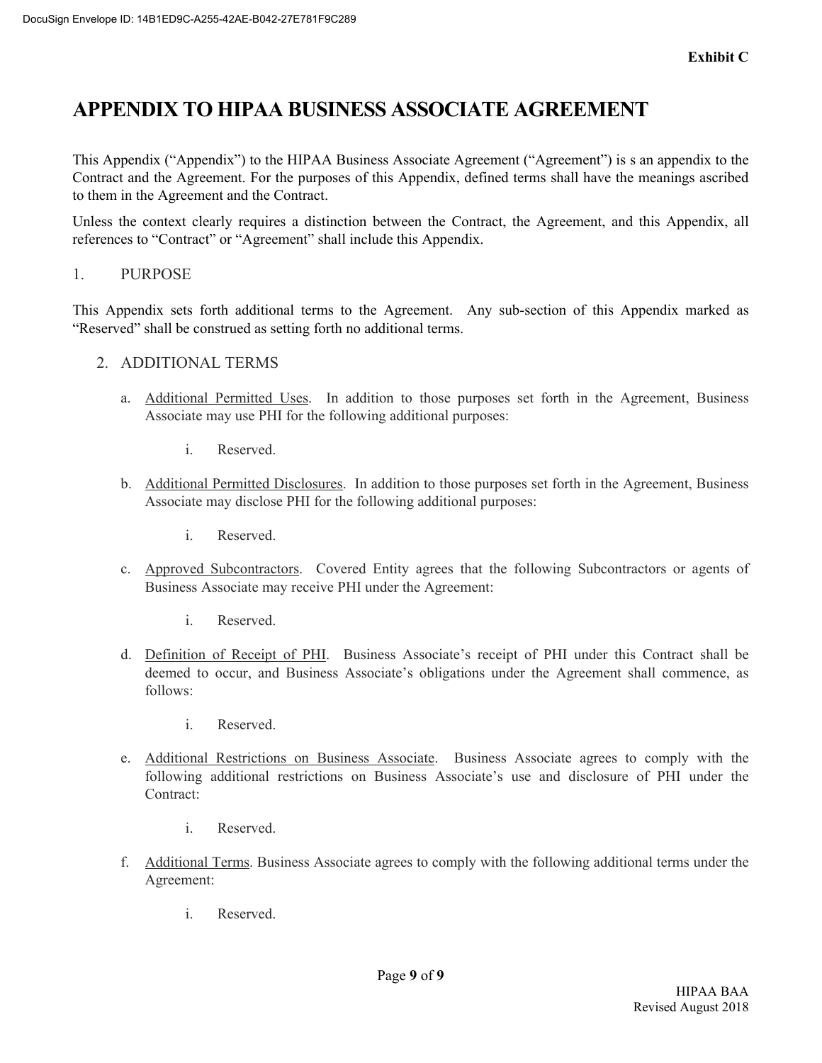**Exhibit C**

# APPENDIX TO HIPAA BUSINESS ASSOCIATE AGREEMENT

This Appendix ("Appendix") to the HIPAA Business Associate Agreement ("Agreement") is s an appendix to the Contract and the Agreement. For the purposes of this Appendix, defined terms shall have the meanings ascribed to them in the Agreement and the Contract.

Unless the context clearly requires a distinction between the Contract, the Agreement, and this Appendix, all references to "Contract" or "Agreement" shall include this Appendix.

1. PURPOSE

This Appendix sets forth additional terms to the Agreement. Any sub-section of this Appendix marked as "Reserved" shall be construed as setting forth no additional terms.

2. ADDITIONAL TERMS

   a. Additional Permitted Uses. In addition to those purposes set forth in the Agreement, Business Associate may use PHI for the following additional purposes:

      i. Reserved.

   b. Additional Permitted Disclosures. In addition to those purposes set forth in the Agreement, Business Associate may disclose PHI for the following additional purposes:

      i. Reserved.

   c. Approved Subcontractors. Covered Entity agrees that the following Subcontractors or agents of Business Associate may receive PHI under the Agreement:

      i. Reserved.

   d. Definition of Receipt of PHI. Business Associate's receipt of PHI under this Contract shall be deemed to occur, and Business Associate's obligations under the Agreement shall commence, as follows:

      i. Reserved.

   e. Additional Restrictions on Business Associate. Business Associate agrees to comply with the following additional restrictions on Business Associate's use and disclosure of PHI under the Contract:

      i. Reserved.

   f. Additional Terms. Business Associate agrees to comply with the following additional terms under the Agreement:

      i. Reserved.

HIPAA BAA
Revised August 2018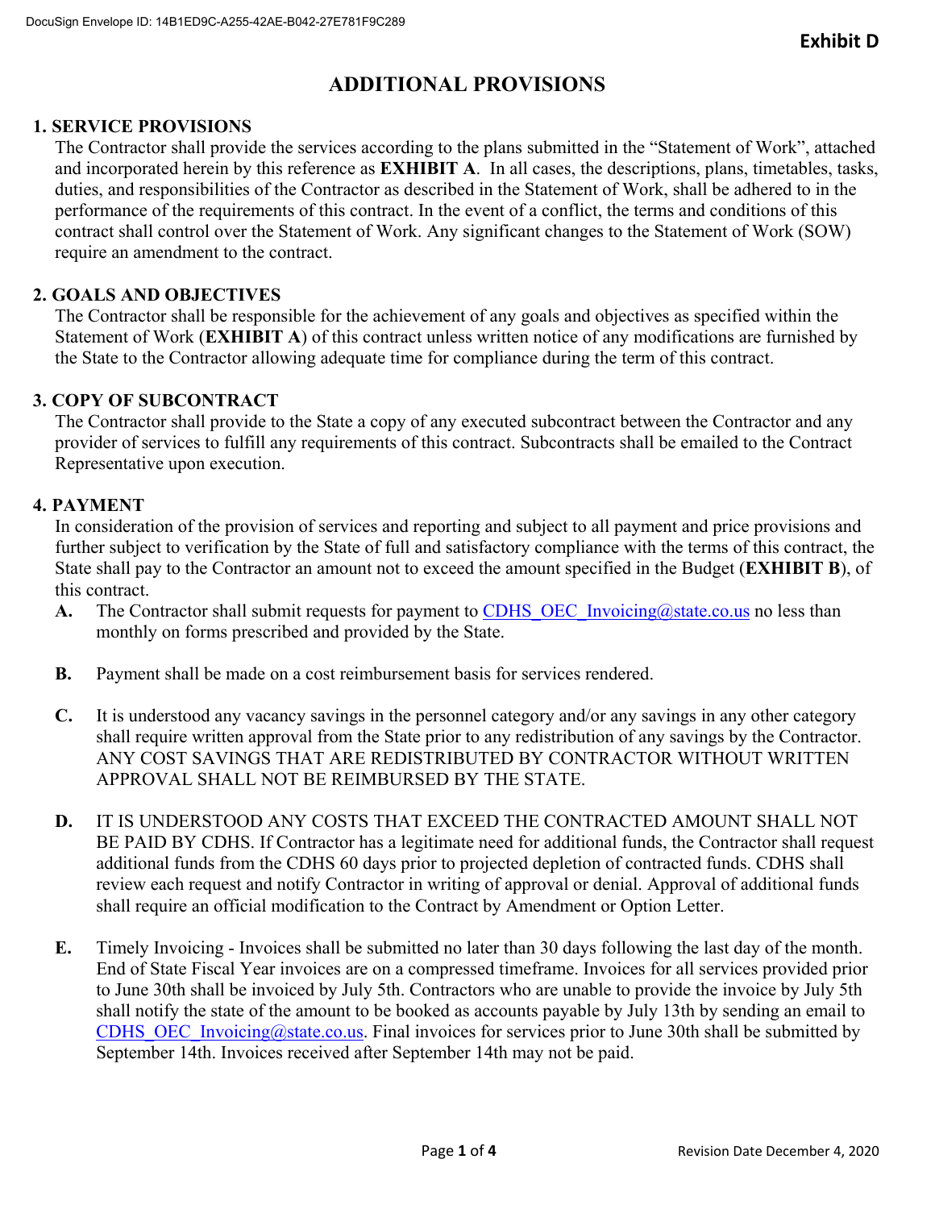Exhibit D

# ADDITIONAL PROVISIONS

## 1. SERVICE PROVISIONS

The Contractor shall provide the services according to the plans submitted in the "Statement of Work", attached and incorporated herein by this reference as **EXHIBIT A**. In all cases, the descriptions, plans, timetables, tasks, duties, and responsibilities of the Contractor as described in the Statement of Work, shall be adhered to in the performance of the requirements of this contract. In the event of a conflict, the terms and conditions of this contract shall control over the Statement of Work. Any significant changes to the Statement of Work (SOW) require an amendment to the contract.

## 2. GOALS AND OBJECTIVES

The Contractor shall be responsible for the achievement of any goals and objectives as specified within the Statement of Work (**EXHIBIT A**) of this contract unless written notice of any modifications are furnished by the State to the Contractor allowing adequate time for compliance during the term of this contract.

## 3. COPY OF SUBCONTRACT

The Contractor shall provide to the State a copy of any executed subcontract between the Contractor and any provider of services to fulfill any requirements of this contract. Subcontracts shall be emailed to the Contract Representative upon execution.

## 4. PAYMENT

In consideration of the provision of services and reporting and subject to all payment and price provisions and further subject to verification by the State of full and satisfactory compliance with the terms of this contract, the State shall pay to the Contractor an amount not to exceed the amount specified in the Budget (**EXHIBIT B**), of this contract.

**A.** The Contractor shall submit requests for payment to CDHS_OEC_Invoicing@state.co.us no less than monthly on forms prescribed and provided by the State.

**B.** Payment shall be made on a cost reimbursement basis for services rendered.

**C.** It is understood any vacancy savings in the personnel category and/or any savings in any other category shall require written approval from the State prior to any redistribution of any savings by the Contractor. ANY COST SAVINGS THAT ARE REDISTRIBUTED BY CONTRACTOR WITHOUT WRITTEN APPROVAL SHALL NOT BE REIMBURSED BY THE STATE.

**D.** IT IS UNDERSTOOD ANY COSTS THAT EXCEED THE CONTRACTED AMOUNT SHALL NOT BE PAID BY CDHS. If Contractor has a legitimate need for additional funds, the Contractor shall request additional funds from the CDHS 60 days prior to projected depletion of contracted funds. CDHS shall review each request and notify Contractor in writing of approval or denial. Approval of additional funds shall require an official modification to the Contract by Amendment or Option Letter.

**E.** Timely Invoicing - Invoices shall be submitted no later than 30 days following the last day of the month. End of State Fiscal Year invoices are on a compressed timeframe. Invoices for all services provided prior to June 30th shall be invoiced by July 5th. Contractors who are unable to provide the invoice by July 5th shall notify the state of the amount to be booked as accounts payable by July 13th by sending an email to CDHS_OEC_Invoicing@state.co.us. Final invoices for services prior to June 30th shall be submitted by September 14th. Invoices received after September 14th may not be paid.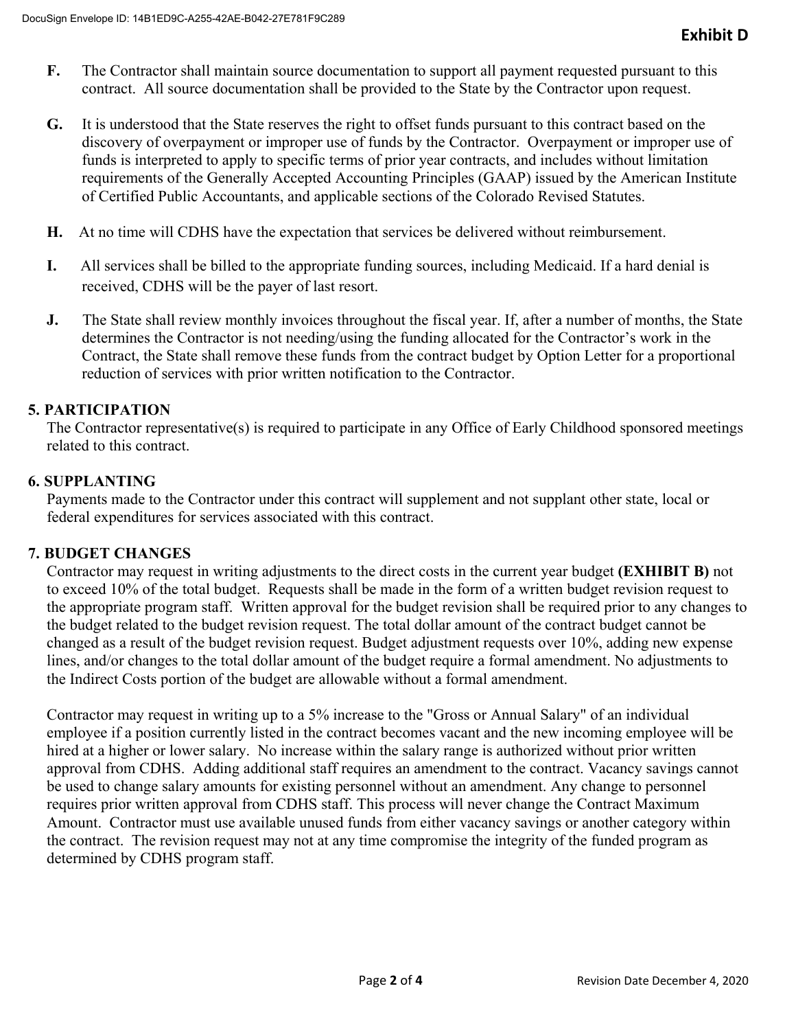**F.** The Contractor shall maintain source documentation to support all payment requested pursuant to this contract. All source documentation shall be provided to the State by the Contractor upon request.

**G.** It is understood that the State reserves the right to offset funds pursuant to this contract based on the discovery of overpayment or improper use of funds by the Contractor. Overpayment or improper use of funds is interpreted to apply to specific terms of prior year contracts, and includes without limitation requirements of the Generally Accepted Accounting Principles (GAAP) issued by the American Institute of Certified Public Accountants, and applicable sections of the Colorado Revised Statutes.

**H.** At no time will CDHS have the expectation that services be delivered without reimbursement.

**I.** All services shall be billed to the appropriate funding sources, including Medicaid. If a hard denial is received, CDHS will be the payer of last resort.

**J.** The State shall review monthly invoices throughout the fiscal year. If, after a number of months, the State determines the Contractor is not needing/using the funding allocated for the Contractor's work in the Contract, the State shall remove these funds from the contract budget by Option Letter for a proportional reduction of services with prior written notification to the Contractor.

## 5. PARTICIPATION

The Contractor representative(s) is required to participate in any Office of Early Childhood sponsored meetings related to this contract.

## 6. SUPPLANTING

Payments made to the Contractor under this contract will supplement and not supplant other state, local or federal expenditures for services associated with this contract.

## 7. BUDGET CHANGES

Contractor may request in writing adjustments to the direct costs in the current year budget **(EXHIBIT B)** not to exceed 10% of the total budget. Requests shall be made in the form of a written budget revision request to the appropriate program staff. Written approval for the budget revision shall be required prior to any changes to the budget related to the budget revision request. The total dollar amount of the contract budget cannot be changed as a result of the budget revision request. Budget adjustment requests over 10%, adding new expense lines, and/or changes to the total dollar amount of the budget require a formal amendment. No adjustments to the Indirect Costs portion of the budget are allowable without a formal amendment.

Contractor may request in writing up to a 5% increase to the "Gross or Annual Salary" of an individual employee if a position currently listed in the contract becomes vacant and the new incoming employee will be hired at a higher or lower salary. No increase within the salary range is authorized without prior written approval from CDHS. Adding additional staff requires an amendment to the contract. Vacancy savings cannot be used to change salary amounts for existing personnel without an amendment. Any change to personnel requires prior written approval from CDHS staff. This process will never change the Contract Maximum Amount. Contractor must use available unused funds from either vacancy savings or another category within the contract. The revision request may not at any time compromise the integrity of the funded program as determined by CDHS program staff.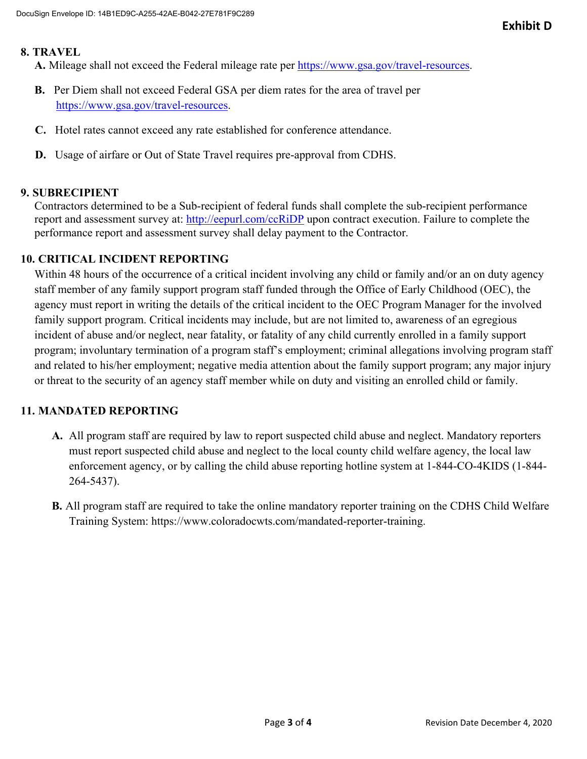**Exhibit D**

## 8. TRAVEL

**A.** Mileage shall not exceed the Federal mileage rate per https://www.gsa.gov/travel-resources.

**B.** Per Diem shall not exceed Federal GSA per diem rates for the area of travel per https://www.gsa.gov/travel-resources.

**C.** Hotel rates cannot exceed any rate established for conference attendance.

**D.** Usage of airfare or Out of State Travel requires pre-approval from CDHS.

## 9. SUBRECIPIENT

Contractors determined to be a Sub-recipient of federal funds shall complete the sub-recipient performance report and assessment survey at: http://eepurl.com/ccRiDP upon contract execution. Failure to complete the performance report and assessment survey shall delay payment to the Contractor.

## 10. CRITICAL INCIDENT REPORTING

Within 48 hours of the occurrence of a critical incident involving any child or family and/or an on duty agency staff member of any family support program staff funded through the Office of Early Childhood (OEC), the agency must report in writing the details of the critical incident to the OEC Program Manager for the involved family support program. Critical incidents may include, but are not limited to, awareness of an egregious incident of abuse and/or neglect, near fatality, or fatality of any child currently enrolled in a family support program; involuntary termination of a program staff's employment; criminal allegations involving program staff and related to his/her employment; negative media attention about the family support program; any major injury or threat to the security of an agency staff member while on duty and visiting an enrolled child or family.

## 11. MANDATED REPORTING

**A.** All program staff are required by law to report suspected child abuse and neglect. Mandatory reporters must report suspected child abuse and neglect to the local county child welfare agency, the local law enforcement agency, or by calling the child abuse reporting hotline system at 1-844-CO-4KIDS (1-844-264-5437).

**B.** All program staff are required to take the online mandatory reporter training on the CDHS Child Welfare Training System: https://www.coloradocwts.com/mandated-reporter-training.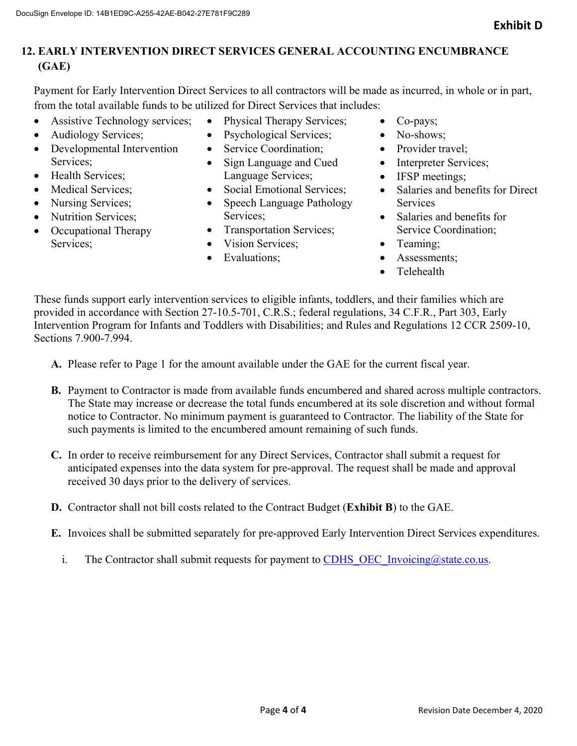## 12. EARLY INTERVENTION DIRECT SERVICES GENERAL ACCOUNTING ENCUMBRANCE (GAE)

Payment for Early Intervention Direct Services to all contractors will be made as incurred, in whole or in part, from the total available funds to be utilized for Direct Services that includes:

- Assistive Technology services;
- Audiology Services;
- Developmental Intervention Services;
- Health Services;
- Medical Services;
- Nursing Services;
- Nutrition Services;
- Occupational Therapy Services;
- Physical Therapy Services;
- Psychological Services;
- Service Coordination;
- Sign Language and Cued Language Services;
- Social Emotional Services;
- Speech Language Pathology Services;
- Transportation Services;
- Vision Services;
- Evaluations;
- Co-pays;
- No-shows;
- Provider travel;
- Interpreter Services;
- IFSP meetings;
- Salaries and benefits for Direct Services
- Salaries and benefits for Service Coordination;
- Teaming;
- Assessments;
- Telehealth

These funds support early intervention services to eligible infants, toddlers, and their families which are provided in accordance with Section 27-10.5-701, C.R.S.; federal regulations, 34 C.F.R., Part 303, Early Intervention Program for Infants and Toddlers with Disabilities; and Rules and Regulations 12 CCR 2509-10, Sections 7.900-7.994.

**A.** Please refer to Page 1 for the amount available under the GAE for the current fiscal year.

**B.** Payment to Contractor is made from available funds encumbered and shared across multiple contractors. The State may increase or decrease the total funds encumbered at its sole discretion and without formal notice to Contractor. No minimum payment is guaranteed to Contractor. The liability of the State for such payments is limited to the encumbered amount remaining of such funds.

**C.** In order to receive reimbursement for any Direct Services, Contractor shall submit a request for anticipated expenses into the data system for pre-approval. The request shall be made and approval received 30 days prior to the delivery of services.

**D.** Contractor shall not bill costs related to the Contract Budget (**Exhibit B**) to the GAE.

**E.** Invoices shall be submitted separately for pre-approved Early Intervention Direct Services expenditures.

i. The Contractor shall submit requests for payment to CDHS_OEC_Invoicing@state.co.us.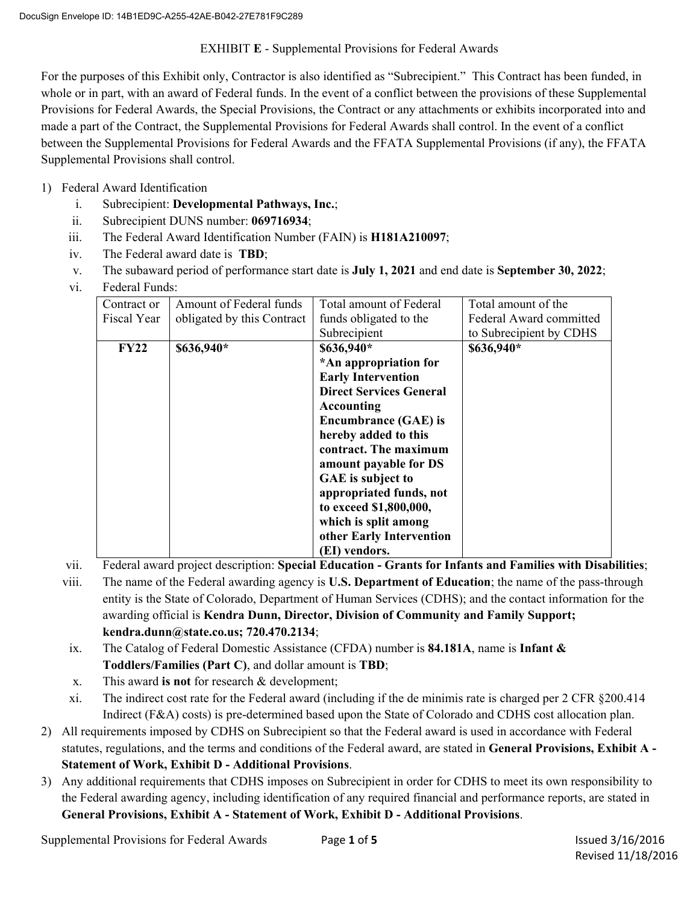DocuSign Envelope ID: 14B1ED9C-A255-42AE-B042-27E781F9C289

EXHIBIT **E** - Supplemental Provisions for Federal Awards

For the purposes of this Exhibit only, Contractor is also identified as "Subrecipient." This Contract has been funded, in whole or in part, with an award of Federal funds. In the event of a conflict between the provisions of these Supplemental Provisions for Federal Awards, the Special Provisions, the Contract or any attachments or exhibits incorporated into and made a part of the Contract, the Supplemental Provisions for Federal Awards shall control. In the event of a conflict between the Supplemental Provisions for Federal Awards and the FFATA Supplemental Provisions (if any), the FFATA Supplemental Provisions shall control.

1) Federal Award Identification
   i. Subrecipient: **Developmental Pathways, Inc.**;
   ii. Subrecipient DUNS number: **069716934**;
   iii. The Federal Award Identification Number (FAIN) is **H181A210097**;
   iv. The Federal award date is **TBD**;
   v. The subaward period of performance start date is **July 1, 2021** and end date is **September 30, 2022**;
   vi. Federal Funds:

| Contract or Fiscal Year | Amount of Federal funds obligated by this Contract | Total amount of Federal funds obligated to the Subrecipient | Total amount of the Federal Award committed to Subrecipient by CDHS |
|---|---|---|---|
| **FY22** | **$636,940*** | **$636,940*** **\*An appropriation for Early Intervention Direct Services General Accounting Encumbrance (GAE) is hereby added to this contract. The maximum amount payable for DS GAE is subject to appropriated funds, not to exceed $1,800,000, which is split among other Early Intervention (EI) vendors.** | **$636,940*** |

   vii. Federal award project description: **Special Education - Grants for Infants and Families with Disabilities**;
   viii. The name of the Federal awarding agency is **U.S. Department of Education**; the name of the pass-through entity is the State of Colorado, Department of Human Services (CDHS); and the contact information for the awarding official is **Kendra Dunn, Director, Division of Community and Family Support; kendra.dunn@state.co.us; 720.470.2134**;
   ix. The Catalog of Federal Domestic Assistance (CFDA) number is **84.181A**, name is **Infant & Toddlers/Families (Part C)**, and dollar amount is **TBD**;
   x. This award **is not** for research & development;
   xi. The indirect cost rate for the Federal award (including if the de minimis rate is charged per 2 CFR §200.414 Indirect (F&A) costs) is pre-determined based upon the State of Colorado and CDHS cost allocation plan.
2) All requirements imposed by CDHS on Subrecipient so that the Federal award is used in accordance with Federal statutes, regulations, and the terms and conditions of the Federal award, are stated in **General Provisions, Exhibit A - Statement of Work, Exhibit D - Additional Provisions**.
3) Any additional requirements that CDHS imposes on Subrecipient in order for CDHS to meet its own responsibility to the Federal awarding agency, including identification of any required financial and performance reports, are stated in **General Provisions, Exhibit A - Statement of Work, Exhibit D - Additional Provisions**.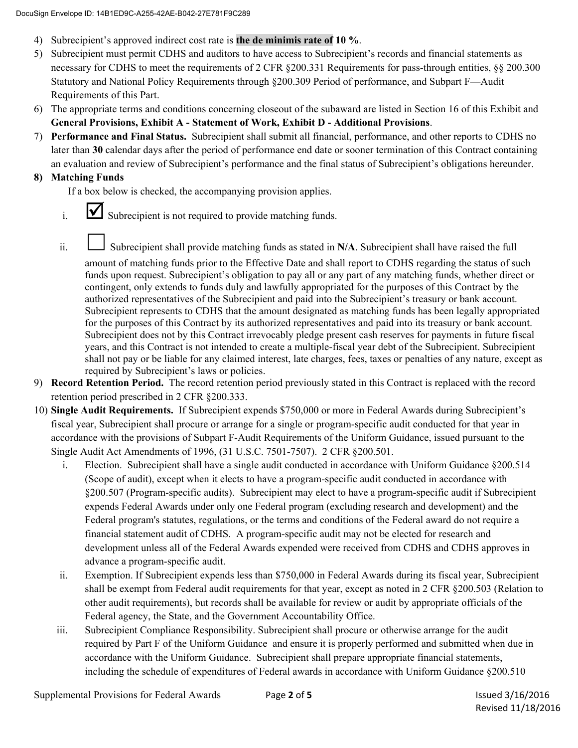4) Subrecipient's approved indirect cost rate is **the de minimis rate of 10 %**.
5) Subrecipient must permit CDHS and auditors to have access to Subrecipient's records and financial statements as necessary for CDHS to meet the requirements of 2 CFR §200.331 Requirements for pass-through entities, §§ 200.300 Statutory and National Policy Requirements through §200.309 Period of performance, and Subpart F—Audit Requirements of this Part.
6) The appropriate terms and conditions concerning closeout of the subaward are listed in Section 16 of this Exhibit and **General Provisions, Exhibit A - Statement of Work, Exhibit D - Additional Provisions**.
7) **Performance and Final Status.** Subrecipient shall submit all financial, performance, and other reports to CDHS no later than **30** calendar days after the period of performance end date or sooner termination of this Contract containing an evaluation and review of Subrecipient's performance and the final status of Subrecipient's obligations hereunder.
8) **Matching Funds**

   If a box below is checked, the accompanying provision applies.

   i. ☑ Subrecipient is not required to provide matching funds.

   ii. ☐ Subrecipient shall provide matching funds as stated in **N/A**. Subrecipient shall have raised the full amount of matching funds prior to the Effective Date and shall report to CDHS regarding the status of such funds upon request. Subrecipient's obligation to pay all or any part of any matching funds, whether direct or contingent, only extends to funds duly and lawfully appropriated for the purposes of this Contract by the authorized representatives of the Subrecipient and paid into the Subrecipient's treasury or bank account. Subrecipient represents to CDHS that the amount designated as matching funds has been legally appropriated for the purposes of this Contract by its authorized representatives and paid into its treasury or bank account. Subrecipient does not by this Contract irrevocably pledge present cash reserves for payments in future fiscal years, and this Contract is not intended to create a multiple-fiscal year debt of the Subrecipient. Subrecipient shall not pay or be liable for any claimed interest, late charges, fees, taxes or penalties of any nature, except as required by Subrecipient's laws or policies.
9) **Record Retention Period.** The record retention period previously stated in this Contract is replaced with the record retention period prescribed in 2 CFR §200.333.
10) **Single Audit Requirements.** If Subrecipient expends $750,000 or more in Federal Awards during Subrecipient's fiscal year, Subrecipient shall procure or arrange for a single or program-specific audit conducted for that year in accordance with the provisions of Subpart F-Audit Requirements of the Uniform Guidance, issued pursuant to the Single Audit Act Amendments of 1996, (31 U.S.C. 7501-7507). 2 CFR §200.501.

    i. Election. Subrecipient shall have a single audit conducted in accordance with Uniform Guidance §200.514 (Scope of audit), except when it elects to have a program-specific audit conducted in accordance with §200.507 (Program-specific audits). Subrecipient may elect to have a program-specific audit if Subrecipient expends Federal Awards under only one Federal program (excluding research and development) and the Federal program's statutes, regulations, or the terms and conditions of the Federal award do not require a financial statement audit of CDHS. A program-specific audit may not be elected for research and development unless all of the Federal Awards expended were received from CDHS and CDHS approves in advance a program-specific audit.

    ii. Exemption. If Subrecipient expends less than $750,000 in Federal Awards during its fiscal year, Subrecipient shall be exempt from Federal audit requirements for that year, except as noted in 2 CFR §200.503 (Relation to other audit requirements), but records shall be available for review or audit by appropriate officials of the Federal agency, the State, and the Government Accountability Office.

    iii. Subrecipient Compliance Responsibility. Subrecipient shall procure or otherwise arrange for the audit required by Part F of the Uniform Guidance and ensure it is properly performed and submitted when due in accordance with the Uniform Guidance. Subrecipient shall prepare appropriate financial statements, including the schedule of expenditures of Federal awards in accordance with Uniform Guidance §200.510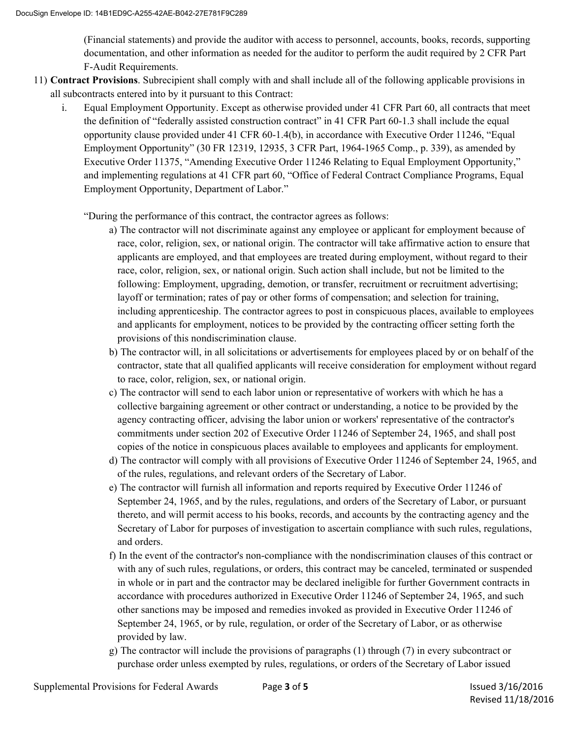(Financial statements) and provide the auditor with access to personnel, accounts, books, records, supporting documentation, and other information as needed for the auditor to perform the audit required by 2 CFR Part F-Audit Requirements.

11) **Contract Provisions**. Subrecipient shall comply with and shall include all of the following applicable provisions in all subcontracts entered into by it pursuant to this Contract:

   i. Equal Employment Opportunity. Except as otherwise provided under 41 CFR Part 60, all contracts that meet the definition of "federally assisted construction contract" in 41 CFR Part 60-1.3 shall include the equal opportunity clause provided under 41 CFR 60-1.4(b), in accordance with Executive Order 11246, "Equal Employment Opportunity" (30 FR 12319, 12935, 3 CFR Part, 1964-1965 Comp., p. 339), as amended by Executive Order 11375, "Amending Executive Order 11246 Relating to Equal Employment Opportunity," and implementing regulations at 41 CFR part 60, "Office of Federal Contract Compliance Programs, Equal Employment Opportunity, Department of Labor."

   "During the performance of this contract, the contractor agrees as follows:

   a) The contractor will not discriminate against any employee or applicant for employment because of race, color, religion, sex, or national origin. The contractor will take affirmative action to ensure that applicants are employed, and that employees are treated during employment, without regard to their race, color, religion, sex, or national origin. Such action shall include, but not be limited to the following: Employment, upgrading, demotion, or transfer, recruitment or recruitment advertising; layoff or termination; rates of pay or other forms of compensation; and selection for training, including apprenticeship. The contractor agrees to post in conspicuous places, available to employees and applicants for employment, notices to be provided by the contracting officer setting forth the provisions of this nondiscrimination clause.

   b) The contractor will, in all solicitations or advertisements for employees placed by or on behalf of the contractor, state that all qualified applicants will receive consideration for employment without regard to race, color, religion, sex, or national origin.

   c) The contractor will send to each labor union or representative of workers with which he has a collective bargaining agreement or other contract or understanding, a notice to be provided by the agency contracting officer, advising the labor union or workers' representative of the contractor's commitments under section 202 of Executive Order 11246 of September 24, 1965, and shall post copies of the notice in conspicuous places available to employees and applicants for employment.

   d) The contractor will comply with all provisions of Executive Order 11246 of September 24, 1965, and of the rules, regulations, and relevant orders of the Secretary of Labor.

   e) The contractor will furnish all information and reports required by Executive Order 11246 of September 24, 1965, and by the rules, regulations, and orders of the Secretary of Labor, or pursuant thereto, and will permit access to his books, records, and accounts by the contracting agency and the Secretary of Labor for purposes of investigation to ascertain compliance with such rules, regulations, and orders.

   f) In the event of the contractor's non-compliance with the nondiscrimination clauses of this contract or with any of such rules, regulations, or orders, this contract may be canceled, terminated or suspended in whole or in part and the contractor may be declared ineligible for further Government contracts in accordance with procedures authorized in Executive Order 11246 of September 24, 1965, and such other sanctions may be imposed and remedies invoked as provided in Executive Order 11246 of September 24, 1965, or by rule, regulation, or order of the Secretary of Labor, or as otherwise provided by law.

   g) The contractor will include the provisions of paragraphs (1) through (7) in every subcontract or purchase order unless exempted by rules, regulations, or orders of the Secretary of Labor issued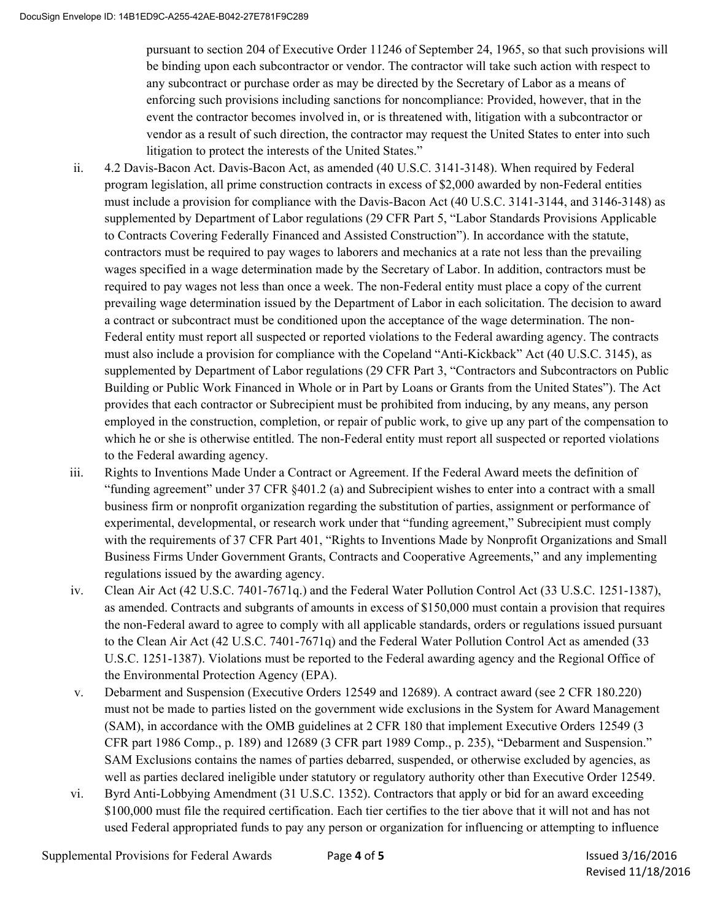pursuant to section 204 of Executive Order 11246 of September 24, 1965, so that such provisions will be binding upon each subcontractor or vendor. The contractor will take such action with respect to any subcontract or purchase order as may be directed by the Secretary of Labor as a means of enforcing such provisions including sanctions for noncompliance: Provided, however, that in the event the contractor becomes involved in, or is threatened with, litigation with a subcontractor or vendor as a result of such direction, the contractor may request the United States to enter into such litigation to protect the interests of the United States."

ii. 4.2 Davis-Bacon Act. Davis-Bacon Act, as amended (40 U.S.C. 3141-3148). When required by Federal program legislation, all prime construction contracts in excess of $2,000 awarded by non-Federal entities must include a provision for compliance with the Davis-Bacon Act (40 U.S.C. 3141-3144, and 3146-3148) as supplemented by Department of Labor regulations (29 CFR Part 5, "Labor Standards Provisions Applicable to Contracts Covering Federally Financed and Assisted Construction"). In accordance with the statute, contractors must be required to pay wages to laborers and mechanics at a rate not less than the prevailing wages specified in a wage determination made by the Secretary of Labor. In addition, contractors must be required to pay wages not less than once a week. The non-Federal entity must place a copy of the current prevailing wage determination issued by the Department of Labor in each solicitation. The decision to award a contract or subcontract must be conditioned upon the acceptance of the wage determination. The non-Federal entity must report all suspected or reported violations to the Federal awarding agency. The contracts must also include a provision for compliance with the Copeland "Anti-Kickback" Act (40 U.S.C. 3145), as supplemented by Department of Labor regulations (29 CFR Part 3, "Contractors and Subcontractors on Public Building or Public Work Financed in Whole or in Part by Loans or Grants from the United States"). The Act provides that each contractor or Subrecipient must be prohibited from inducing, by any means, any person employed in the construction, completion, or repair of public work, to give up any part of the compensation to which he or she is otherwise entitled. The non-Federal entity must report all suspected or reported violations to the Federal awarding agency.

iii. Rights to Inventions Made Under a Contract or Agreement. If the Federal Award meets the definition of "funding agreement" under 37 CFR §401.2 (a) and Subrecipient wishes to enter into a contract with a small business firm or nonprofit organization regarding the substitution of parties, assignment or performance of experimental, developmental, or research work under that "funding agreement," Subrecipient must comply with the requirements of 37 CFR Part 401, "Rights to Inventions Made by Nonprofit Organizations and Small Business Firms Under Government Grants, Contracts and Cooperative Agreements," and any implementing regulations issued by the awarding agency.

iv. Clean Air Act (42 U.S.C. 7401-7671q.) and the Federal Water Pollution Control Act (33 U.S.C. 1251-1387), as amended. Contracts and subgrants of amounts in excess of $150,000 must contain a provision that requires the non-Federal award to agree to comply with all applicable standards, orders or regulations issued pursuant to the Clean Air Act (42 U.S.C. 7401-7671q) and the Federal Water Pollution Control Act as amended (33 U.S.C. 1251-1387). Violations must be reported to the Federal awarding agency and the Regional Office of the Environmental Protection Agency (EPA).

v. Debarment and Suspension (Executive Orders 12549 and 12689). A contract award (see 2 CFR 180.220) must not be made to parties listed on the government wide exclusions in the System for Award Management (SAM), in accordance with the OMB guidelines at 2 CFR 180 that implement Executive Orders 12549 (3 CFR part 1986 Comp., p. 189) and 12689 (3 CFR part 1989 Comp., p. 235), "Debarment and Suspension." SAM Exclusions contains the names of parties debarred, suspended, or otherwise excluded by agencies, as well as parties declared ineligible under statutory or regulatory authority other than Executive Order 12549.

vi. Byrd Anti-Lobbying Amendment (31 U.S.C. 1352). Contractors that apply or bid for an award exceeding $100,000 must file the required certification. Each tier certifies to the tier above that it will not and has not used Federal appropriated funds to pay any person or organization for influencing or attempting to influence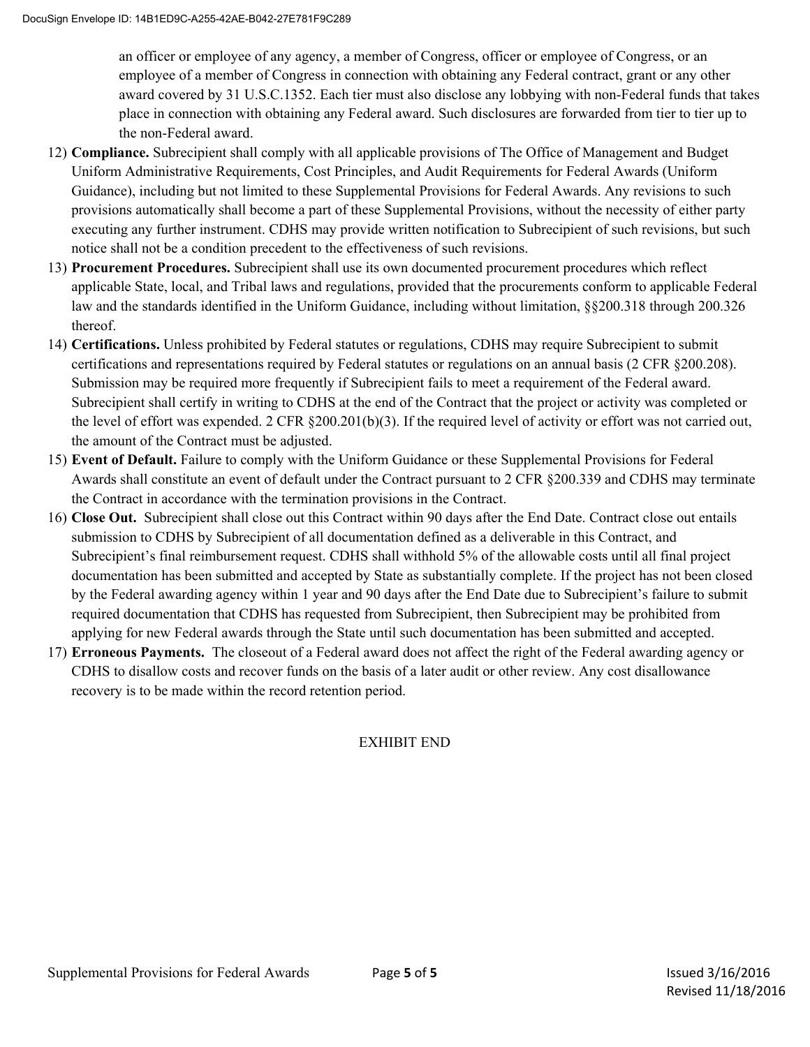an officer or employee of any agency, a member of Congress, officer or employee of Congress, or an employee of a member of Congress in connection with obtaining any Federal contract, grant or any other award covered by 31 U.S.C.1352. Each tier must also disclose any lobbying with non-Federal funds that takes place in connection with obtaining any Federal award. Such disclosures are forwarded from tier to tier up to the non-Federal award.

12) **Compliance.** Subrecipient shall comply with all applicable provisions of The Office of Management and Budget Uniform Administrative Requirements, Cost Principles, and Audit Requirements for Federal Awards (Uniform Guidance), including but not limited to these Supplemental Provisions for Federal Awards. Any revisions to such provisions automatically shall become a part of these Supplemental Provisions, without the necessity of either party executing any further instrument. CDHS may provide written notification to Subrecipient of such revisions, but such notice shall not be a condition precedent to the effectiveness of such revisions.
13) **Procurement Procedures.** Subrecipient shall use its own documented procurement procedures which reflect applicable State, local, and Tribal laws and regulations, provided that the procurements conform to applicable Federal law and the standards identified in the Uniform Guidance, including without limitation, §§200.318 through 200.326 thereof.
14) **Certifications.** Unless prohibited by Federal statutes or regulations, CDHS may require Subrecipient to submit certifications and representations required by Federal statutes or regulations on an annual basis (2 CFR §200.208). Submission may be required more frequently if Subrecipient fails to meet a requirement of the Federal award. Subrecipient shall certify in writing to CDHS at the end of the Contract that the project or activity was completed or the level of effort was expended. 2 CFR §200.201(b)(3). If the required level of activity or effort was not carried out, the amount of the Contract must be adjusted.
15) **Event of Default.** Failure to comply with the Uniform Guidance or these Supplemental Provisions for Federal Awards shall constitute an event of default under the Contract pursuant to 2 CFR §200.339 and CDHS may terminate the Contract in accordance with the termination provisions in the Contract.
16) **Close Out.** Subrecipient shall close out this Contract within 90 days after the End Date. Contract close out entails submission to CDHS by Subrecipient of all documentation defined as a deliverable in this Contract, and Subrecipient's final reimbursement request. CDHS shall withhold 5% of the allowable costs until all final project documentation has been submitted and accepted by State as substantially complete. If the project has not been closed by the Federal awarding agency within 1 year and 90 days after the End Date due to Subrecipient's failure to submit required documentation that CDHS has requested from Subrecipient, then Subrecipient may be prohibited from applying for new Federal awards through the State until such documentation has been submitted and accepted.
17) **Erroneous Payments.** The closeout of a Federal award does not affect the right of the Federal awarding agency or CDHS to disallow costs and recover funds on the basis of a later audit or other review. Any cost disallowance recovery is to be made within the record retention period.

EXHIBIT END